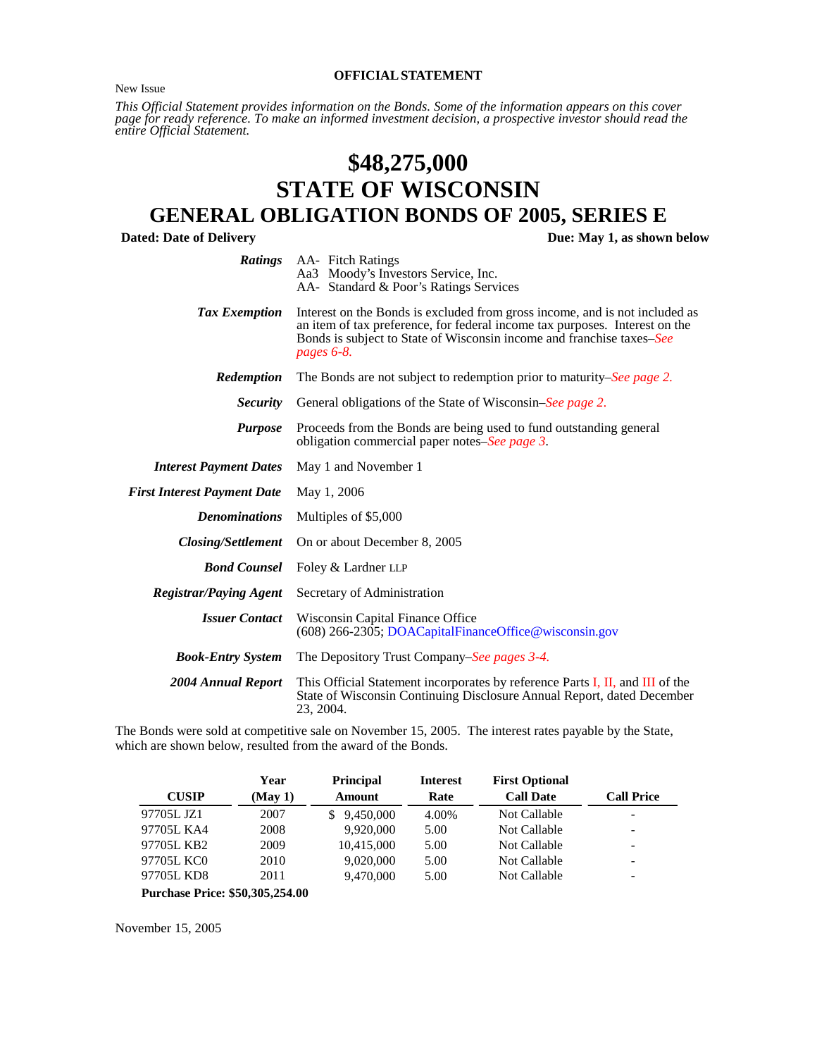**OFFICIAL STATEMENT**

New Issue

*This Official Statement provides information on the Bonds. Some of the information appears on this cover page for ready reference. To make an informed investment decision, a prospective investor should read the entire Official Statement.*

# $48,275,000
# STATE OF WISCONSIN
# GENERAL OBLIGATION BONDS OF 2005, SERIES E

**Dated: Date of Delivery** **Due: May 1, as shown below**

| | |
|---|---|
| ***Ratings*** | AA- Fitch Ratings<br>Aa3 Moody's Investors Service, Inc.<br>AA- Standard & Poor's Ratings Services |
| ***Tax Exemption*** | Interest on the Bonds is excluded from gross income, and is not included as an item of tax preference, for federal income tax purposes. Interest on the Bonds is subject to State of Wisconsin income and franchise taxes–*See pages 6-8.* |
| ***Redemption*** | The Bonds are not subject to redemption prior to maturity–*See page 2.* |
| ***Security*** | General obligations of the State of Wisconsin–*See page 2.* |
| ***Purpose*** | Proceeds from the Bonds are being used to fund outstanding general obligation commercial paper notes–*See page 3*. |
| ***Interest Payment Dates*** | May 1 and November 1 |
| ***First Interest Payment Date*** | May 1, 2006 |
| ***Denominations*** | Multiples of $5,000 |
| ***Closing/Settlement*** | On or about December 8, 2005 |
| ***Bond Counsel*** | Foley & Lardner LLP |
| ***Registrar/Paying Agent*** | Secretary of Administration |
| ***Issuer Contact*** | Wisconsin Capital Finance Office<br>(608) 266-2305; DOACapitalFinanceOffice@wisconsin.gov |
| ***Book-Entry System*** | The Depository Trust Company–*See pages 3-4.* |
| ***2004 Annual Report*** | This Official Statement incorporates by reference Parts I, II, and III of the State of Wisconsin Continuing Disclosure Annual Report, dated December 23, 2004. |

The Bonds were sold at competitive sale on November 15, 2005. The interest rates payable by the State, which are shown below, resulted from the award of the Bonds.

| CUSIP | Year (May 1) | Principal Amount | Interest Rate | First Optional Call Date | Call Price |
|---|---|---|---|---|---|
| 97705L JZ1 | 2007 | $ 9,450,000 | 4.00% | Not Callable | - |
| 97705L KA4 | 2008 | 9,920,000 | 5.00 | Not Callable | - |
| 97705L KB2 | 2009 | 10,415,000 | 5.00 | Not Callable | - |
| 97705L KC0 | 2010 | 9,020,000 | 5.00 | Not Callable | - |
| 97705L KD8 | 2011 | 9,470,000 | 5.00 | Not Callable | - |

**Purchase Price: $50,305,254.00**

November 15, 2005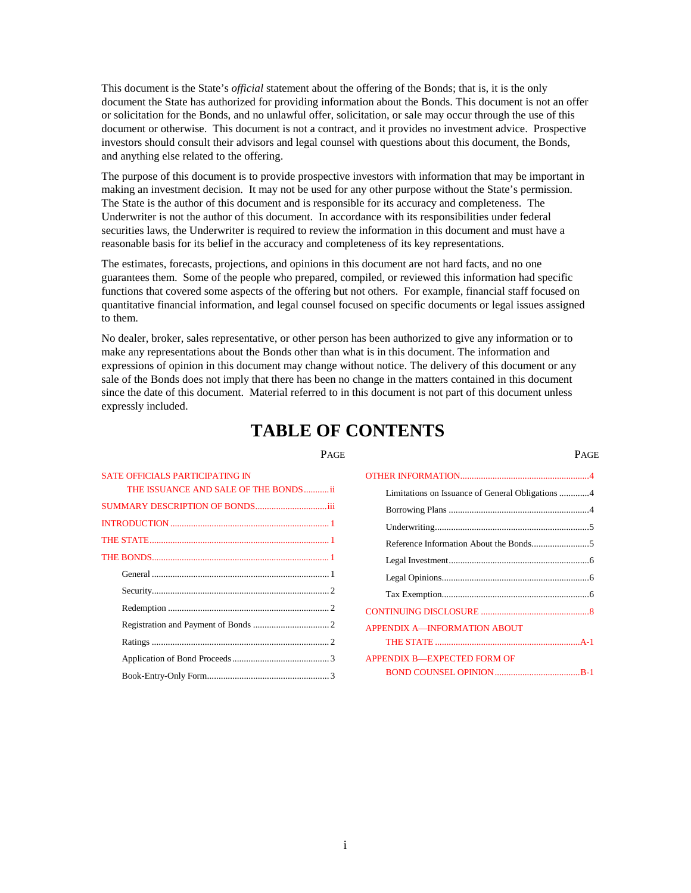This document is the State's *official* statement about the offering of the Bonds; that is, it is the only document the State has authorized for providing information about the Bonds. This document is not an offer or solicitation for the Bonds, and no unlawful offer, solicitation, or sale may occur through the use of this document or otherwise. This document is not a contract, and it provides no investment advice. Prospective investors should consult their advisors and legal counsel with questions about this document, the Bonds, and anything else related to the offering.

The purpose of this document is to provide prospective investors with information that may be important in making an investment decision. It may not be used for any other purpose without the State's permission. The State is the author of this document and is responsible for its accuracy and completeness. The Underwriter is not the author of this document. In accordance with its responsibilities under federal securities laws, the Underwriter is required to review the information in this document and must have a reasonable basis for its belief in the accuracy and completeness of its key representations.

The estimates, forecasts, projections, and opinions in this document are not hard facts, and no one guarantees them. Some of the people who prepared, compiled, or reviewed this information had specific functions that covered some aspects of the offering but not others. For example, financial staff focused on quantitative financial information, and legal counsel focused on specific documents or legal issues assigned to them.

No dealer, broker, sales representative, or other person has been authorized to give any information or to make any representations about the Bonds other than what is in this document. The information and expressions of opinion in this document may change without notice. The delivery of this document or any sale of the Bonds does not imply that there has been no change in the matters contained in this document since the date of this document. Material referred to in this document is not part of this document unless expressly included.

# TABLE OF CONTENTS

| | PAGE |
|---|---|
| SATE OFFICIALS PARTICIPATING IN THE ISSUANCE AND SALE OF THE BONDS | ii |
| SUMMARY DESCRIPTION OF BONDS | iii |
| INTRODUCTION | 1 |
| THE STATE | 1 |
| THE BONDS | 1 |
| General | 1 |
| Security | 2 |
| Redemption | 2 |
| Registration and Payment of Bonds | 2 |
| Ratings | 2 |
| Application of Bond Proceeds | 3 |
| Book-Entry-Only Form | 3 |
| OTHER INFORMATION | 4 |
| Limitations on Issuance of General Obligations | 4 |
| Borrowing Plans | 4 |
| Underwriting | 5 |
| Reference Information About the Bonds | 5 |
| Legal Investment | 6 |
| Legal Opinions | 6 |
| Tax Exemption | 6 |
| CONTINUING DISCLOSURE | 8 |
| APPENDIX A—INFORMATION ABOUT THE STATE | A-1 |
| APPENDIX B—EXPECTED FORM OF BOND COUNSEL OPINION | B-1 |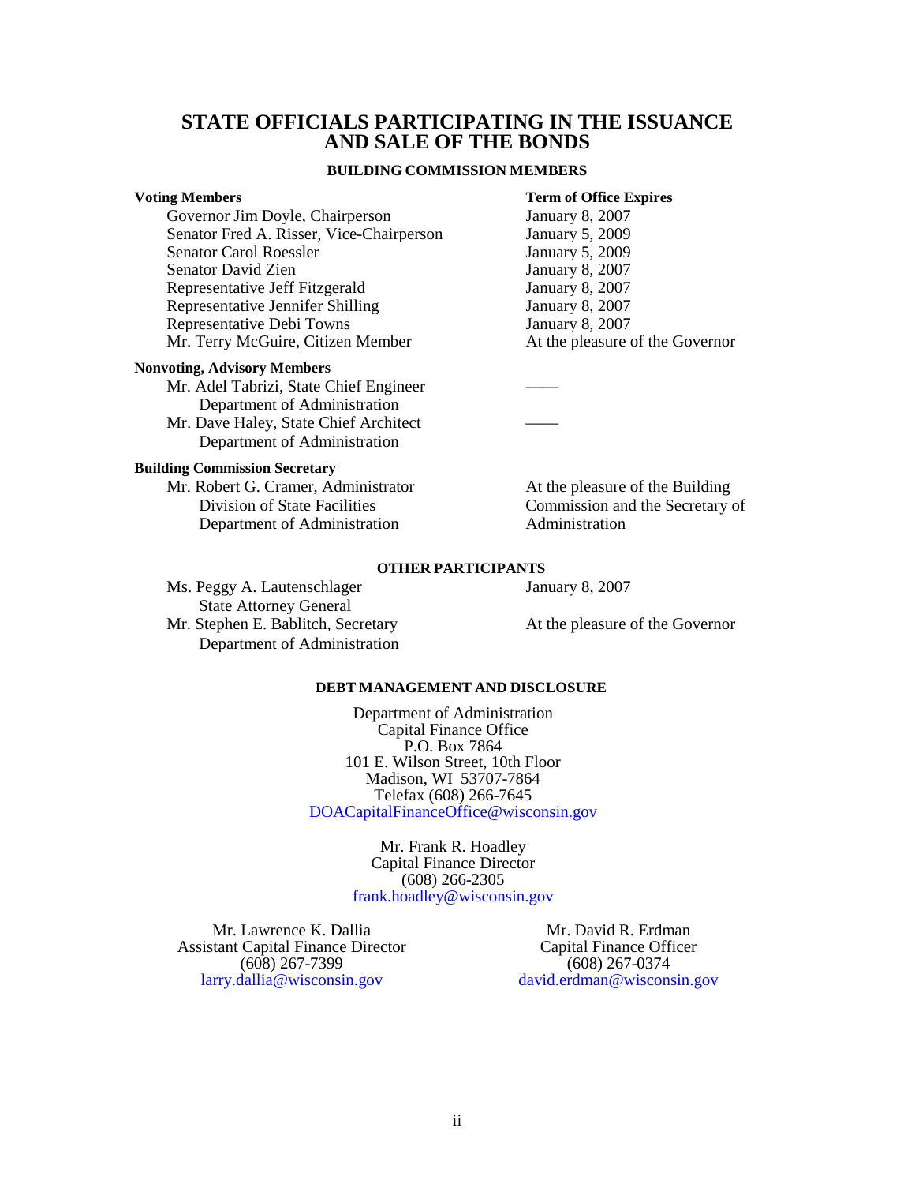# STATE OFFICIALS PARTICIPATING IN THE ISSUANCE AND SALE OF THE BONDS

### BUILDING COMMISSION MEMBERS

| **Voting Members** | **Term of Office Expires** |
|---|---|
| Governor Jim Doyle, Chairperson | January 8, 2007 |
| Senator Fred A. Risser, Vice-Chairperson | January 5, 2009 |
| Senator Carol Roessler | January 5, 2009 |
| Senator David Zien | January 8, 2007 |
| Representative Jeff Fitzgerald | January 8, 2007 |
| Representative Jennifer Shilling | January 8, 2007 |
| Representative Debi Towns | January 8, 2007 |
| Mr. Terry McGuire, Citizen Member | At the pleasure of the Governor |
| **Nonvoting, Advisory Members** | |
| Mr. Adel Tabrizi, State Chief Engineer<br>Department of Administration | —— |
| Mr. Dave Haley, State Chief Architect<br>Department of Administration | —— |
| **Building Commission Secretary** | |
| Mr. Robert G. Cramer, Administrator<br>Division of State Facilities<br>Department of Administration | At the pleasure of the Building Commission and the Secretary of Administration |

### OTHER PARTICIPANTS

| | |
|---|---|
| Ms. Peggy A. Lautenschlager<br>State Attorney General | January 8, 2007 |
| Mr. Stephen E. Bablitch, Secretary<br>Department of Administration | At the pleasure of the Governor |

### DEBT MANAGEMENT AND DISCLOSURE

Department of Administration
Capital Finance Office
P.O. Box 7864
101 E. Wilson Street, 10th Floor
Madison, WI 53707-7864
Telefax (608) 266-7645
DOACapitalFinanceOffice@wisconsin.gov

Mr. Frank R. Hoadley
Capital Finance Director
(608) 266-2305
frank.hoadley@wisconsin.gov

Mr. Lawrence K. Dallia
Assistant Capital Finance Director
(608) 267-7399
larry.dallia@wisconsin.gov

Mr. David R. Erdman
Capital Finance Officer
(608) 267-0374
david.erdman@wisconsin.gov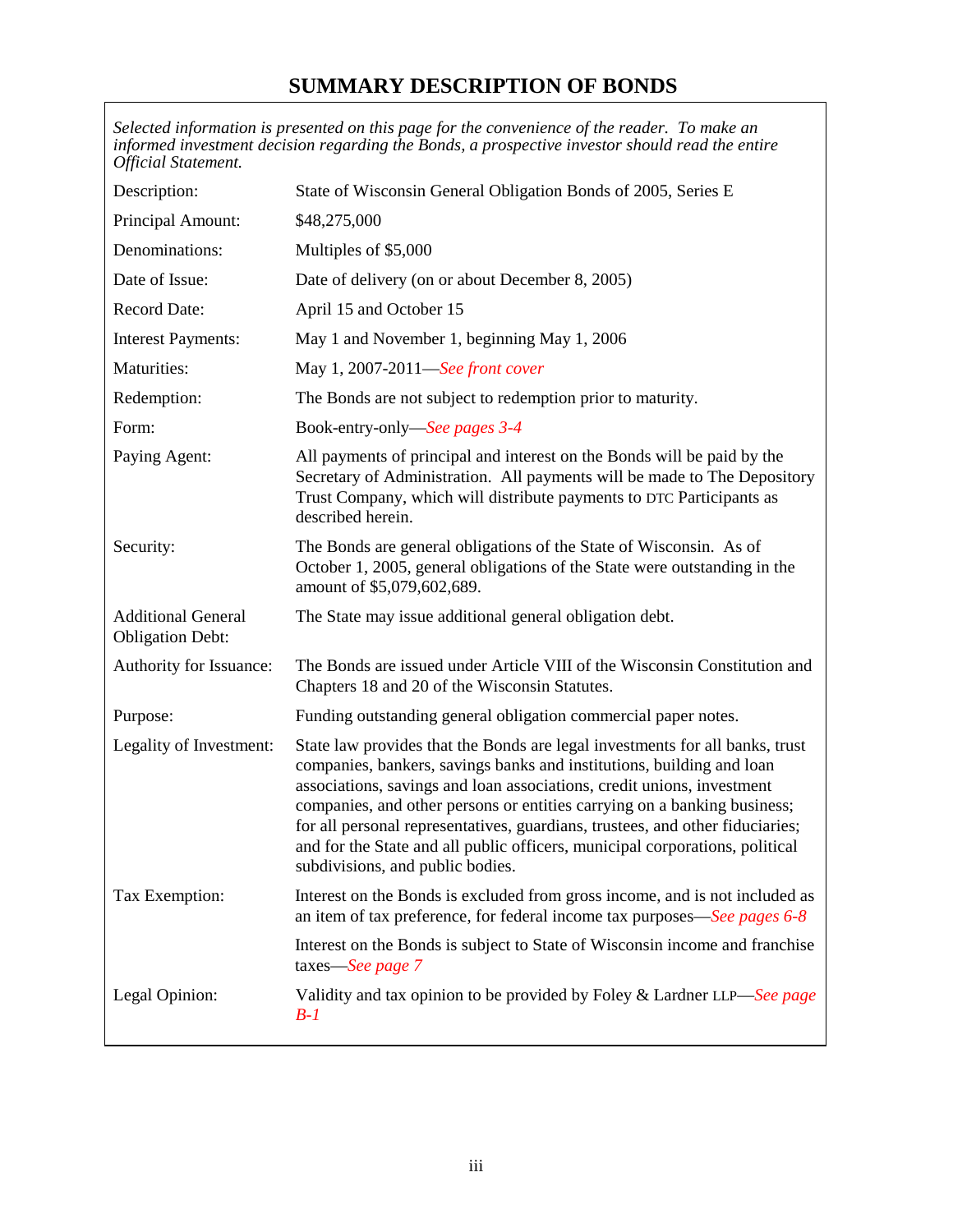# SUMMARY DESCRIPTION OF BONDS

*Selected information is presented on this page for the convenience of the reader. To make an informed investment decision regarding the Bonds, a prospective investor should read the entire Official Statement.*

| | |
|---|---|
| Description: | State of Wisconsin General Obligation Bonds of 2005, Series E |
| Principal Amount: | $48,275,000 |
| Denominations: | Multiples of $5,000 |
| Date of Issue: | Date of delivery (on or about December 8, 2005) |
| Record Date: | April 15 and October 15 |
| Interest Payments: | May 1 and November 1, beginning May 1, 2006 |
| Maturities: | May 1, 2007-2011—*See front cover* |
| Redemption: | The Bonds are not subject to redemption prior to maturity. |
| Form: | Book-entry-only—*See pages 3-4* |
| Paying Agent: | All payments of principal and interest on the Bonds will be paid by the Secretary of Administration. All payments will be made to The Depository Trust Company, which will distribute payments to DTC Participants as described herein. |
| Security: | The Bonds are general obligations of the State of Wisconsin. As of October 1, 2005, general obligations of the State were outstanding in the amount of $5,079,602,689. |
| Additional General Obligation Debt: | The State may issue additional general obligation debt. |
| Authority for Issuance: | The Bonds are issued under Article VIII of the Wisconsin Constitution and Chapters 18 and 20 of the Wisconsin Statutes. |
| Purpose: | Funding outstanding general obligation commercial paper notes. |
| Legality of Investment: | State law provides that the Bonds are legal investments for all banks, trust companies, bankers, savings banks and institutions, building and loan associations, savings and loan associations, credit unions, investment companies, and other persons or entities carrying on a banking business; for all personal representatives, guardians, trustees, and other fiduciaries; and for the State and all public officers, municipal corporations, political subdivisions, and public bodies. |
| Tax Exemption: | Interest on the Bonds is excluded from gross income, and is not included as an item of tax preference, for federal income tax purposes—*See pages 6-8* |
| | Interest on the Bonds is subject to State of Wisconsin income and franchise taxes—*See page 7* |
| Legal Opinion: | Validity and tax opinion to be provided by Foley & Lardner LLP—*See page B-1* |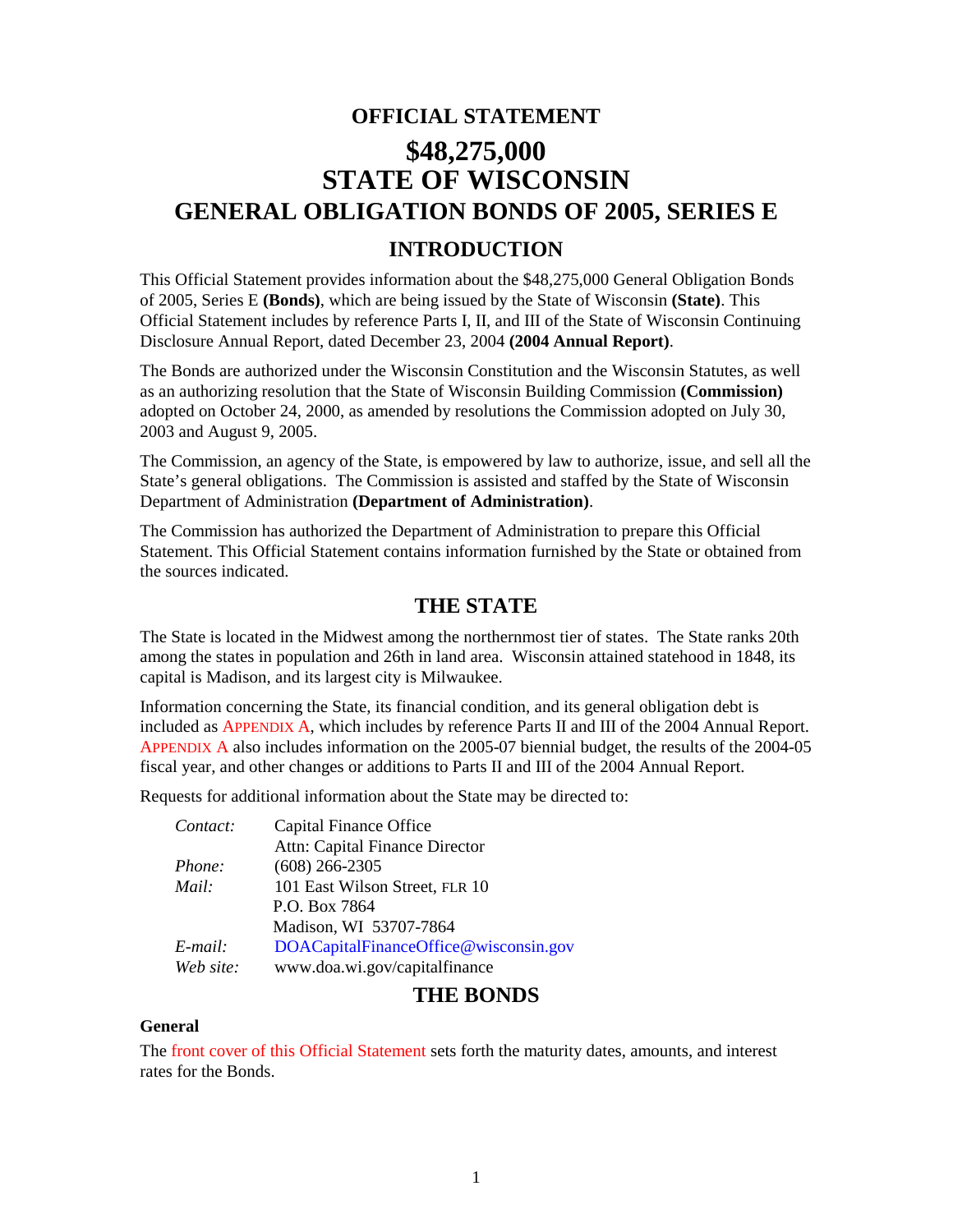# OFFICIAL STATEMENT

# $48,275,000
# STATE OF WISCONSIN
## GENERAL OBLIGATION BONDS OF 2005, SERIES E

## INTRODUCTION

This Official Statement provides information about the $48,275,000 General Obligation Bonds of 2005, Series E **(Bonds)**, which are being issued by the State of Wisconsin **(State)**. This Official Statement includes by reference Parts I, II, and III of the State of Wisconsin Continuing Disclosure Annual Report, dated December 23, 2004 **(2004 Annual Report)**.

The Bonds are authorized under the Wisconsin Constitution and the Wisconsin Statutes, as well as an authorizing resolution that the State of Wisconsin Building Commission **(Commission)** adopted on October 24, 2000, as amended by resolutions the Commission adopted on July 30, 2003 and August 9, 2005.

The Commission, an agency of the State, is empowered by law to authorize, issue, and sell all the State's general obligations. The Commission is assisted and staffed by the State of Wisconsin Department of Administration **(Department of Administration)**.

The Commission has authorized the Department of Administration to prepare this Official Statement. This Official Statement contains information furnished by the State or obtained from the sources indicated.

## THE STATE

The State is located in the Midwest among the northernmost tier of states. The State ranks 20th among the states in population and 26th in land area. Wisconsin attained statehood in 1848, its capital is Madison, and its largest city is Milwaukee.

Information concerning the State, its financial condition, and its general obligation debt is included as APPENDIX A, which includes by reference Parts II and III of the 2004 Annual Report. APPENDIX A also includes information on the 2005-07 biennial budget, the results of the 2004-05 fiscal year, and other changes or additions to Parts II and III of the 2004 Annual Report.

Requests for additional information about the State may be directed to:

| | |
|---|---|
| *Contact:* | Capital Finance Office<br>Attn: Capital Finance Director |
| *Phone:* | (608) 266-2305 |
| *Mail:* | 101 East Wilson Street, FLR 10<br>P.O. Box 7864<br>Madison, WI 53707-7864 |
| *E-mail:* | DOACapitalFinanceOffice@wisconsin.gov |
| *Web site:* | www.doa.wi.gov/capitalfinance |

## THE BONDS

### General

The front cover of this Official Statement sets forth the maturity dates, amounts, and interest rates for the Bonds.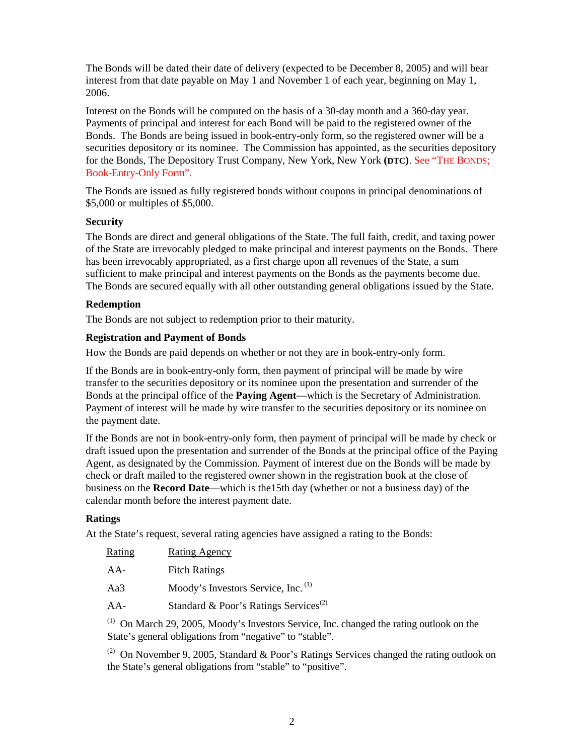The Bonds will be dated their date of delivery (expected to be December 8, 2005) and will bear interest from that date payable on May 1 and November 1 of each year, beginning on May 1, 2006.

Interest on the Bonds will be computed on the basis of a 30-day month and a 360-day year. Payments of principal and interest for each Bond will be paid to the registered owner of the Bonds. The Bonds are being issued in book-entry-only form, so the registered owner will be a securities depository or its nominee. The Commission has appointed, as the securities depository for the Bonds, The Depository Trust Company, New York, New York **(DTC)**. See "THE BONDS; Book-Entry-Only Form".

The Bonds are issued as fully registered bonds without coupons in principal denominations of $5,000 or multiples of $5,000.

**Security**

The Bonds are direct and general obligations of the State. The full faith, credit, and taxing power of the State are irrevocably pledged to make principal and interest payments on the Bonds. There has been irrevocably appropriated, as a first charge upon all revenues of the State, a sum sufficient to make principal and interest payments on the Bonds as the payments become due. The Bonds are secured equally with all other outstanding general obligations issued by the State.

**Redemption**

The Bonds are not subject to redemption prior to their maturity.

**Registration and Payment of Bonds**

How the Bonds are paid depends on whether or not they are in book-entry-only form.

If the Bonds are in book-entry-only form, then payment of principal will be made by wire transfer to the securities depository or its nominee upon the presentation and surrender of the Bonds at the principal office of the **Paying Agent**—which is the Secretary of Administration. Payment of interest will be made by wire transfer to the securities depository or its nominee on the payment date.

If the Bonds are not in book-entry-only form, then payment of principal will be made by check or draft issued upon the presentation and surrender of the Bonds at the principal office of the Paying Agent, as designated by the Commission. Payment of interest due on the Bonds will be made by check or draft mailed to the registered owner shown in the registration book at the close of business on the **Record Date**—which is the15th day (whether or not a business day) of the calendar month before the interest payment date.

**Ratings**

At the State's request, several rating agencies have assigned a rating to the Bonds:

| Rating | Rating Agency |
|---|---|
| AA- | Fitch Ratings |
| Aa3 | Moody's Investors Service, Inc. [1] |
| AA- | Standard & Poor's Ratings Services[2] |

[1] On March 29, 2005, Moody's Investors Service, Inc. changed the rating outlook on the State's general obligations from "negative" to "stable".

[2] On November 9, 2005, Standard & Poor's Ratings Services changed the rating outlook on the State's general obligations from "stable" to "positive".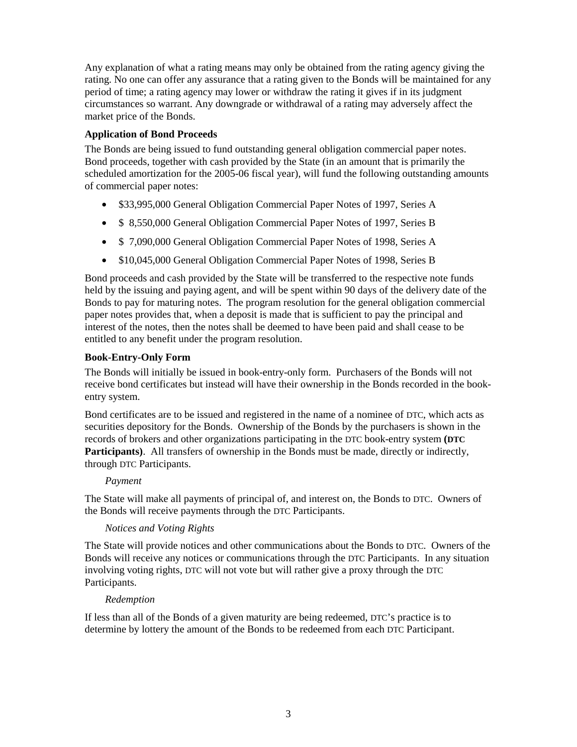Any explanation of what a rating means may only be obtained from the rating agency giving the rating. No one can offer any assurance that a rating given to the Bonds will be maintained for any period of time; a rating agency may lower or withdraw the rating it gives if in its judgment circumstances so warrant. Any downgrade or withdrawal of a rating may adversely affect the market price of the Bonds.

### Application of Bond Proceeds

The Bonds are being issued to fund outstanding general obligation commercial paper notes. Bond proceeds, together with cash provided by the State (in an amount that is primarily the scheduled amortization for the 2005-06 fiscal year), will fund the following outstanding amounts of commercial paper notes:

- $33,995,000 General Obligation Commercial Paper Notes of 1997, Series A
- $ 8,550,000 General Obligation Commercial Paper Notes of 1997, Series B
- $ 7,090,000 General Obligation Commercial Paper Notes of 1998, Series A
- $10,045,000 General Obligation Commercial Paper Notes of 1998, Series B

Bond proceeds and cash provided by the State will be transferred to the respective note funds held by the issuing and paying agent, and will be spent within 90 days of the delivery date of the Bonds to pay for maturing notes. The program resolution for the general obligation commercial paper notes provides that, when a deposit is made that is sufficient to pay the principal and interest of the notes, then the notes shall be deemed to have been paid and shall cease to be entitled to any benefit under the program resolution.

### Book-Entry-Only Form

The Bonds will initially be issued in book-entry-only form. Purchasers of the Bonds will not receive bond certificates but instead will have their ownership in the Bonds recorded in the book-entry system.

Bond certificates are to be issued and registered in the name of a nominee of DTC, which acts as securities depository for the Bonds. Ownership of the Bonds by the purchasers is shown in the records of brokers and other organizations participating in the DTC book-entry system **(DTC Participants)**. All transfers of ownership in the Bonds must be made, directly or indirectly, through DTC Participants.

*Payment*

The State will make all payments of principal of, and interest on, the Bonds to DTC. Owners of the Bonds will receive payments through the DTC Participants.

*Notices and Voting Rights*

The State will provide notices and other communications about the Bonds to DTC. Owners of the Bonds will receive any notices or communications through the DTC Participants. In any situation involving voting rights, DTC will not vote but will rather give a proxy through the DTC Participants.

*Redemption*

If less than all of the Bonds of a given maturity are being redeemed, DTC's practice is to determine by lottery the amount of the Bonds to be redeemed from each DTC Participant.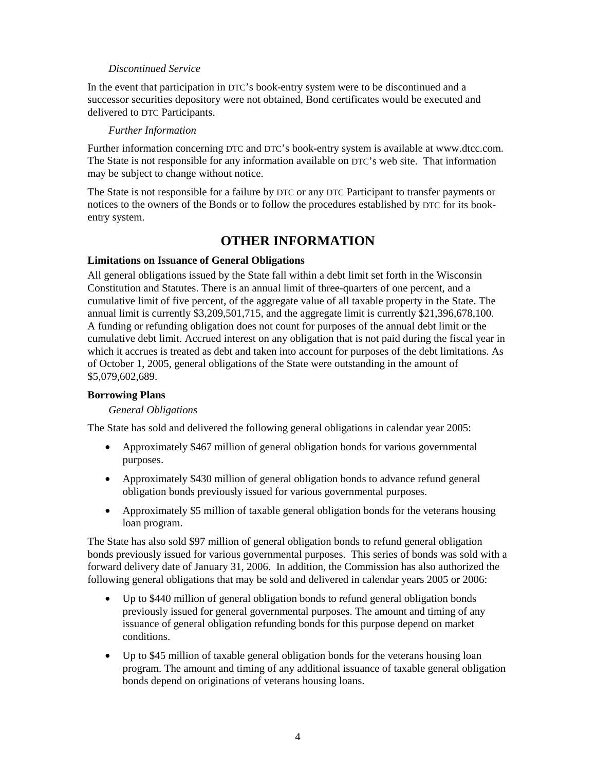*Discontinued Service*

In the event that participation in DTC's book-entry system were to be discontinued and a successor securities depository were not obtained, Bond certificates would be executed and delivered to DTC Participants.

*Further Information*

Further information concerning DTC and DTC's book-entry system is available at www.dtcc.com. The State is not responsible for any information available on DTC's web site. That information may be subject to change without notice.

The State is not responsible for a failure by DTC or any DTC Participant to transfer payments or notices to the owners of the Bonds or to follow the procedures established by DTC for its book-entry system.

# OTHER INFORMATION

**Limitations on Issuance of General Obligations**

All general obligations issued by the State fall within a debt limit set forth in the Wisconsin Constitution and Statutes. There is an annual limit of three-quarters of one percent, and a cumulative limit of five percent, of the aggregate value of all taxable property in the State. The annual limit is currently $3,209,501,715, and the aggregate limit is currently $21,396,678,100. A funding or refunding obligation does not count for purposes of the annual debt limit or the cumulative debt limit. Accrued interest on any obligation that is not paid during the fiscal year in which it accrues is treated as debt and taken into account for purposes of the debt limitations. As of October 1, 2005, general obligations of the State were outstanding in the amount of $5,079,602,689.

**Borrowing Plans**

*General Obligations*

The State has sold and delivered the following general obligations in calendar year 2005:

- Approximately $467 million of general obligation bonds for various governmental purposes.
- Approximately $430 million of general obligation bonds to advance refund general obligation bonds previously issued for various governmental purposes.
- Approximately $5 million of taxable general obligation bonds for the veterans housing loan program.

The State has also sold $97 million of general obligation bonds to refund general obligation bonds previously issued for various governmental purposes. This series of bonds was sold with a forward delivery date of January 31, 2006. In addition, the Commission has also authorized the following general obligations that may be sold and delivered in calendar years 2005 or 2006:

- Up to $440 million of general obligation bonds to refund general obligation bonds previously issued for general governmental purposes. The amount and timing of any issuance of general obligation refunding bonds for this purpose depend on market conditions.
- Up to $45 million of taxable general obligation bonds for the veterans housing loan program. The amount and timing of any additional issuance of taxable general obligation bonds depend on originations of veterans housing loans.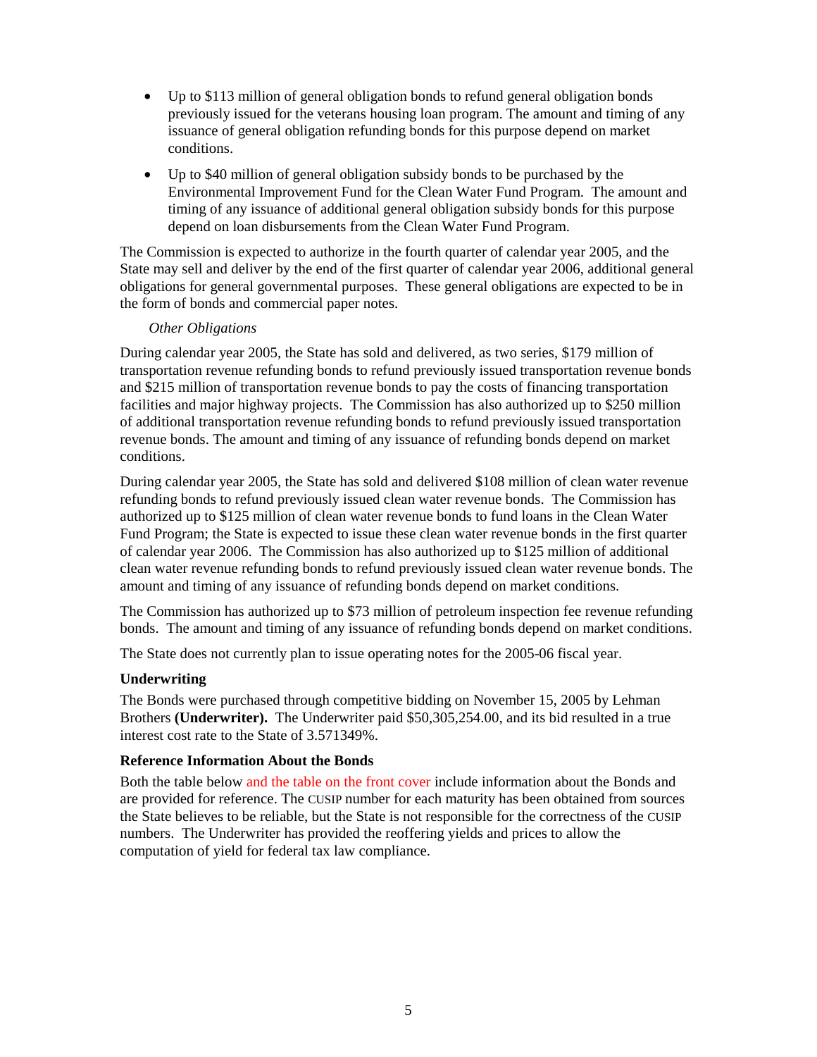- Up to $113 million of general obligation bonds to refund general obligation bonds previously issued for the veterans housing loan program. The amount and timing of any issuance of general obligation refunding bonds for this purpose depend on market conditions.
- Up to $40 million of general obligation subsidy bonds to be purchased by the Environmental Improvement Fund for the Clean Water Fund Program. The amount and timing of any issuance of additional general obligation subsidy bonds for this purpose depend on loan disbursements from the Clean Water Fund Program.

The Commission is expected to authorize in the fourth quarter of calendar year 2005, and the State may sell and deliver by the end of the first quarter of calendar year 2006, additional general obligations for general governmental purposes. These general obligations are expected to be in the form of bonds and commercial paper notes.

*Other Obligations*

During calendar year 2005, the State has sold and delivered, as two series, $179 million of transportation revenue refunding bonds to refund previously issued transportation revenue bonds and $215 million of transportation revenue bonds to pay the costs of financing transportation facilities and major highway projects. The Commission has also authorized up to $250 million of additional transportation revenue refunding bonds to refund previously issued transportation revenue bonds. The amount and timing of any issuance of refunding bonds depend on market conditions.

During calendar year 2005, the State has sold and delivered $108 million of clean water revenue refunding bonds to refund previously issued clean water revenue bonds. The Commission has authorized up to $125 million of clean water revenue bonds to fund loans in the Clean Water Fund Program; the State is expected to issue these clean water revenue bonds in the first quarter of calendar year 2006. The Commission has also authorized up to $125 million of additional clean water revenue refunding bonds to refund previously issued clean water revenue bonds. The amount and timing of any issuance of refunding bonds depend on market conditions.

The Commission has authorized up to $73 million of petroleum inspection fee revenue refunding bonds. The amount and timing of any issuance of refunding bonds depend on market conditions.

The State does not currently plan to issue operating notes for the 2005-06 fiscal year.

### Underwriting

The Bonds were purchased through competitive bidding on November 15, 2005 by Lehman Brothers **(Underwriter).** The Underwriter paid $50,305,254.00, and its bid resulted in a true interest cost rate to the State of 3.571349%.

### Reference Information About the Bonds

Both the table below and the table on the front cover include information about the Bonds and are provided for reference. The CUSIP number for each maturity has been obtained from sources the State believes to be reliable, but the State is not responsible for the correctness of the CUSIP numbers. The Underwriter has provided the reoffering yields and prices to allow the computation of yield for federal tax law compliance.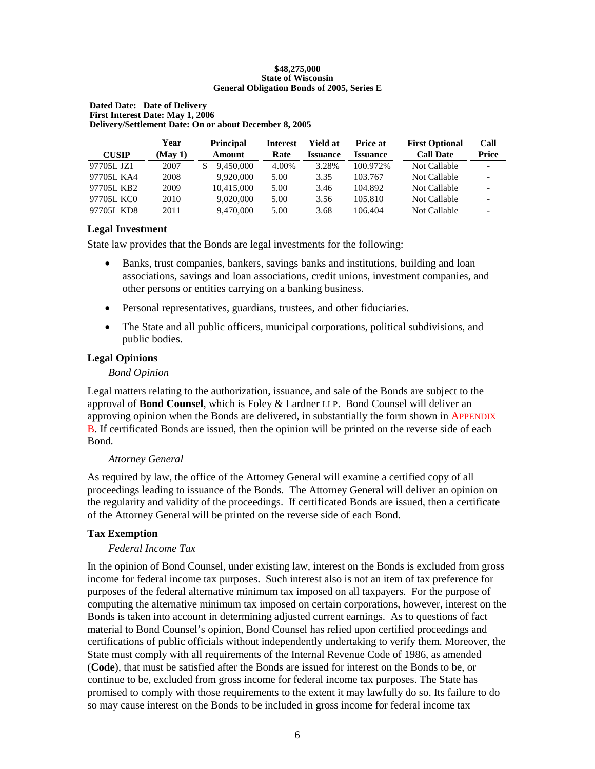**$48,275,000**
**State of Wisconsin**
**General Obligation Bonds of 2005, Series E**

**Dated Date: Date of Delivery**
**First Interest Date: May 1, 2006**
**Delivery/Settlement Date: On or about December 8, 2005**

| CUSIP | Year (May 1) | Principal Amount | Interest Rate | Yield at Issuance | Price at Issuance | First Optional Call Date | Call Price |
|---|---|---|---|---|---|---|---|
| 97705L JZ1 | 2007 | $ 9,450,000 | 4.00% | 3.28% | 100.972% | Not Callable | - |
| 97705L KA4 | 2008 | 9,920,000 | 5.00 | 3.35 | 103.767 | Not Callable | - |
| 97705L KB2 | 2009 | 10,415,000 | 5.00 | 3.46 | 104.892 | Not Callable | - |
| 97705L KC0 | 2010 | 9,020,000 | 5.00 | 3.56 | 105.810 | Not Callable | - |
| 97705L KD8 | 2011 | 9,470,000 | 5.00 | 3.68 | 106.404 | Not Callable | - |

## Legal Investment

State law provides that the Bonds are legal investments for the following:

- Banks, trust companies, bankers, savings banks and institutions, building and loan associations, savings and loan associations, credit unions, investment companies, and other persons or entities carrying on a banking business.
- Personal representatives, guardians, trustees, and other fiduciaries.
- The State and all public officers, municipal corporations, political subdivisions, and public bodies.

## Legal Opinions

*Bond Opinion*

Legal matters relating to the authorization, issuance, and sale of the Bonds are subject to the approval of **Bond Counsel**, which is Foley & Lardner LLP. Bond Counsel will deliver an approving opinion when the Bonds are delivered, in substantially the form shown in APPENDIX B. If certificated Bonds are issued, then the opinion will be printed on the reverse side of each Bond.

*Attorney General*

As required by law, the office of the Attorney General will examine a certified copy of all proceedings leading to issuance of the Bonds. The Attorney General will deliver an opinion on the regularity and validity of the proceedings. If certificated Bonds are issued, then a certificate of the Attorney General will be printed on the reverse side of each Bond.

## Tax Exemption

*Federal Income Tax*

In the opinion of Bond Counsel, under existing law, interest on the Bonds is excluded from gross income for federal income tax purposes. Such interest also is not an item of tax preference for purposes of the federal alternative minimum tax imposed on all taxpayers. For the purpose of computing the alternative minimum tax imposed on certain corporations, however, interest on the Bonds is taken into account in determining adjusted current earnings. As to questions of fact material to Bond Counsel's opinion, Bond Counsel has relied upon certified proceedings and certifications of public officials without independently undertaking to verify them. Moreover, the State must comply with all requirements of the Internal Revenue Code of 1986, as amended (**Code**), that must be satisfied after the Bonds are issued for interest on the Bonds to be, or continue to be, excluded from gross income for federal income tax purposes. The State has promised to comply with those requirements to the extent it may lawfully do so. Its failure to do so may cause interest on the Bonds to be included in gross income for federal income tax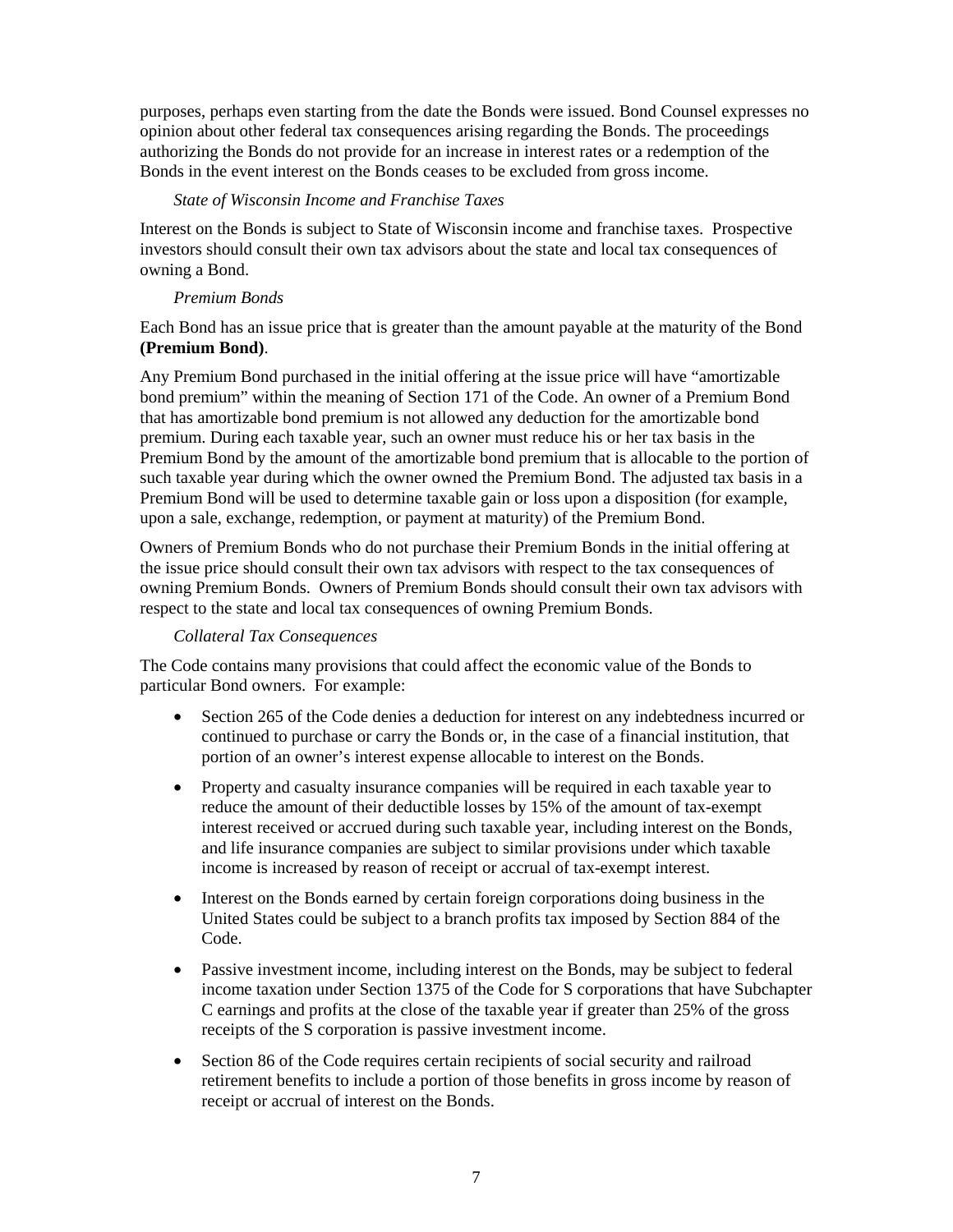purposes, perhaps even starting from the date the Bonds were issued. Bond Counsel expresses no opinion about other federal tax consequences arising regarding the Bonds. The proceedings authorizing the Bonds do not provide for an increase in interest rates or a redemption of the Bonds in the event interest on the Bonds ceases to be excluded from gross income.

*State of Wisconsin Income and Franchise Taxes*

Interest on the Bonds is subject to State of Wisconsin income and franchise taxes. Prospective investors should consult their own tax advisors about the state and local tax consequences of owning a Bond.

*Premium Bonds*

Each Bond has an issue price that is greater than the amount payable at the maturity of the Bond **(Premium Bond)**.

Any Premium Bond purchased in the initial offering at the issue price will have "amortizable bond premium" within the meaning of Section 171 of the Code. An owner of a Premium Bond that has amortizable bond premium is not allowed any deduction for the amortizable bond premium. During each taxable year, such an owner must reduce his or her tax basis in the Premium Bond by the amount of the amortizable bond premium that is allocable to the portion of such taxable year during which the owner owned the Premium Bond. The adjusted tax basis in a Premium Bond will be used to determine taxable gain or loss upon a disposition (for example, upon a sale, exchange, redemption, or payment at maturity) of the Premium Bond.

Owners of Premium Bonds who do not purchase their Premium Bonds in the initial offering at the issue price should consult their own tax advisors with respect to the tax consequences of owning Premium Bonds. Owners of Premium Bonds should consult their own tax advisors with respect to the state and local tax consequences of owning Premium Bonds.

*Collateral Tax Consequences*

The Code contains many provisions that could affect the economic value of the Bonds to particular Bond owners. For example:

- Section 265 of the Code denies a deduction for interest on any indebtedness incurred or continued to purchase or carry the Bonds or, in the case of a financial institution, that portion of an owner's interest expense allocable to interest on the Bonds.
- Property and casualty insurance companies will be required in each taxable year to reduce the amount of their deductible losses by 15% of the amount of tax-exempt interest received or accrued during such taxable year, including interest on the Bonds, and life insurance companies are subject to similar provisions under which taxable income is increased by reason of receipt or accrual of tax-exempt interest.
- Interest on the Bonds earned by certain foreign corporations doing business in the United States could be subject to a branch profits tax imposed by Section 884 of the Code.
- Passive investment income, including interest on the Bonds, may be subject to federal income taxation under Section 1375 of the Code for S corporations that have Subchapter C earnings and profits at the close of the taxable year if greater than 25% of the gross receipts of the S corporation is passive investment income.
- Section 86 of the Code requires certain recipients of social security and railroad retirement benefits to include a portion of those benefits in gross income by reason of receipt or accrual of interest on the Bonds.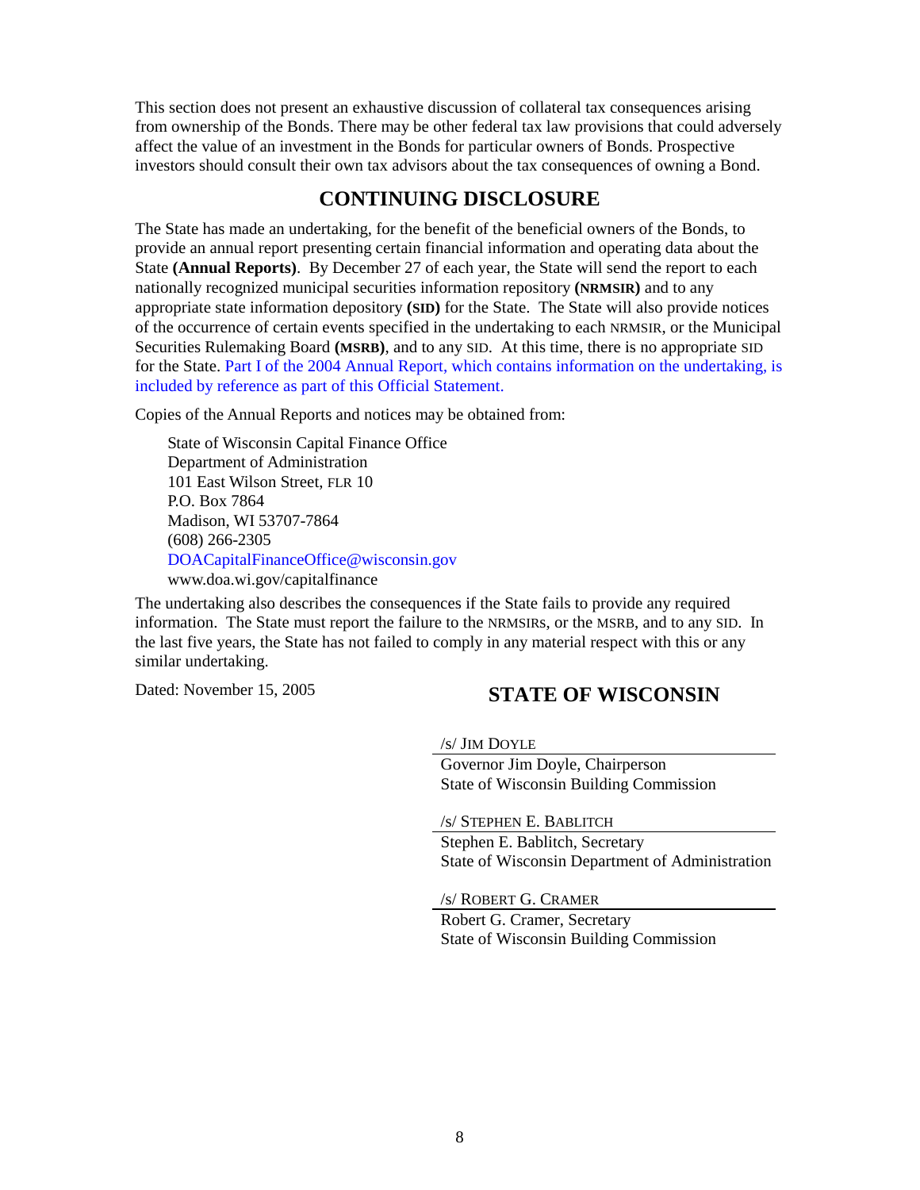This section does not present an exhaustive discussion of collateral tax consequences arising from ownership of the Bonds. There may be other federal tax law provisions that could adversely affect the value of an investment in the Bonds for particular owners of Bonds. Prospective investors should consult their own tax advisors about the tax consequences of owning a Bond.

## CONTINUING DISCLOSURE

The State has made an undertaking, for the benefit of the beneficial owners of the Bonds, to provide an annual report presenting certain financial information and operating data about the State **(Annual Reports)**. By December 27 of each year, the State will send the report to each nationally recognized municipal securities information repository **(NRMSIR)** and to any appropriate state information depository **(SID)** for the State. The State will also provide notices of the occurrence of certain events specified in the undertaking to each NRMSIR, or the Municipal Securities Rulemaking Board **(MSRB)**, and to any SID. At this time, there is no appropriate SID for the State. Part I of the 2004 Annual Report, which contains information on the undertaking, is included by reference as part of this Official Statement.

Copies of the Annual Reports and notices may be obtained from:

State of Wisconsin Capital Finance Office
Department of Administration
101 East Wilson Street, FLR 10
P.O. Box 7864
Madison, WI 53707-7864
(608) 266-2305
DOACapitalFinanceOffice@wisconsin.gov
www.doa.wi.gov/capitalfinance

The undertaking also describes the consequences if the State fails to provide any required information. The State must report the failure to the NRMSIRs, or the MSRB, and to any SID. In the last five years, the State has not failed to comply in any material respect with this or any similar undertaking.

Dated: November 15, 2005

**STATE OF WISCONSIN**

/s/ JIM DOYLE
Governor Jim Doyle, Chairperson
State of Wisconsin Building Commission

/s/ STEPHEN E. BABLITCH
Stephen E. Bablitch, Secretary
State of Wisconsin Department of Administration

/s/ ROBERT G. CRAMER
Robert G. Cramer, Secretary
State of Wisconsin Building Commission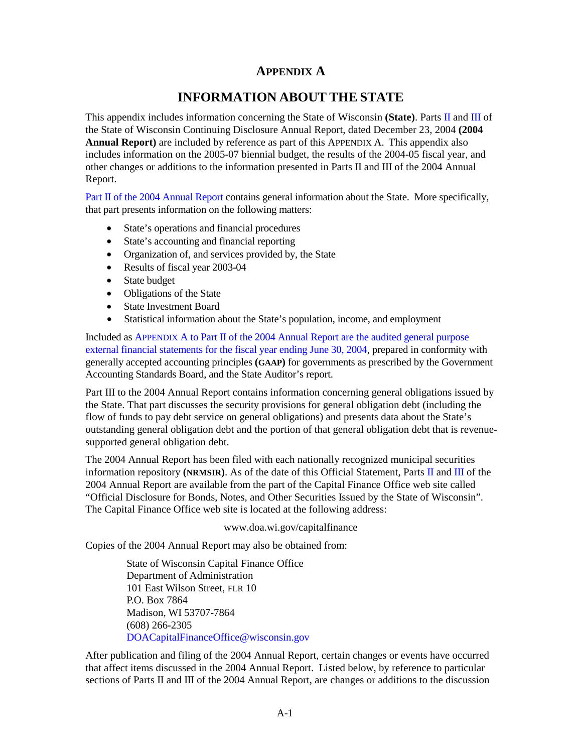# APPENDIX A

## INFORMATION ABOUT THE STATE

This appendix includes information concerning the State of Wisconsin **(State)**. Parts II and III of the State of Wisconsin Continuing Disclosure Annual Report, dated December 23, 2004 **(2004 Annual Report)** are included by reference as part of this APPENDIX A. This appendix also includes information on the 2005-07 biennial budget, the results of the 2004-05 fiscal year, and other changes or additions to the information presented in Parts II and III of the 2004 Annual Report.

Part II of the 2004 Annual Report contains general information about the State. More specifically, that part presents information on the following matters:

- State's operations and financial procedures
- State's accounting and financial reporting
- Organization of, and services provided by, the State
- Results of fiscal year 2003-04
- State budget
- Obligations of the State
- State Investment Board
- Statistical information about the State's population, income, and employment

Included as APPENDIX A to Part II of the 2004 Annual Report are the audited general purpose external financial statements for the fiscal year ending June 30, 2004, prepared in conformity with generally accepted accounting principles **(GAAP)** for governments as prescribed by the Government Accounting Standards Board, and the State Auditor's report.

Part III to the 2004 Annual Report contains information concerning general obligations issued by the State. That part discusses the security provisions for general obligation debt (including the flow of funds to pay debt service on general obligations) and presents data about the State's outstanding general obligation debt and the portion of that general obligation debt that is revenue-supported general obligation debt.

The 2004 Annual Report has been filed with each nationally recognized municipal securities information repository **(NRMSIR)**. As of the date of this Official Statement, Parts II and III of the 2004 Annual Report are available from the part of the Capital Finance Office web site called "Official Disclosure for Bonds, Notes, and Other Securities Issued by the State of Wisconsin". The Capital Finance Office web site is located at the following address:

www.doa.wi.gov/capitalfinance

Copies of the 2004 Annual Report may also be obtained from:

State of Wisconsin Capital Finance Office
Department of Administration
101 East Wilson Street, FLR 10
P.O. Box 7864
Madison, WI 53707-7864
(608) 266-2305
DOACapitalFinanceOffice@wisconsin.gov

After publication and filing of the 2004 Annual Report, certain changes or events have occurred that affect items discussed in the 2004 Annual Report. Listed below, by reference to particular sections of Parts II and III of the 2004 Annual Report, are changes or additions to the discussion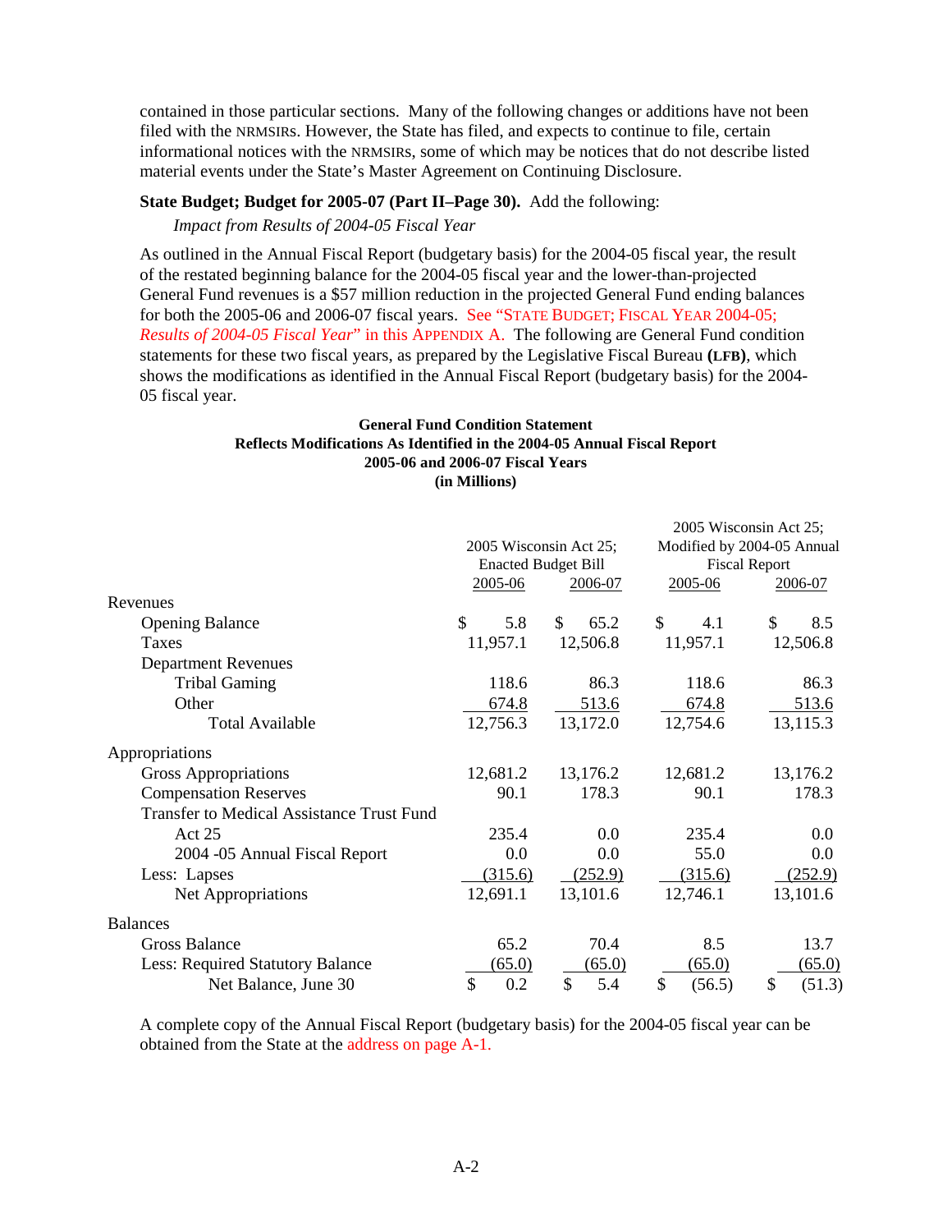contained in those particular sections. Many of the following changes or additions have not been filed with the NRMSIRs. However, the State has filed, and expects to continue to file, certain informational notices with the NRMSIRs, some of which may be notices that do not describe listed material events under the State's Master Agreement on Continuing Disclosure.

**State Budget; Budget for 2005-07 (Part II–Page 30).** Add the following:

*Impact from Results of 2004-05 Fiscal Year*

As outlined in the Annual Fiscal Report (budgetary basis) for the 2004-05 fiscal year, the result of the restated beginning balance for the 2004-05 fiscal year and the lower-than-projected General Fund revenues is a $57 million reduction in the projected General Fund ending balances for both the 2005-06 and 2006-07 fiscal years. See "STATE BUDGET; FISCAL YEAR 2004-05; *Results of 2004-05 Fiscal Year*" in this APPENDIX A. The following are General Fund condition statements for these two fiscal years, as prepared by the Legislative Fiscal Bureau **(LFB)**, which shows the modifications as identified in the Annual Fiscal Report (budgetary basis) for the 2004-05 fiscal year.

**General Fund Condition Statement**
**Reflects Modifications As Identified in the 2004-05 Annual Fiscal Report**
**2005-06 and 2006-07 Fiscal Years**
**(in Millions)**

| | 2005 Wisconsin Act 25; Enacted Budget Bill | | 2005 Wisconsin Act 25; Modified by 2004-05 Annual Fiscal Report | |
|---|---|---|---|---|
| | 2005-06 | 2006-07 | 2005-06 | 2006-07 |
| **Revenues** | | | | |
| Opening Balance | $ 5.8 | $ 65.2 | $ 4.1 | $ 8.5 |
| Taxes | 11,957.1 | 12,506.8 | 11,957.1 | 12,506.8 |
| Department Revenues | | | | |
| Tribal Gaming | 118.6 | 86.3 | 118.6 | 86.3 |
| Other | 674.8 | 513.6 | 674.8 | 513.6 |
| Total Available | 12,756.3 | 13,172.0 | 12,754.6 | 13,115.3 |
| **Appropriations** | | | | |
| Gross Appropriations | 12,681.2 | 13,176.2 | 12,681.2 | 13,176.2 |
| Compensation Reserves | 90.1 | 178.3 | 90.1 | 178.3 |
| Transfer to Medical Assistance Trust Fund | | | | |
| Act 25 | 235.4 | 0.0 | 235.4 | 0.0 |
| 2004 -05 Annual Fiscal Report | 0.0 | 0.0 | 55.0 | 0.0 |
| Less: Lapses | (315.6) | (252.9) | (315.6) | (252.9) |
| Net Appropriations | 12,691.1 | 13,101.6 | 12,746.1 | 13,101.6 |
| **Balances** | | | | |
| Gross Balance | 65.2 | 70.4 | 8.5 | 13.7 |
| Less: Required Statutory Balance | (65.0) | (65.0) | (65.0) | (65.0) |
| Net Balance, June 30 | $ 0.2 | $ 5.4 | $ (56.5) | $ (51.3) |

A complete copy of the Annual Fiscal Report (budgetary basis) for the 2004-05 fiscal year can be obtained from the State at the address on page A-1.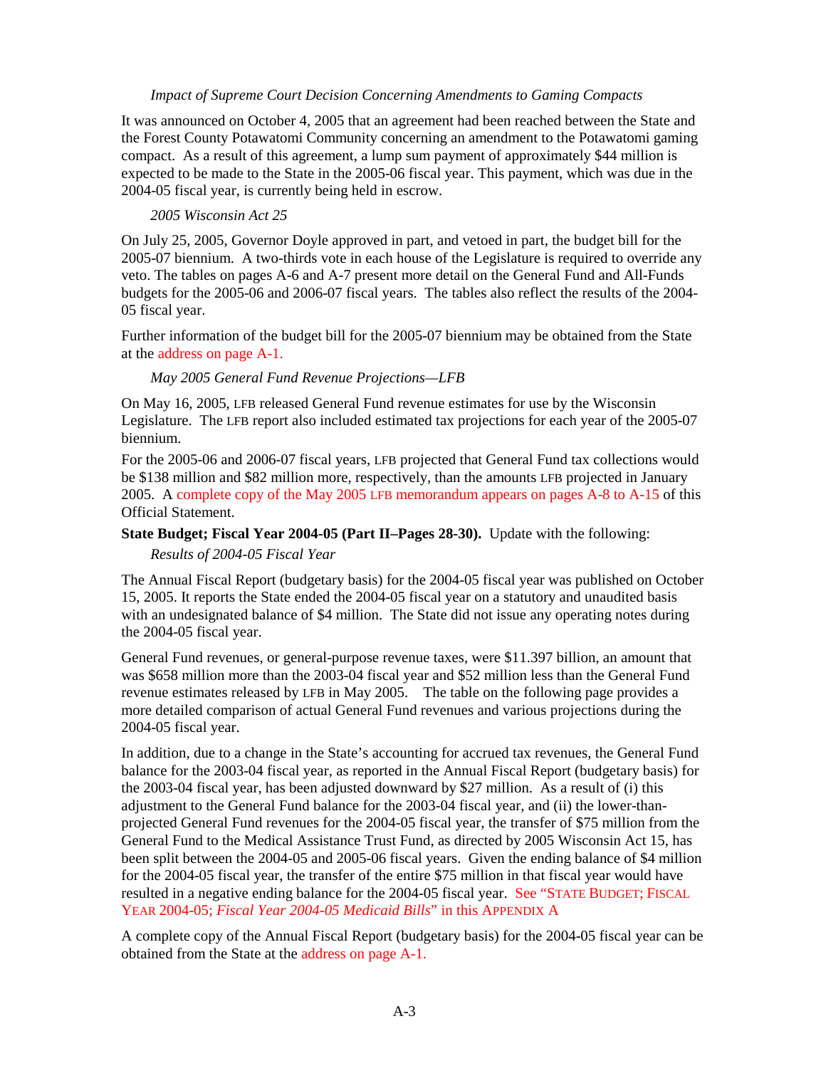*Impact of Supreme Court Decision Concerning Amendments to Gaming Compacts*

It was announced on October 4, 2005 that an agreement had been reached between the State and the Forest County Potawatomi Community concerning an amendment to the Potawatomi gaming compact. As a result of this agreement, a lump sum payment of approximately $44 million is expected to be made to the State in the 2005-06 fiscal year. This payment, which was due in the 2004-05 fiscal year, is currently being held in escrow.

*2005 Wisconsin Act 25*

On July 25, 2005, Governor Doyle approved in part, and vetoed in part, the budget bill for the 2005-07 biennium. A two-thirds vote in each house of the Legislature is required to override any veto. The tables on pages A-6 and A-7 present more detail on the General Fund and All-Funds budgets for the 2005-06 and 2006-07 fiscal years. The tables also reflect the results of the 2004-05 fiscal year.

Further information of the budget bill for the 2005-07 biennium may be obtained from the State at the address on page A-1.

*May 2005 General Fund Revenue Projections—LFB*

On May 16, 2005, LFB released General Fund revenue estimates for use by the Wisconsin Legislature. The LFB report also included estimated tax projections for each year of the 2005-07 biennium.

For the 2005-06 and 2006-07 fiscal years, LFB projected that General Fund tax collections would be $138 million and $82 million more, respectively, than the amounts LFB projected in January 2005. A complete copy of the May 2005 LFB memorandum appears on pages A-8 to A-15 of this Official Statement.

**State Budget; Fiscal Year 2004-05 (Part II–Pages 28-30).** Update with the following:

*Results of 2004-05 Fiscal Year*

The Annual Fiscal Report (budgetary basis) for the 2004-05 fiscal year was published on October 15, 2005. It reports the State ended the 2004-05 fiscal year on a statutory and unaudited basis with an undesignated balance of $4 million. The State did not issue any operating notes during the 2004-05 fiscal year.

General Fund revenues, or general-purpose revenue taxes, were $11.397 billion, an amount that was $658 million more than the 2003-04 fiscal year and $52 million less than the General Fund revenue estimates released by LFB in May 2005. The table on the following page provides a more detailed comparison of actual General Fund revenues and various projections during the 2004-05 fiscal year.

In addition, due to a change in the State's accounting for accrued tax revenues, the General Fund balance for the 2003-04 fiscal year, as reported in the Annual Fiscal Report (budgetary basis) for the 2003-04 fiscal year, has been adjusted downward by $27 million. As a result of (i) this adjustment to the General Fund balance for the 2003-04 fiscal year, and (ii) the lower-than-projected General Fund revenues for the 2004-05 fiscal year, the transfer of $75 million from the General Fund to the Medical Assistance Trust Fund, as directed by 2005 Wisconsin Act 15, has been split between the 2004-05 and 2005-06 fiscal years. Given the ending balance of $4 million for the 2004-05 fiscal year, the transfer of the entire $75 million in that fiscal year would have resulted in a negative ending balance for the 2004-05 fiscal year. See "STATE BUDGET; FISCAL YEAR 2004-05; *Fiscal Year 2004-05 Medicaid Bills*" in this APPENDIX A

A complete copy of the Annual Fiscal Report (budgetary basis) for the 2004-05 fiscal year can be obtained from the State at the address on page A-1.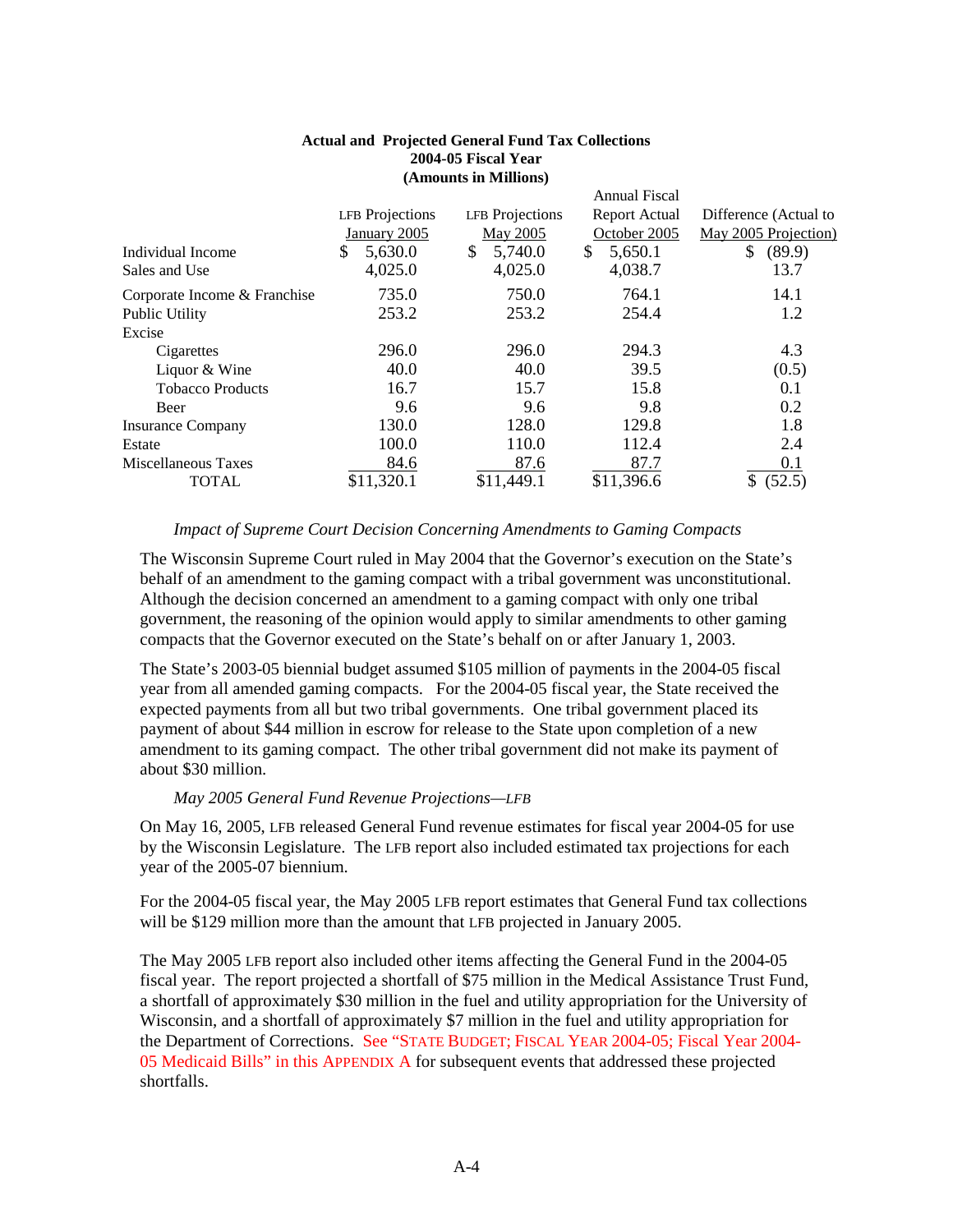**Actual and Projected General Fund Tax Collections**
**2004-05 Fiscal Year**
**(Amounts in Millions)**

| | LFB Projections January 2005 | LFB Projections May 2005 | Annual Fiscal Report Actual October 2005 | Difference (Actual to May 2005 Projection) |
|---|---|---|---|---|
| Individual Income | $ 5,630.0 | $ 5,740.0 | $ 5,650.1 | $ (89.9) |
| Sales and Use | 4,025.0 | 4,025.0 | 4,038.7 | 13.7 |
| Corporate Income & Franchise | 735.0 | 750.0 | 764.1 | 14.1 |
| Public Utility | 253.2 | 253.2 | 254.4 | 1.2 |
| Excise | | | | |
| Cigarettes | 296.0 | 296.0 | 294.3 | 4.3 |
| Liquor & Wine | 40.0 | 40.0 | 39.5 | (0.5) |
| Tobacco Products | 16.7 | 15.7 | 15.8 | 0.1 |
| Beer | 9.6 | 9.6 | 9.8 | 0.2 |
| Insurance Company | 130.0 | 128.0 | 129.8 | 1.8 |
| Estate | 100.0 | 110.0 | 112.4 | 2.4 |
| Miscellaneous Taxes | 84.6 | 87.6 | 87.7 | 0.1 |
| TOTAL | $11,320.1 | $11,449.1 | $11,396.6 | $ (52.5) |

*Impact of Supreme Court Decision Concerning Amendments to Gaming Compacts*

The Wisconsin Supreme Court ruled in May 2004 that the Governor's execution on the State's behalf of an amendment to the gaming compact with a tribal government was unconstitutional. Although the decision concerned an amendment to a gaming compact with only one tribal government, the reasoning of the opinion would apply to similar amendments to other gaming compacts that the Governor executed on the State's behalf on or after January 1, 2003.

The State's 2003-05 biennial budget assumed $105 million of payments in the 2004-05 fiscal year from all amended gaming compacts. For the 2004-05 fiscal year, the State received the expected payments from all but two tribal governments. One tribal government placed its payment of about $44 million in escrow for release to the State upon completion of a new amendment to its gaming compact. The other tribal government did not make its payment of about $30 million.

*May 2005 General Fund Revenue Projections—LFB*

On May 16, 2005, LFB released General Fund revenue estimates for fiscal year 2004-05 for use by the Wisconsin Legislature. The LFB report also included estimated tax projections for each year of the 2005-07 biennium.

For the 2004-05 fiscal year, the May 2005 LFB report estimates that General Fund tax collections will be $129 million more than the amount that LFB projected in January 2005.

The May 2005 LFB report also included other items affecting the General Fund in the 2004-05 fiscal year. The report projected a shortfall of $75 million in the Medical Assistance Trust Fund, a shortfall of approximately $30 million in the fuel and utility appropriation for the University of Wisconsin, and a shortfall of approximately $7 million in the fuel and utility appropriation for the Department of Corrections. See "STATE BUDGET; FISCAL YEAR 2004-05; Fiscal Year 2004-05 Medicaid Bills" in this APPENDIX A for subsequent events that addressed these projected shortfalls.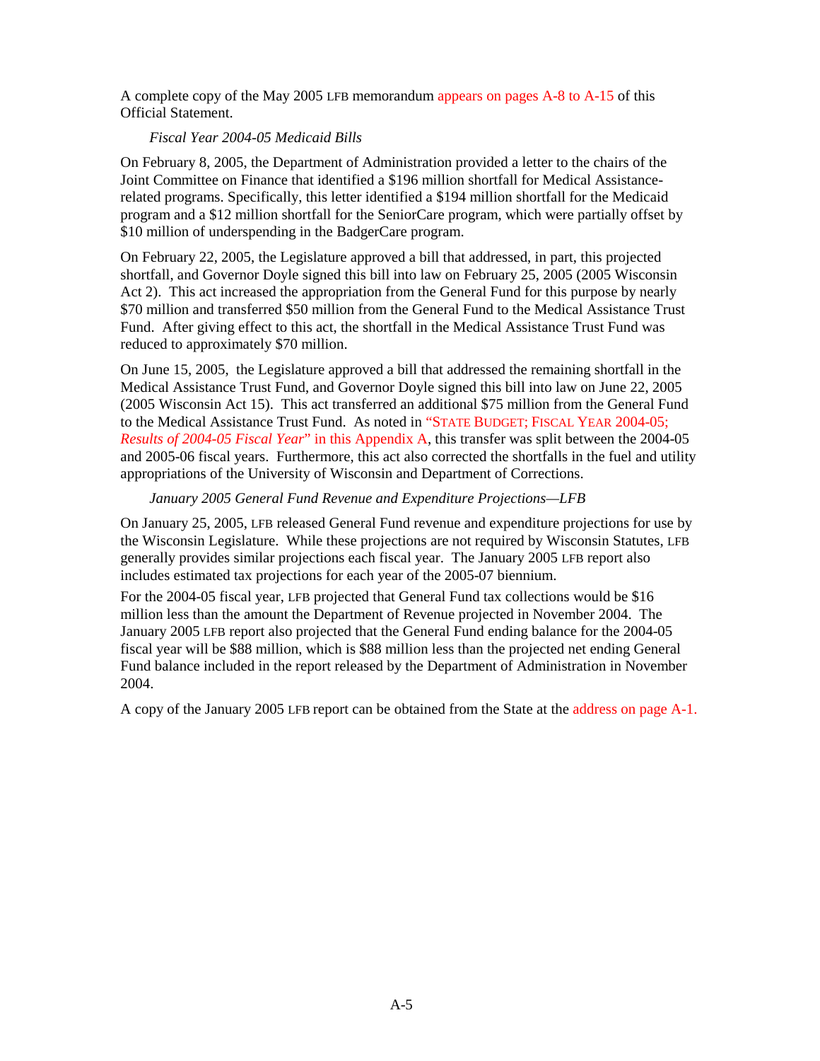A complete copy of the May 2005 LFB memorandum appears on pages A-8 to A-15 of this Official Statement.

*Fiscal Year 2004-05 Medicaid Bills*

On February 8, 2005, the Department of Administration provided a letter to the chairs of the Joint Committee on Finance that identified a $196 million shortfall for Medical Assistance-related programs. Specifically, this letter identified a $194 million shortfall for the Medicaid program and a $12 million shortfall for the SeniorCare program, which were partially offset by $10 million of underspending in the BadgerCare program.

On February 22, 2005, the Legislature approved a bill that addressed, in part, this projected shortfall, and Governor Doyle signed this bill into law on February 25, 2005 (2005 Wisconsin Act 2). This act increased the appropriation from the General Fund for this purpose by nearly $70 million and transferred $50 million from the General Fund to the Medical Assistance Trust Fund. After giving effect to this act, the shortfall in the Medical Assistance Trust Fund was reduced to approximately $70 million.

On June 15, 2005, the Legislature approved a bill that addressed the remaining shortfall in the Medical Assistance Trust Fund, and Governor Doyle signed this bill into law on June 22, 2005 (2005 Wisconsin Act 15). This act transferred an additional $75 million from the General Fund to the Medical Assistance Trust Fund. As noted in "STATE BUDGET; FISCAL YEAR 2004-05; *Results of 2004-05 Fiscal Year*" in this Appendix A, this transfer was split between the 2004-05 and 2005-06 fiscal years. Furthermore, this act also corrected the shortfalls in the fuel and utility appropriations of the University of Wisconsin and Department of Corrections.

*January 2005 General Fund Revenue and Expenditure Projections—LFB*

On January 25, 2005, LFB released General Fund revenue and expenditure projections for use by the Wisconsin Legislature. While these projections are not required by Wisconsin Statutes, LFB generally provides similar projections each fiscal year. The January 2005 LFB report also includes estimated tax projections for each year of the 2005-07 biennium.

For the 2004-05 fiscal year, LFB projected that General Fund tax collections would be $16 million less than the amount the Department of Revenue projected in November 2004. The January 2005 LFB report also projected that the General Fund ending balance for the 2004-05 fiscal year will be $88 million, which is $88 million less than the projected net ending General Fund balance included in the report released by the Department of Administration in November 2004.

A copy of the January 2005 LFB report can be obtained from the State at the address on page A-1.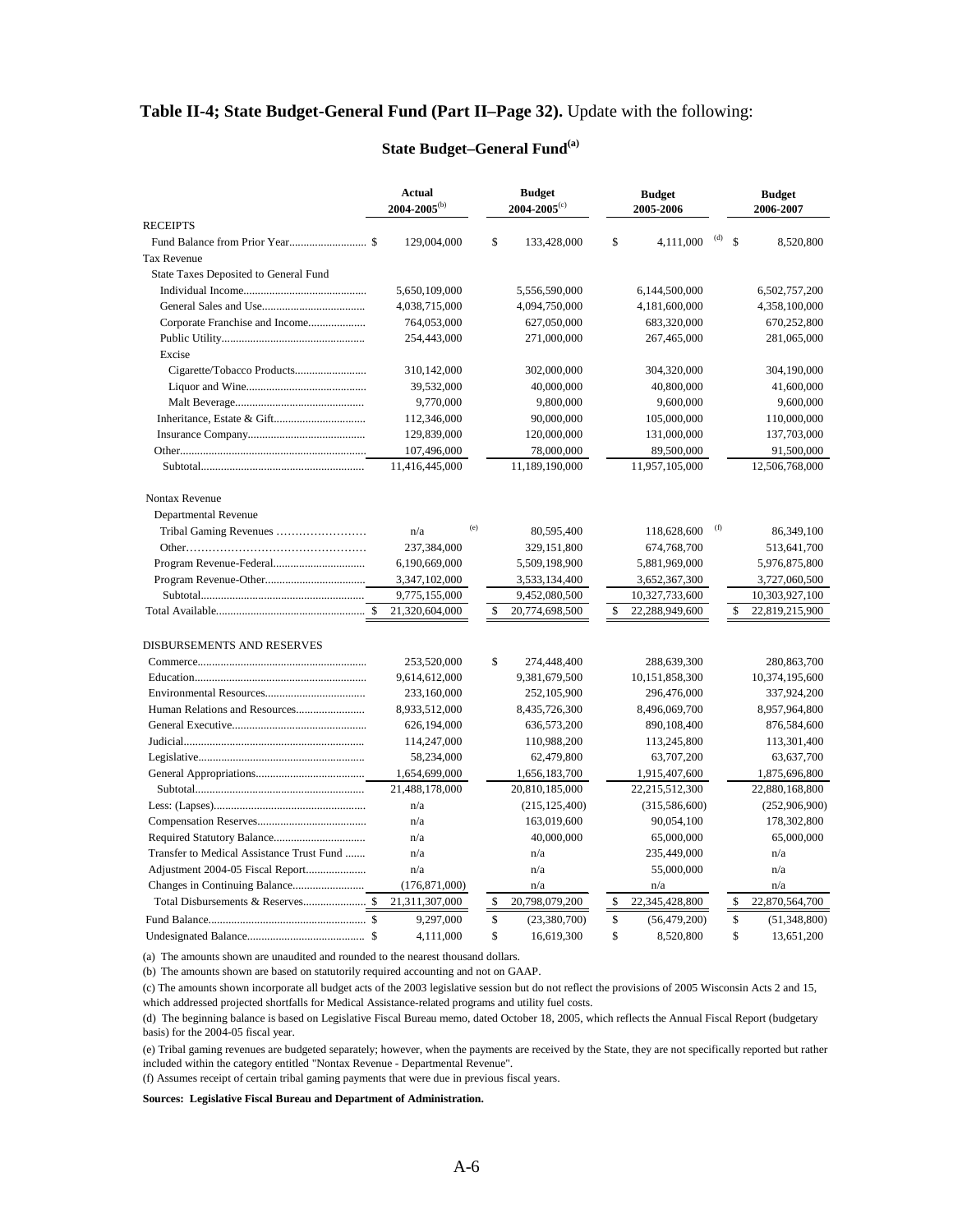**Table II-4; State Budget-General Fund (Part II–Page 32).** Update with the following:

## State Budget–General Fund[(a)]

| | Actual 2004-2005[(b)] | Budget 2004-2005[(c)] | Budget 2005-2006 | Budget 2006-2007 |
|---|---|---|---|---|
| RECEIPTS | | | | |
| Fund Balance from Prior Year | $ 129,004,000 | $ 133,428,000 | $ 4,111,000 [(d)] | $ 8,520,800 |
| Tax Revenue | | | | |
| State Taxes Deposited to General Fund | | | | |
| Individual Income | 5,650,109,000 | 5,556,590,000 | 6,144,500,000 | 6,502,757,200 |
| General Sales and Use | 4,038,715,000 | 4,094,750,000 | 4,181,600,000 | 4,358,100,000 |
| Corporate Franchise and Income | 764,053,000 | 627,050,000 | 683,320,000 | 670,252,800 |
| Public Utility | 254,443,000 | 271,000,000 | 267,465,000 | 281,065,000 |
| Excise | | | | |
| Cigarette/Tobacco Products | 310,142,000 | 302,000,000 | 304,320,000 | 304,190,000 |
| Liquor and Wine | 39,532,000 | 40,000,000 | 40,800,000 | 41,600,000 |
| Malt Beverage | 9,770,000 | 9,800,000 | 9,600,000 | 9,600,000 |
| Inheritance, Estate & Gift | 112,346,000 | 90,000,000 | 105,000,000 | 110,000,000 |
| Insurance Company | 129,839,000 | 120,000,000 | 131,000,000 | 137,703,000 |
| Other | 107,496,000 | 78,000,000 | 89,500,000 | 91,500,000 |
| Subtotal | 11,416,445,000 | 11,189,190,000 | 11,957,105,000 | 12,506,768,000 |
| Nontax Revenue | | | | |
| Departmental Revenue | | | | |
| Tribal Gaming Revenues | n/a [(e)] | 80,595,400 | 118,628,600 [(f)] | 86,349,100 |
| Other | 237,384,000 | 329,151,800 | 674,768,700 | 513,641,700 |
| Program Revenue-Federal | 6,190,669,000 | 5,509,198,900 | 5,881,969,000 | 5,976,875,800 |
| Program Revenue-Other | 3,347,102,000 | 3,533,134,400 | 3,652,367,300 | 3,727,060,500 |
| Subtotal | 9,775,155,000 | 9,452,080,500 | 10,327,733,600 | 10,303,927,100 |
| Total Available | $ 21,320,604,000 | $ 20,774,698,500 | $ 22,288,949,600 | $ 22,819,215,900 |
| DISBURSEMENTS AND RESERVES | | | | |
| Commerce | 253,520,000 | $ 274,448,400 | 288,639,300 | 280,863,700 |
| Education | 9,614,612,000 | 9,381,679,500 | 10,151,858,300 | 10,374,195,600 |
| Environmental Resources | 233,160,000 | 252,105,900 | 296,476,000 | 337,924,200 |
| Human Relations and Resources | 8,933,512,000 | 8,435,726,300 | 8,496,069,700 | 8,957,964,800 |
| General Executive | 626,194,000 | 636,573,200 | 890,108,400 | 876,584,600 |
| Judicial | 114,247,000 | 110,988,200 | 113,245,800 | 113,301,400 |
| Legislative | 58,234,000 | 62,479,800 | 63,707,200 | 63,637,700 |
| General Appropriations | 1,654,699,000 | 1,656,183,700 | 1,915,407,600 | 1,875,696,800 |
| Subtotal | 21,488,178,000 | 20,810,185,000 | 22,215,512,300 | 22,880,168,800 |
| Less: (Lapses) | n/a | (215,125,400) | (315,586,600) | (252,906,900) |
| Compensation Reserves | n/a | 163,019,600 | 90,054,100 | 178,302,800 |
| Required Statutory Balance | n/a | 40,000,000 | 65,000,000 | 65,000,000 |
| Transfer to Medical Assistance Trust Fund | n/a | n/a | 235,449,000 | n/a |
| Adjustment 2004-05 Fiscal Report | n/a | n/a | 55,000,000 | n/a |
| Changes in Continuing Balance | (176,871,000) | n/a | n/a | n/a |
| Total Disbursements & Reserves | $ 21,311,307,000 | $ 20,798,079,200 | $ 22,345,428,800 | $ 22,870,564,700 |
| Fund Balance | $ 9,297,000 | $ (23,380,700) | $ (56,479,200) | $ (51,348,800) |
| Undesignated Balance | $ 4,111,000 | $ 16,619,300 | $ 8,520,800 | $ 13,651,200 |

(a) The amounts shown are unaudited and rounded to the nearest thousand dollars.

(b) The amounts shown are based on statutorily required accounting and not on GAAP.

(c) The amounts shown incorporate all budget acts of the 2003 legislative session but do not reflect the provisions of 2005 Wisconsin Acts 2 and 15, which addressed projected shortfalls for Medical Assistance-related programs and utility fuel costs.

(d) The beginning balance is based on Legislative Fiscal Bureau memo, dated October 18, 2005, which reflects the Annual Fiscal Report (budgetary basis) for the 2004-05 fiscal year.

(e) Tribal gaming revenues are budgeted separately; however, when the payments are received by the State, they are not specifically reported but rather included within the category entitled "Nontax Revenue - Departmental Revenue".

(f) Assumes receipt of certain tribal gaming payments that were due in previous fiscal years.

**Sources: Legislative Fiscal Bureau and Department of Administration.**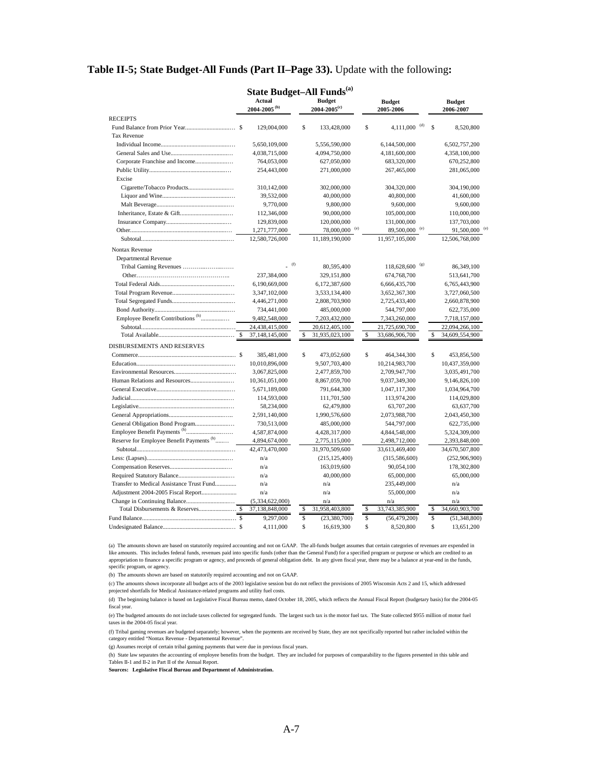**Table II-5; State Budget-All Funds (Part II–Page 33).** Update with the following**:**

**State Budget–All Funds**[a]

| | Actual 2004-2005 [b] | Budget 2004-2005[c] | Budget 2005-2006 | Budget 2006-2007 |
|---|---|---|---|---|
| RECEIPTS | | | | |
| Fund Balance from Prior Year | $ 129,004,000 | $ 133,428,000 | $ 4,111,000 [d] | $ 8,520,800 |
| Tax Revenue | | | | |
| Individual Income | 5,650,109,000 | 5,556,590,000 | 6,144,500,000 | 6,502,757,200 |
| General Sales and Use | 4,038,715,000 | 4,094,750,000 | 4,181,600,000 | 4,358,100,000 |
| Corporate Franchise and Income | 764,053,000 | 627,050,000 | 683,320,000 | 670,252,800 |
| Public Utility | 254,443,000 | 271,000,000 | 267,465,000 | 281,065,000 |
| Excise | | | | |
| Cigarette/Tobacco Products | 310,142,000 | 302,000,000 | 304,320,000 | 304,190,000 |
| Liquor and Wine | 39,532,000 | 40,000,000 | 40,800,000 | 41,600,000 |
| Malt Beverage | 9,770,000 | 9,800,000 | 9,600,000 | 9,600,000 |
| Inheritance, Estate & Gift | 112,346,000 | 90,000,000 | 105,000,000 | 110,000,000 |
| Insurance Company | 129,839,000 | 120,000,000 | 131,000,000 | 137,703,000 |
| Other | 1,271,777,000 | 78,000,000 [e] | 89,500,000 [e] | 91,500,000 [e] |
| Subtotal | 12,580,726,000 | 11,189,190,000 | 11,957,105,000 | 12,506,768,000 |
| Nontax Revenue | | | | |
| Departmental Revenue | | | | |
| Tribal Gaming Revenues | - [f] | 80,595,400 | 118,628,600 [g] | 86,349,100 |
| Other | 237,384,000 | 329,151,800 | 674,768,700 | 513,641,700 |
| Total Federal Aids | 6,190,669,000 | 6,172,387,600 | 6,666,435,700 | 6,765,443,900 |
| Total Program Revenue | 3,347,102,000 | 3,533,134,400 | 3,652,367,300 | 3,727,060,500 |
| Total Segregated Funds | 4,446,271,000 | 2,808,703,900 | 2,725,433,400 | 2,660,878,900 |
| Bond Authority | 734,441,000 | 485,000,000 | 544,797,000 | 622,735,000 |
| Employee Benefit Contributions [h] | 9,482,548,000 | 7,203,432,000 | 7,343,260,000 | 7,718,157,000 |
| Subtotal | 24,438,415,000 | 20,612,405,100 | 21,725,690,700 | 22,094,266,100 |
| Total Available | $ 37,148,145,000 | $ 31,935,023,100 | $ 33,686,906,700 | $ 34,609,554,900 |
| DISBURSEMENTS AND RESERVES | | | | |
| Commerce | $ 385,481,000 | $ 473,052,600 | $ 464,344,300 | $ 453,856,500 |
| Education | 10,010,896,000 | 9,507,703,400 | 10,214,983,700 | 10,437,359,000 |
| Environmental Resources | 3,067,825,000 | 2,477,859,700 | 2,709,947,700 | 3,035,491,700 |
| Human Relations and Resources | 10,361,051,000 | 8,867,059,700 | 9,037,349,300 | 9,146,826,100 |
| General Executive | 5,671,189,000 | 791,644,300 | 1,047,117,300 | 1,034,964,700 |
| Judicial | 114,593,000 | 111,701,500 | 113,974,200 | 114,029,800 |
| Legislative | 58,234,000 | 62,479,800 | 63,707,200 | 63,637,700 |
| General Appropriations | 2,591,140,000 | 1,990,576,600 | 2,073,988,700 | 2,043,450,300 |
| General Obligation Bond Program | 730,513,000 | 485,000,000 | 544,797,000 | 622,735,000 |
| Employee Benefit Payments [h] | 4,587,874,000 | 4,428,317,000 | 4,844,548,000 | 5,324,309,000 |
| Reserve for Employee Benefit Payments [h] | 4,894,674,000 | 2,775,115,000 | 2,498,712,000 | 2,393,848,000 |
| Subtotal | 42,473,470,000 | 31,970,509,600 | 33,613,469,400 | 34,670,507,800 |
| Less: (Lapses) | n/a | (215,125,400) | (315,586,600) | (252,906,900) |
| Compensation Reserves | n/a | 163,019,600 | 90,054,100 | 178,302,800 |
| Required Statutory Balance | n/a | 40,000,000 | 65,000,000 | 65,000,000 |
| Transfer to Medical Assistance Trust Fund | n/a | n/a | 235,449,000 | n/a |
| Adjustment 2004-2005 Fiscal Report | n/a | n/a | 55,000,000 | n/a |
| Change in Continuing Balance | (5,334,622,000) | n/a | n/a | n/a |
| Total Disbursements & Reserves | $ 37,138,848,000 | $ 31,958,403,800 | $ 33,743,385,900 | $ 34,660,903,700 |
| Fund Balance | $ 9,297,000 | $ (23,380,700) | $ (56,479,200) | $ (51,348,800) |
| Undesignated Balance | $ 4,111,000 | $ 16,619,300 | $ 8,520,800 | $ 13,651,200 |

(a) The amounts shown are based on statutorily required accounting and not on GAAP. The all-funds budget assumes that certain categories of revenues are expended in like amounts. This includes federal funds, revenues paid into specific funds (other than the General Fund) for a specified program or purpose or which are credited to an appropriation to finance a specific program or agency, and proceeds of general obligation debt. In any given fiscal year, there may be a balance at year-end in the funds, specific program, or agency.

(b) The amounts shown are based on statutorily required accounting and not on GAAP.

(c) The amounts shown incorporate all budget acts of the 2003 legislative session but do not reflect the provisions of 2005 Wisconsin Acts 2 and 15, which addressed projected shortfalls for Medical Assistance-related programs and utility fuel costs.

(d) The beginning balance is based on Legislative Fiscal Bureau memo, dated October 18, 2005, which reflects the Annual Fiscal Report (budgetary basis) for the 2004-05 fiscal year.

(e) The budgeted amounts do not include taxes collected for segregated funds. The largest such tax is the motor fuel tax. The State collected $955 million of motor fuel taxes in the 2004-05 fiscal year.

(f) Tribal gaming revenues are budgeted separately; however, when the payments are received by State, they are not specifically reported but rather included within the category entitled "Nontax Revenue - Departemental Revenue".

(g) Assumes receipt of certain tribal gaming payments that were due in previous fiscal years.

(h) State law separates the accounting of employee benefits from the budget. They are included for purposes of comparability to the figures presented in this table and Tables II-1 and II-2 in Part II of the Annual Report.

**Sources: Legislative Fiscal Bureau and Department of Administration.**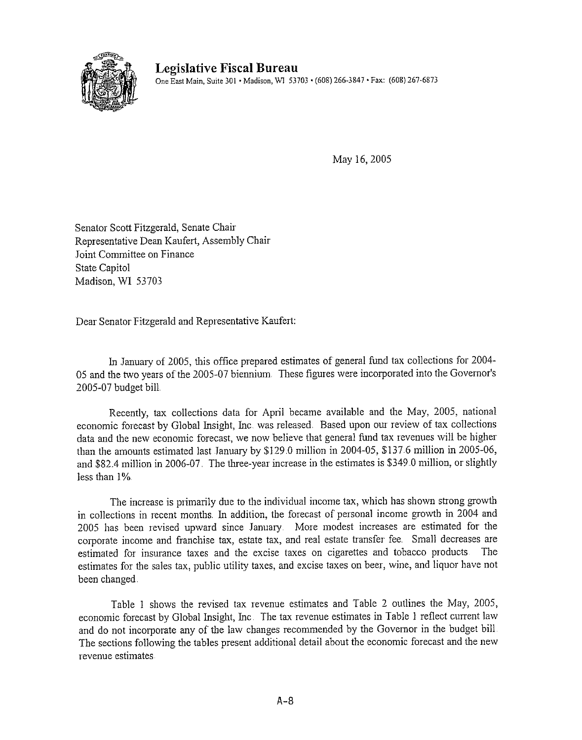# Legislative Fiscal Bureau

One East Main, Suite 301 • Madison, WI 53703 • (608) 266-3847 • Fax: (608) 267-6873

May 16, 2005

Senator Scott Fitzgerald, Senate Chair
Representative Dean Kaufert, Assembly Chair
Joint Committee on Finance
State Capitol
Madison, WI 53703

Dear Senator Fitzgerald and Representative Kaufert:

In January of 2005, this office prepared estimates of general fund tax collections for 2004-05 and the two years of the 2005-07 biennium. These figures were incorporated into the Governor's 2005-07 budget bill.

Recently, tax collections data for April became available and the May, 2005, national economic forecast by Global Insight, Inc. was released. Based upon our review of tax collections data and the new economic forecast, we now believe that general fund tax revenues will be higher than the amounts estimated last January by $129.0 million in 2004-05, $137.6 million in 2005-06, and $82.4 million in 2006-07. The three-year increase in the estimates is $349.0 million, or slightly less than 1%.

The increase is primarily due to the individual income tax, which has shown strong growth in collections in recent months. In addition, the forecast of personal income growth in 2004 and 2005 has been revised upward since January. More modest increases are estimated for the corporate income and franchise tax, estate tax, and real estate transfer fee. Small decreases are estimated for insurance taxes and the excise taxes on cigarettes and tobacco products. The estimates for the sales tax, public utility taxes, and excise taxes on beer, wine, and liquor have not been changed.

Table 1 shows the revised tax revenue estimates and Table 2 outlines the May, 2005, economic forecast by Global Insight, Inc. The tax revenue estimates in Table 1 reflect current law and do not incorporate any of the law changes recommended by the Governor in the budget bill. The sections following the tables present additional detail about the economic forecast and the new revenue estimates.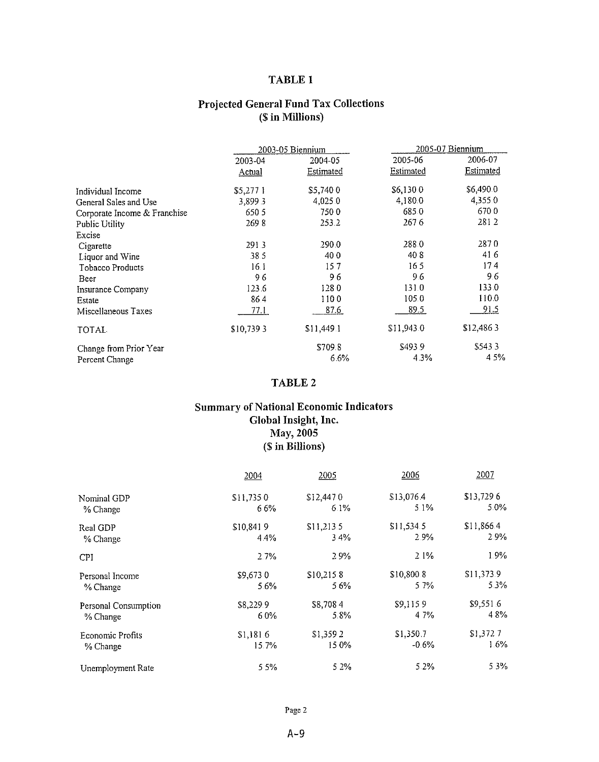## TABLE 1

### Projected General Fund Tax Collections
### ($ in Millions)

| | 2003-05 Biennium | | 2005-07 Biennium | |
|---|---|---|---|---|
| | 2003-04 Actual | 2004-05 Estimated | 2005-06 Estimated | 2006-07 Estimated |
| Individual Income | $5,277.1 | $5,740.0 | $6,130.0 | $6,490.0 |
| General Sales and Use | 3,899.3 | 4,025.0 | 4,180.0 | 4,355.0 |
| Corporate Income & Franchise | 650.5 | 750.0 | 685.0 | 670.0 |
| Public Utility | 269.8 | 253.2 | 267.6 | 281.2 |
| Excise | | | | |
| Cigarette | 291.3 | 290.0 | 288.0 | 287.0 |
| Liquor and Wine | 38.5 | 40.0 | 40.8 | 41.6 |
| Tobacco Products | 16.1 | 15.7 | 16.5 | 17.4 |
| Beer | 9.6 | 9.6 | 9.6 | 9.6 |
| Insurance Company | 123.6 | 128.0 | 131.0 | 133.0 |
| Estate | 86.4 | 110.0 | 105.0 | 110.0 |
| Miscellaneous Taxes | 77.1 | 87.6 | 89.5 | 91.5 |
| TOTAL | $10,739.3 | $11,449.1 | $11,943.0 | $12,486.3 |
| Change from Prior Year | | $709.8 | $493.9 | $543.3 |
| Percent Change | | 6.6% | 4.3% | 4.5% |

## TABLE 2

### Summary of National Economic Indicators
### Global Insight, Inc.
### May, 2005
### ($ in Billions)

| | 2004 | 2005 | 2006 | 2007 |
|---|---|---|---|---|
| Nominal GDP | $11,735.0 | $12,447.0 | $13,076.4 | $13,729.6 |
| % Change | 6.6% | 6.1% | 5.1% | 5.0% |
| Real GDP | $10,841.9 | $11,213.5 | $11,534.5 | $11,866.4 |
| % Change | 4.4% | 3.4% | 2.9% | 2.9% |
| CPI | 2.7% | 2.9% | 2.1% | 1.9% |
| Personal Income | $9,673.0 | $10,215.8 | $10,800.8 | $11,373.9 |
| % Change | 5.6% | 5.6% | 5.7% | 5.3% |
| Personal Consumption | $8,229.9 | $8,708.4 | $9,115.9 | $9,551.6 |
| % Change | 6.0% | 5.8% | 4.7% | 4.8% |
| Economic Profits | $1,181.6 | $1,359.2 | $1,350.7 | $1,372.7 |
| % Change | 15.7% | 15.0% | -0.6% | 1.6% |
| Unemployment Rate | 5.5% | 5.2% | 5.2% | 5.3% |

A-9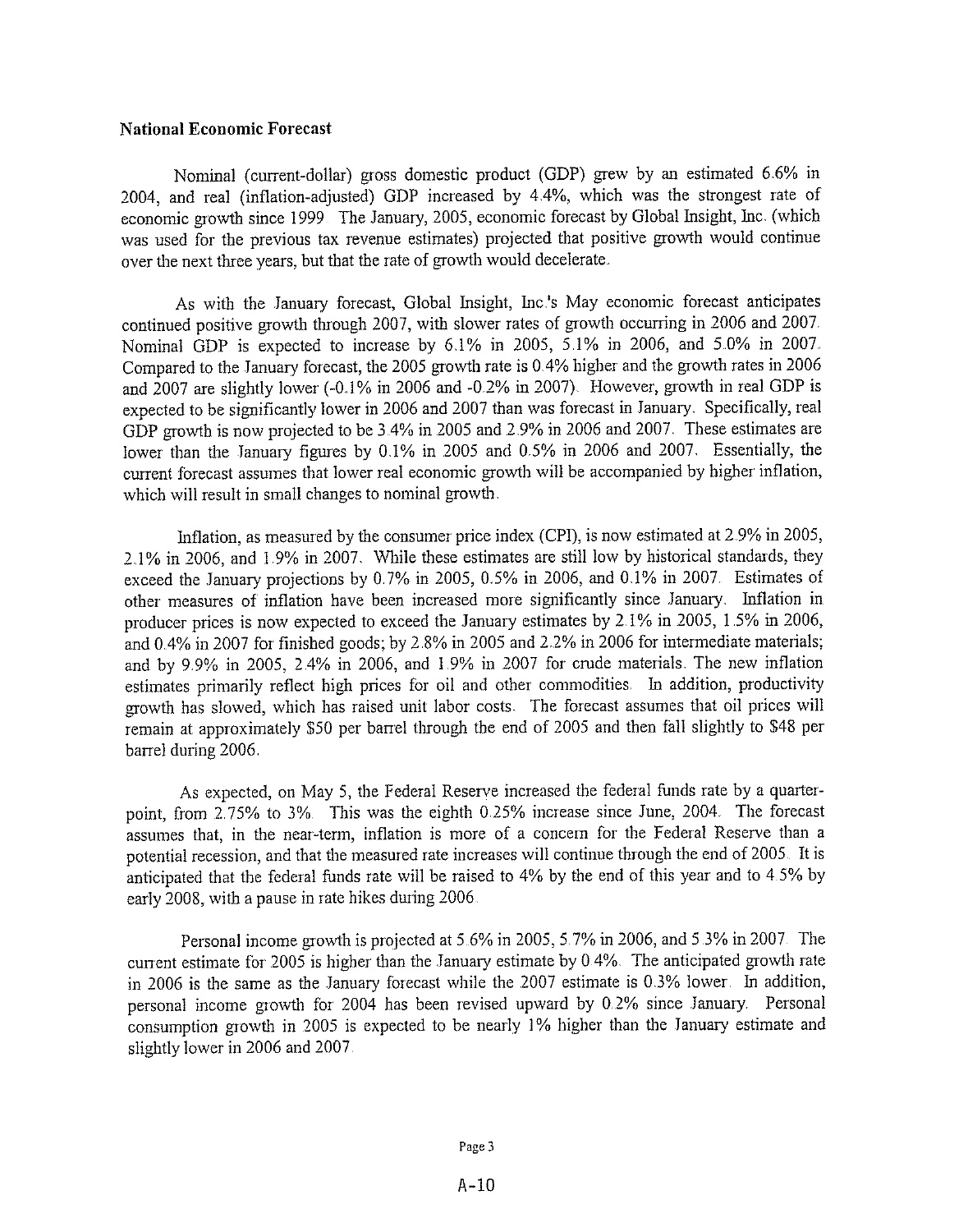## National Economic Forecast

Nominal (current-dollar) gross domestic product (GDP) grew by an estimated 6.6% in 2004, and real (inflation-adjusted) GDP increased by 4.4%, which was the strongest rate of economic growth since 1999. The January, 2005, economic forecast by Global Insight, Inc. (which was used for the previous tax revenue estimates) projected that positive growth would continue over the next three years, but that the rate of growth would decelerate.

As with the January forecast, Global Insight, Inc.'s May economic forecast anticipates continued positive growth through 2007, with slower rates of growth occurring in 2006 and 2007. Nominal GDP is expected to increase by 6.1% in 2005, 5.1% in 2006, and 5.0% in 2007. Compared to the January forecast, the 2005 growth rate is 0.4% higher and the growth rates in 2006 and 2007 are slightly lower (-0.1% in 2006 and -0.2% in 2007). However, growth in real GDP is expected to be significantly lower in 2006 and 2007 than was forecast in January. Specifically, real GDP growth is now projected to be 3.4% in 2005 and 2.9% in 2006 and 2007. These estimates are lower than the January figures by 0.1% in 2005 and 0.5% in 2006 and 2007. Essentially, the current forecast assumes that lower real economic growth will be accompanied by higher inflation, which will result in small changes to nominal growth.

Inflation, as measured by the consumer price index (CPI), is now estimated at 2.9% in 2005, 2.1% in 2006, and 1.9% in 2007. While these estimates are still low by historical standards, they exceed the January projections by 0.7% in 2005, 0.5% in 2006, and 0.1% in 2007. Estimates of other measures of inflation have been increased more significantly since January. Inflation in producer prices is now expected to exceed the January estimates by 2.1% in 2005, 1.5% in 2006, and 0.4% in 2007 for finished goods; by 2.8% in 2005 and 2.2% in 2006 for intermediate materials; and by 9.9% in 2005, 2.4% in 2006, and 1.9% in 2007 for crude materials. The new inflation estimates primarily reflect high prices for oil and other commodities. In addition, productivity growth has slowed, which has raised unit labor costs. The forecast assumes that oil prices will remain at approximately $50 per barrel through the end of 2005 and then fall slightly to $48 per barrel during 2006.

As expected, on May 5, the Federal Reserve increased the federal funds rate by a quarter-point, from 2.75% to 3%. This was the eighth 0.25% increase since June, 2004. The forecast assumes that, in the near-term, inflation is more of a concern for the Federal Reserve than a potential recession, and that the measured rate increases will continue through the end of 2005. It is anticipated that the federal funds rate will be raised to 4% by the end of this year and to 4.5% by early 2008, with a pause in rate hikes during 2006.

Personal income growth is projected at 5.6% in 2005, 5.7% in 2006, and 5.3% in 2007. The current estimate for 2005 is higher than the January estimate by 0.4%. The anticipated growth rate in 2006 is the same as the January forecast while the 2007 estimate is 0.3% lower. In addition, personal income growth for 2004 has been revised upward by 0.2% since January. Personal consumption growth in 2005 is expected to be nearly 1% higher than the January estimate and slightly lower in 2006 and 2007.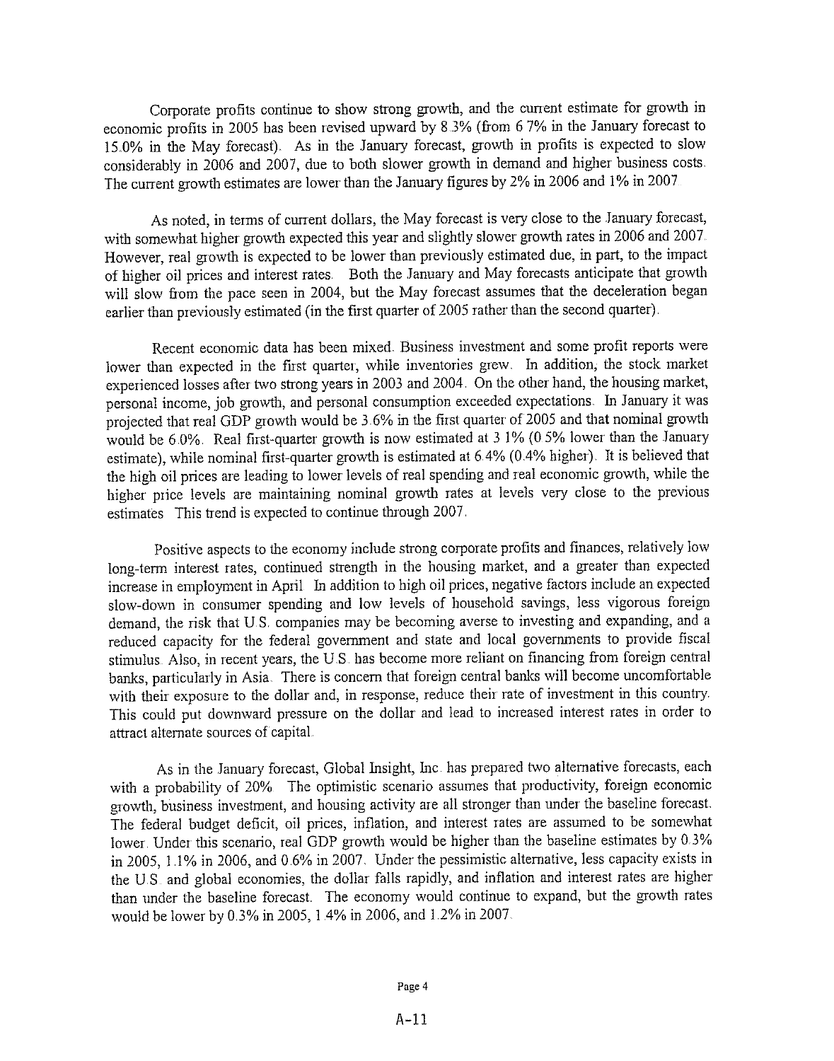Corporate profits continue to show strong growth, and the current estimate for growth in economic profits in 2005 has been revised upward by 8.3% (from 6.7% in the January forecast to 15.0% in the May forecast). As in the January forecast, growth in profits is expected to slow considerably in 2006 and 2007, due to both slower growth in demand and higher business costs. The current growth estimates are lower than the January figures by 2% in 2006 and 1% in 2007.

As noted, in terms of current dollars, the May forecast is very close to the January forecast, with somewhat higher growth expected this year and slightly slower growth rates in 2006 and 2007. However, real growth is expected to be lower than previously estimated due, in part, to the impact of higher oil prices and interest rates. Both the January and May forecasts anticipate that growth will slow from the pace seen in 2004, but the May forecast assumes that the deceleration began earlier than previously estimated (in the first quarter of 2005 rather than the second quarter).

Recent economic data has been mixed. Business investment and some profit reports were lower than expected in the first quarter, while inventories grew. In addition, the stock market experienced losses after two strong years in 2003 and 2004. On the other hand, the housing market, personal income, job growth, and personal consumption exceeded expectations. In January it was projected that real GDP growth would be 3.6% in the first quarter of 2005 and that nominal growth would be 6.0%. Real first-quarter growth is now estimated at 3.1% (0.5% lower than the January estimate), while nominal first-quarter growth is estimated at 6.4% (0.4% higher). It is believed that the high oil prices are leading to lower levels of real spending and real economic growth, while the higher price levels are maintaining nominal growth rates at levels very close to the previous estimates. This trend is expected to continue through 2007.

Positive aspects to the economy include strong corporate profits and finances, relatively low long-term interest rates, continued strength in the housing market, and a greater than expected increase in employment in April. In addition to high oil prices, negative factors include an expected slow-down in consumer spending and low levels of household savings, less vigorous foreign demand, the risk that U.S. companies may be becoming averse to investing and expanding, and a reduced capacity for the federal government and state and local governments to provide fiscal stimulus. Also, in recent years, the U.S. has become more reliant on financing from foreign central banks, particularly in Asia. There is concern that foreign central banks will become uncomfortable with their exposure to the dollar and, in response, reduce their rate of investment in this country. This could put downward pressure on the dollar and lead to increased interest rates in order to attract alternate sources of capital.

As in the January forecast, Global Insight, Inc. has prepared two alternative forecasts, each with a probability of 20%. The optimistic scenario assumes that productivity, foreign economic growth, business investment, and housing activity are all stronger than under the baseline forecast. The federal budget deficit, oil prices, inflation, and interest rates are assumed to be somewhat lower. Under this scenario, real GDP growth would be higher than the baseline estimates by 0.3% in 2005, 1.1% in 2006, and 0.6% in 2007. Under the pessimistic alternative, less capacity exists in the U.S. and global economies, the dollar falls rapidly, and inflation and interest rates are higher than under the baseline forecast. The economy would continue to expand, but the growth rates would be lower by 0.3% in 2005, 1.4% in 2006, and 1.2% in 2007.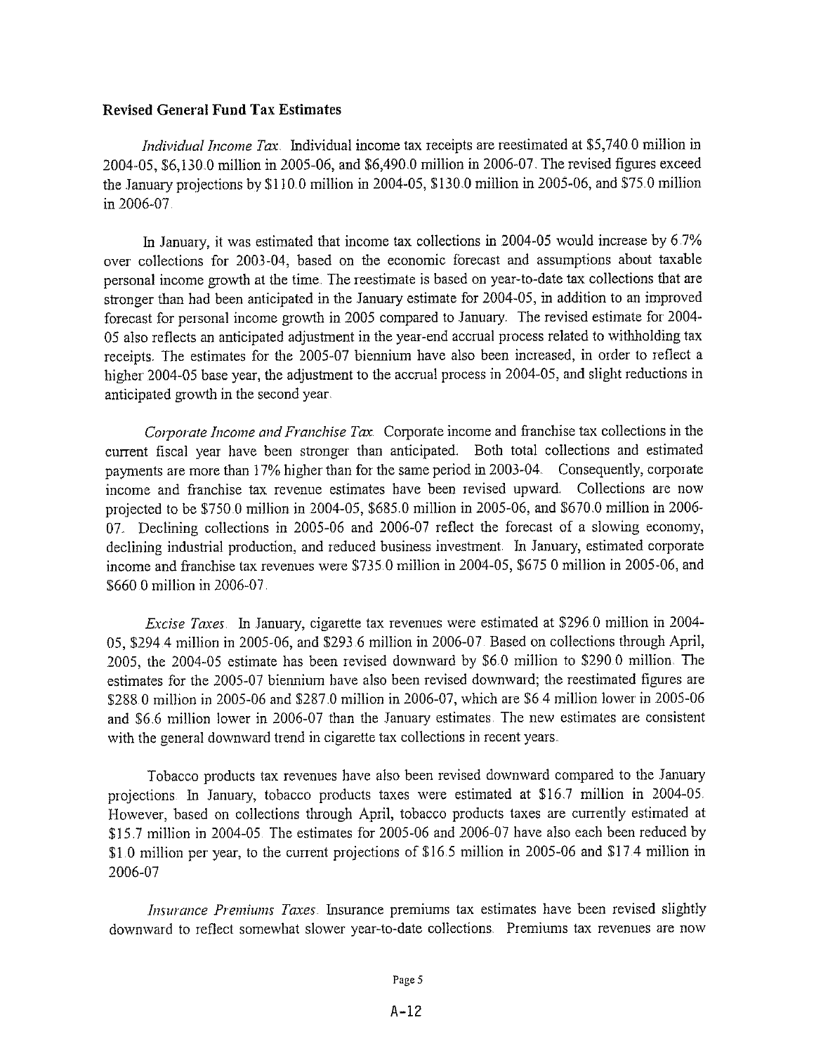**Revised General Fund Tax Estimates**

*Individual Income Tax.* Individual income tax receipts are reestimated at $5,740.0 million in 2004-05, $6,130.0 million in 2005-06, and $6,490.0 million in 2006-07. The revised figures exceed the January projections by $110.0 million in 2004-05, $130.0 million in 2005-06, and $75.0 million in 2006-07.

In January, it was estimated that income tax collections in 2004-05 would increase by 6.7% over collections for 2003-04, based on the economic forecast and assumptions about taxable personal income growth at the time. The reestimate is based on year-to-date tax collections that are stronger than had been anticipated in the January estimate for 2004-05, in addition to an improved forecast for personal income growth in 2005 compared to January. The revised estimate for 2004-05 also reflects an anticipated adjustment in the year-end accrual process related to withholding tax receipts. The estimates for the 2005-07 biennium have also been increased, in order to reflect a higher 2004-05 base year, the adjustment to the accrual process in 2004-05, and slight reductions in anticipated growth in the second year.

*Corporate Income and Franchise Tax.* Corporate income and franchise tax collections in the current fiscal year have been stronger than anticipated. Both total collections and estimated payments are more than 17% higher than for the same period in 2003-04. Consequently, corporate income and franchise tax revenue estimates have been revised upward. Collections are now projected to be $750.0 million in 2004-05, $685.0 million in 2005-06, and $670.0 million in 2006-07. Declining collections in 2005-06 and 2006-07 reflect the forecast of a slowing economy, declining industrial production, and reduced business investment. In January, estimated corporate income and franchise tax revenues were $735.0 million in 2004-05, $675.0 million in 2005-06, and $660.0 million in 2006-07.

*Excise Taxes.* In January, cigarette tax revenues were estimated at $296.0 million in 2004-05, $294.4 million in 2005-06, and $293.6 million in 2006-07. Based on collections through April, 2005, the 2004-05 estimate has been revised downward by $6.0 million to $290.0 million. The estimates for the 2005-07 biennium have also been revised downward; the reestimated figures are $288.0 million in 2005-06 and $287.0 million in 2006-07, which are $6.4 million lower in 2005-06 and $6.6 million lower in 2006-07 than the January estimates. The new estimates are consistent with the general downward trend in cigarette tax collections in recent years.

Tobacco products tax revenues have also been revised downward compared to the January projections. In January, tobacco products taxes were estimated at $16.7 million in 2004-05. However, based on collections through April, tobacco products taxes are currently estimated at $15.7 million in 2004-05. The estimates for 2005-06 and 2006-07 have also each been reduced by $1.0 million per year, to the current projections of $16.5 million in 2005-06 and $17.4 million in 2006-07.

*Insurance Premiums Taxes.* Insurance premiums tax estimates have been revised slightly downward to reflect somewhat slower year-to-date collections. Premiums tax revenues are now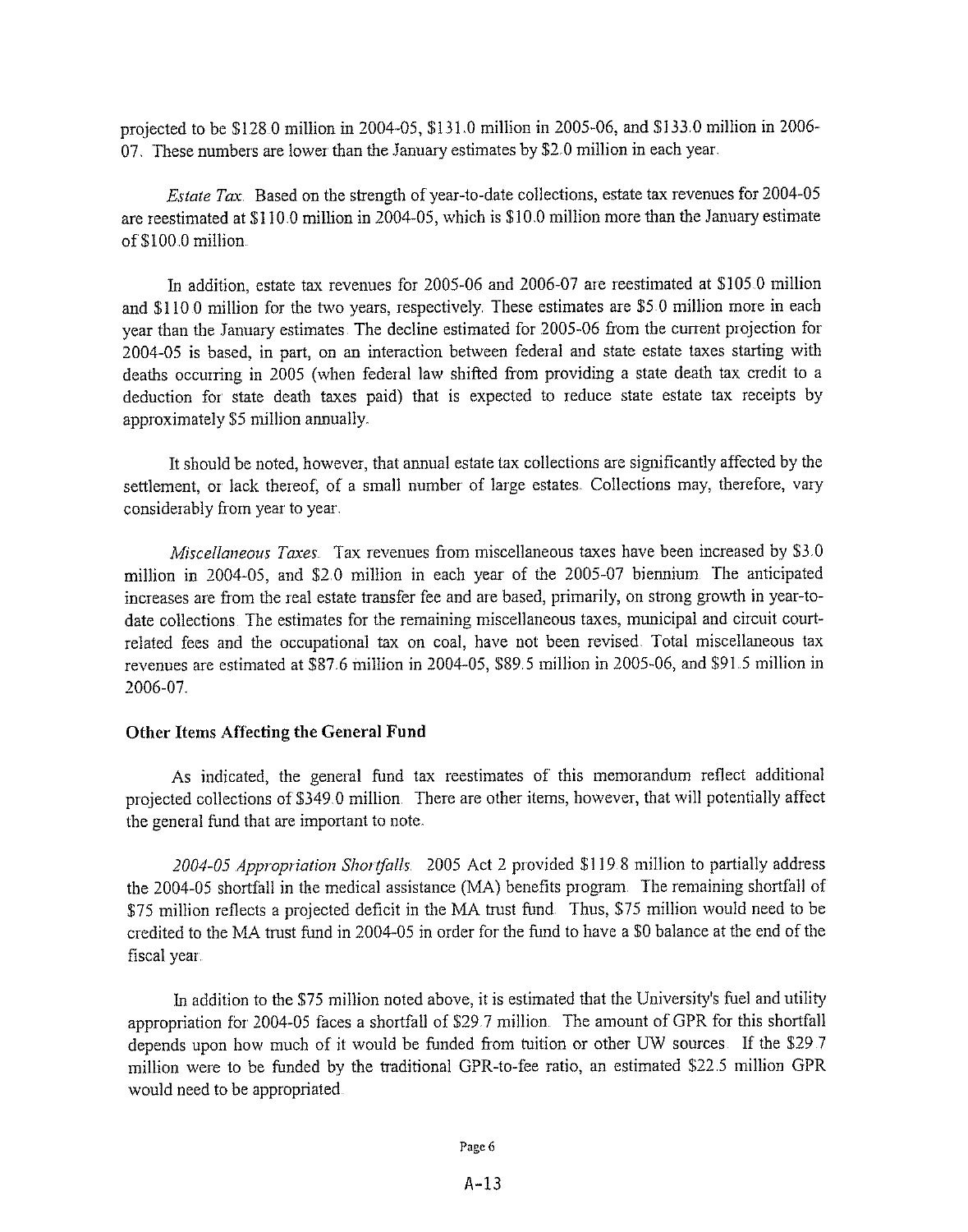projected to be $128.0 million in 2004-05, $131.0 million in 2005-06, and $133.0 million in 2006-07. These numbers are lower than the January estimates by $2.0 million in each year.

*Estate Tax.* Based on the strength of year-to-date collections, estate tax revenues for 2004-05 are reestimated at $110.0 million in 2004-05, which is $10.0 million more than the January estimate of $100.0 million.

In addition, estate tax revenues for 2005-06 and 2006-07 are reestimated at $105.0 million and $110.0 million for the two years, respectively. These estimates are $5.0 million more in each year than the January estimates. The decline estimated for 2005-06 from the current projection for 2004-05 is based, in part, on an interaction between federal and state estate taxes starting with deaths occurring in 2005 (when federal law shifted from providing a state death tax credit to a deduction for state death taxes paid) that is expected to reduce state estate tax receipts by approximately $5 million annually.

It should be noted, however, that annual estate tax collections are significantly affected by the settlement, or lack thereof, of a small number of large estates. Collections may, therefore, vary considerably from year to year.

*Miscellaneous Taxes.* Tax revenues from miscellaneous taxes have been increased by $3.0 million in 2004-05, and $2.0 million in each year of the 2005-07 biennium. The anticipated increases are from the real estate transfer fee and are based, primarily, on strong growth in year-to-date collections. The estimates for the remaining miscellaneous taxes, municipal and circuit court-related fees and the occupational tax on coal, have not been revised. Total miscellaneous tax revenues are estimated at $87.6 million in 2004-05, $89.5 million in 2005-06, and $91.5 million in 2006-07.

**Other Items Affecting the General Fund**

As indicated, the general fund tax reestimates of this memorandum reflect additional projected collections of $349.0 million. There are other items, however, that will potentially affect the general fund that are important to note.

*2004-05 Appropriation Shortfalls.* 2005 Act 2 provided $119.8 million to partially address the 2004-05 shortfall in the medical assistance (MA) benefits program. The remaining shortfall of $75 million reflects a projected deficit in the MA trust fund. Thus, $75 million would need to be credited to the MA trust fund in 2004-05 in order for the fund to have a $0 balance at the end of the fiscal year.

In addition to the $75 million noted above, it is estimated that the University's fuel and utility appropriation for 2004-05 faces a shortfall of $29.7 million. The amount of GPR for this shortfall depends upon how much of it would be funded from tuition or other UW sources. If the $29.7 million were to be funded by the traditional GPR-to-fee ratio, an estimated $22.5 million GPR would need to be appropriated.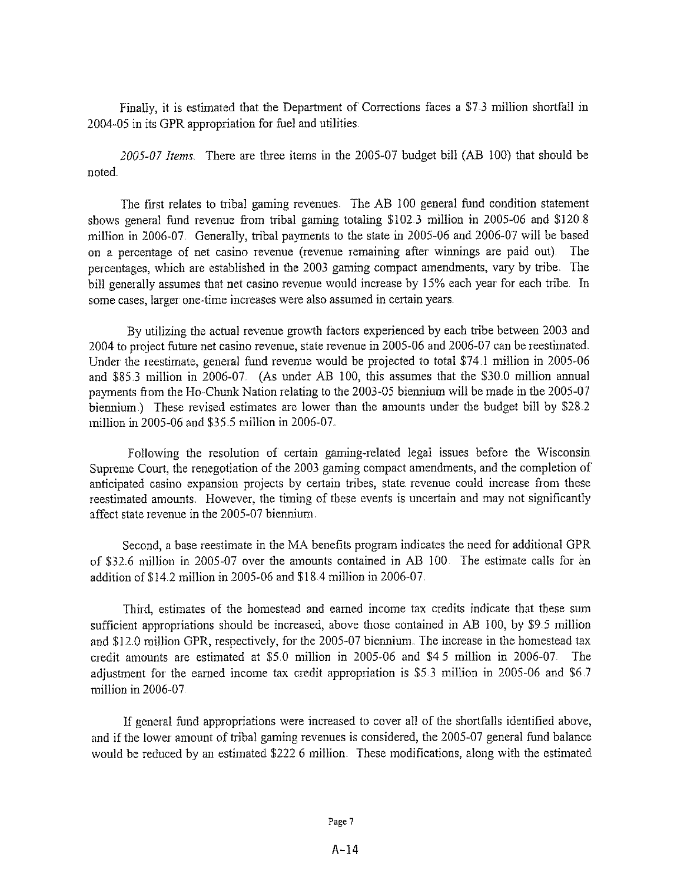Finally, it is estimated that the Department of Corrections faces a $7.3 million shortfall in 2004-05 in its GPR appropriation for fuel and utilities.

*2005-07 Items.* There are three items in the 2005-07 budget bill (AB 100) that should be noted.

The first relates to tribal gaming revenues. The AB 100 general fund condition statement shows general fund revenue from tribal gaming totaling $102.3 million in 2005-06 and $120.8 million in 2006-07. Generally, tribal payments to the state in 2005-06 and 2006-07 will be based on a percentage of net casino revenue (revenue remaining after winnings are paid out). The percentages, which are established in the 2003 gaming compact amendments, vary by tribe. The bill generally assumes that net casino revenue would increase by 15% each year for each tribe. In some cases, larger one-time increases were also assumed in certain years.

By utilizing the actual revenue growth factors experienced by each tribe between 2003 and 2004 to project future net casino revenue, state revenue in 2005-06 and 2006-07 can be reestimated. Under the reestimate, general fund revenue would be projected to total $74.1 million in 2005-06 and $85.3 million in 2006-07. (As under AB 100, this assumes that the $30.0 million annual payments from the Ho-Chunk Nation relating to the 2003-05 biennium will be made in the 2005-07 biennium.) These revised estimates are lower than the amounts under the budget bill by $28.2 million in 2005-06 and $35.5 million in 2006-07.

Following the resolution of certain gaming-related legal issues before the Wisconsin Supreme Court, the renegotiation of the 2003 gaming compact amendments, and the completion of anticipated casino expansion projects by certain tribes, state revenue could increase from these reestimated amounts. However, the timing of these events is uncertain and may not significantly affect state revenue in the 2005-07 biennium.

Second, a base reestimate in the MA benefits program indicates the need for additional GPR of $32.6 million in 2005-07 over the amounts contained in AB 100. The estimate calls for an addition of $14.2 million in 2005-06 and $18.4 million in 2006-07.

Third, estimates of the homestead and earned income tax credits indicate that these sum sufficient appropriations should be increased, above those contained in AB 100, by $9.5 million and $12.0 million GPR, respectively, for the 2005-07 biennium. The increase in the homestead tax credit amounts are estimated at $5.0 million in 2005-06 and $4.5 million in 2006-07. The adjustment for the earned income tax credit appropriation is $5.3 million in 2005-06 and $6.7 million in 2006-07.

If general fund appropriations were increased to cover all of the shortfalls identified above, and if the lower amount of tribal gaming revenues is considered, the 2005-07 general fund balance would be reduced by an estimated $222.6 million. These modifications, along with the estimated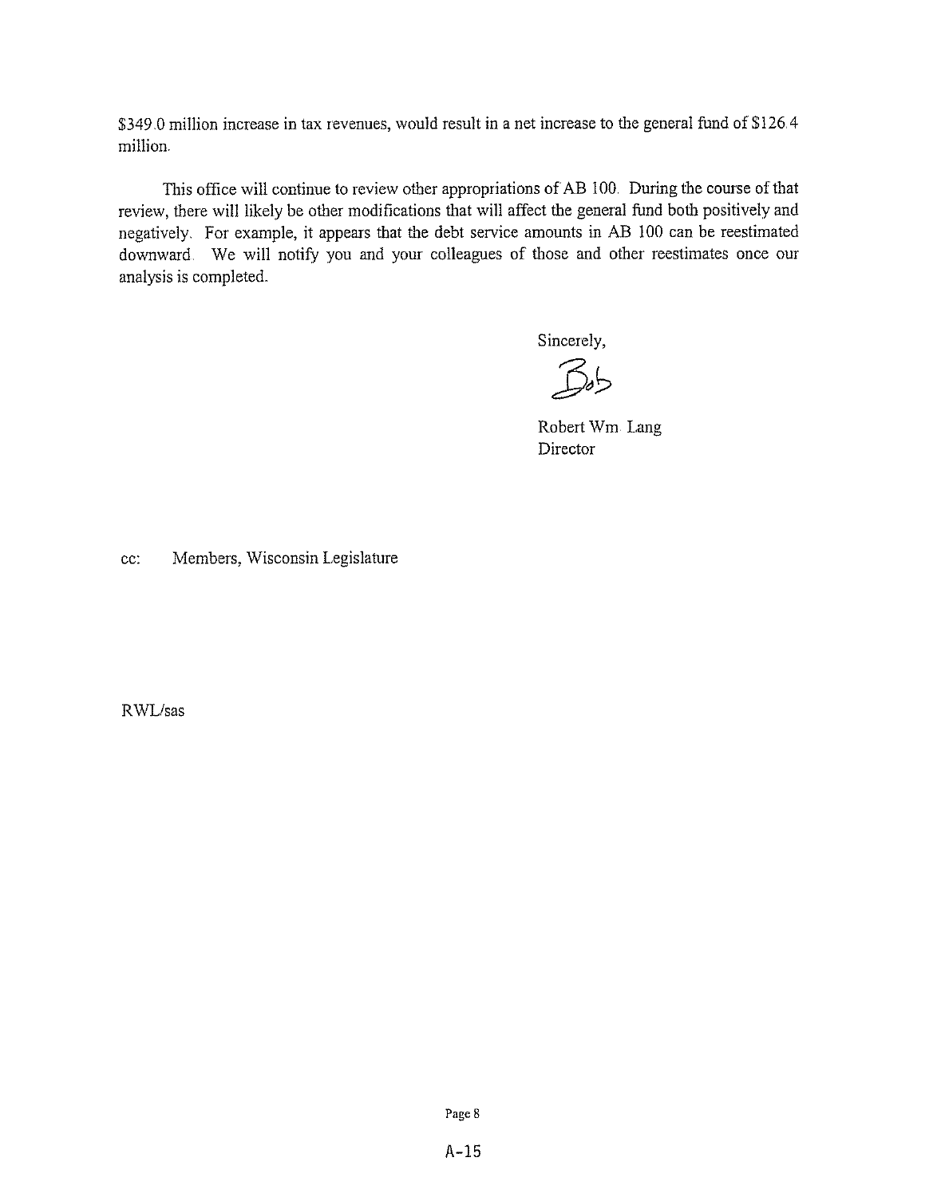$349.0 million increase in tax revenues, would result in a net increase to the general fund of $126.4 million.

This office will continue to review other appropriations of AB 100. During the course of that review, there will likely be other modifications that will affect the general fund both positively and negatively. For example, it appears that the debt service amounts in AB 100 can be reestimated downward. We will notify you and your colleagues of those and other reestimates once our analysis is completed.

Sincerely,

Bob

Robert Wm. Lang
Director

cc: Members, Wisconsin Legislature

RWL/sas

A-15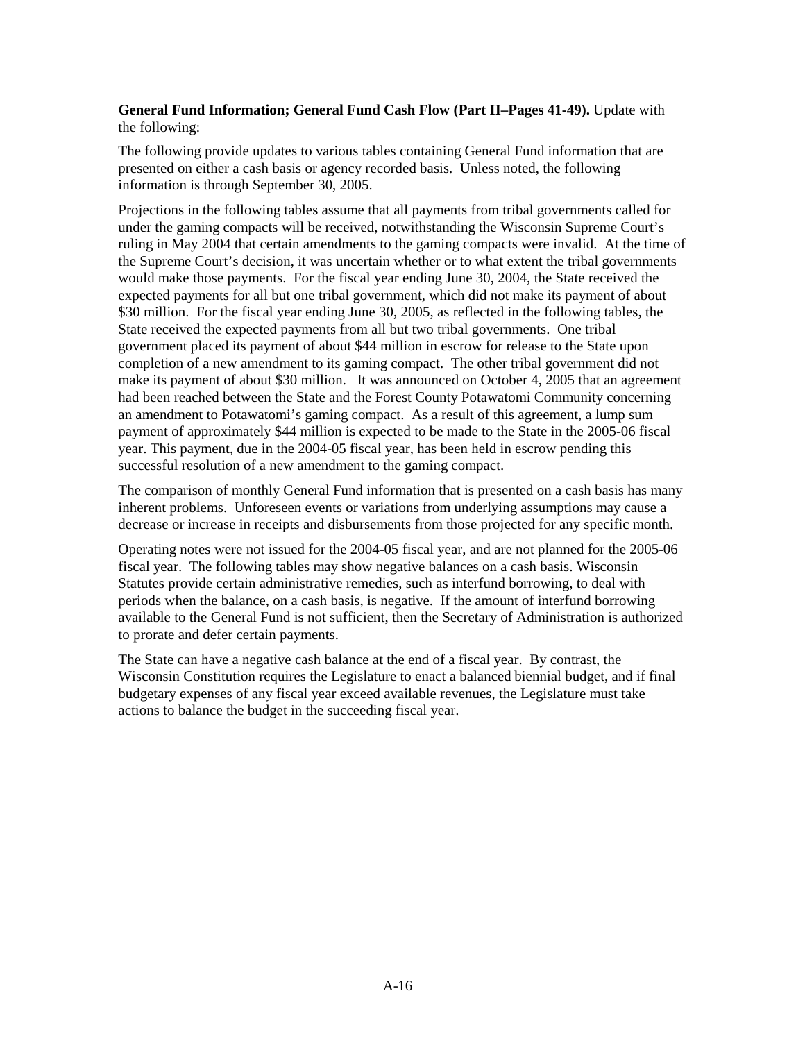**General Fund Information; General Fund Cash Flow (Part II–Pages 41-49).** Update with the following:

The following provide updates to various tables containing General Fund information that are presented on either a cash basis or agency recorded basis. Unless noted, the following information is through September 30, 2005.

Projections in the following tables assume that all payments from tribal governments called for under the gaming compacts will be received, notwithstanding the Wisconsin Supreme Court's ruling in May 2004 that certain amendments to the gaming compacts were invalid. At the time of the Supreme Court's decision, it was uncertain whether or to what extent the tribal governments would make those payments. For the fiscal year ending June 30, 2004, the State received the expected payments for all but one tribal government, which did not make its payment of about $30 million. For the fiscal year ending June 30, 2005, as reflected in the following tables, the State received the expected payments from all but two tribal governments. One tribal government placed its payment of about $44 million in escrow for release to the State upon completion of a new amendment to its gaming compact. The other tribal government did not make its payment of about $30 million. It was announced on October 4, 2005 that an agreement had been reached between the State and the Forest County Potawatomi Community concerning an amendment to Potawatomi's gaming compact. As a result of this agreement, a lump sum payment of approximately $44 million is expected to be made to the State in the 2005-06 fiscal year. This payment, due in the 2004-05 fiscal year, has been held in escrow pending this successful resolution of a new amendment to the gaming compact.

The comparison of monthly General Fund information that is presented on a cash basis has many inherent problems. Unforeseen events or variations from underlying assumptions may cause a decrease or increase in receipts and disbursements from those projected for any specific month.

Operating notes were not issued for the 2004-05 fiscal year, and are not planned for the 2005-06 fiscal year. The following tables may show negative balances on a cash basis. Wisconsin Statutes provide certain administrative remedies, such as interfund borrowing, to deal with periods when the balance, on a cash basis, is negative. If the amount of interfund borrowing available to the General Fund is not sufficient, then the Secretary of Administration is authorized to prorate and defer certain payments.

The State can have a negative cash balance at the end of a fiscal year. By contrast, the Wisconsin Constitution requires the Legislature to enact a balanced biennial budget, and if final budgetary expenses of any fiscal year exceed available revenues, the Legislature must take actions to balance the budget in the succeeding fiscal year.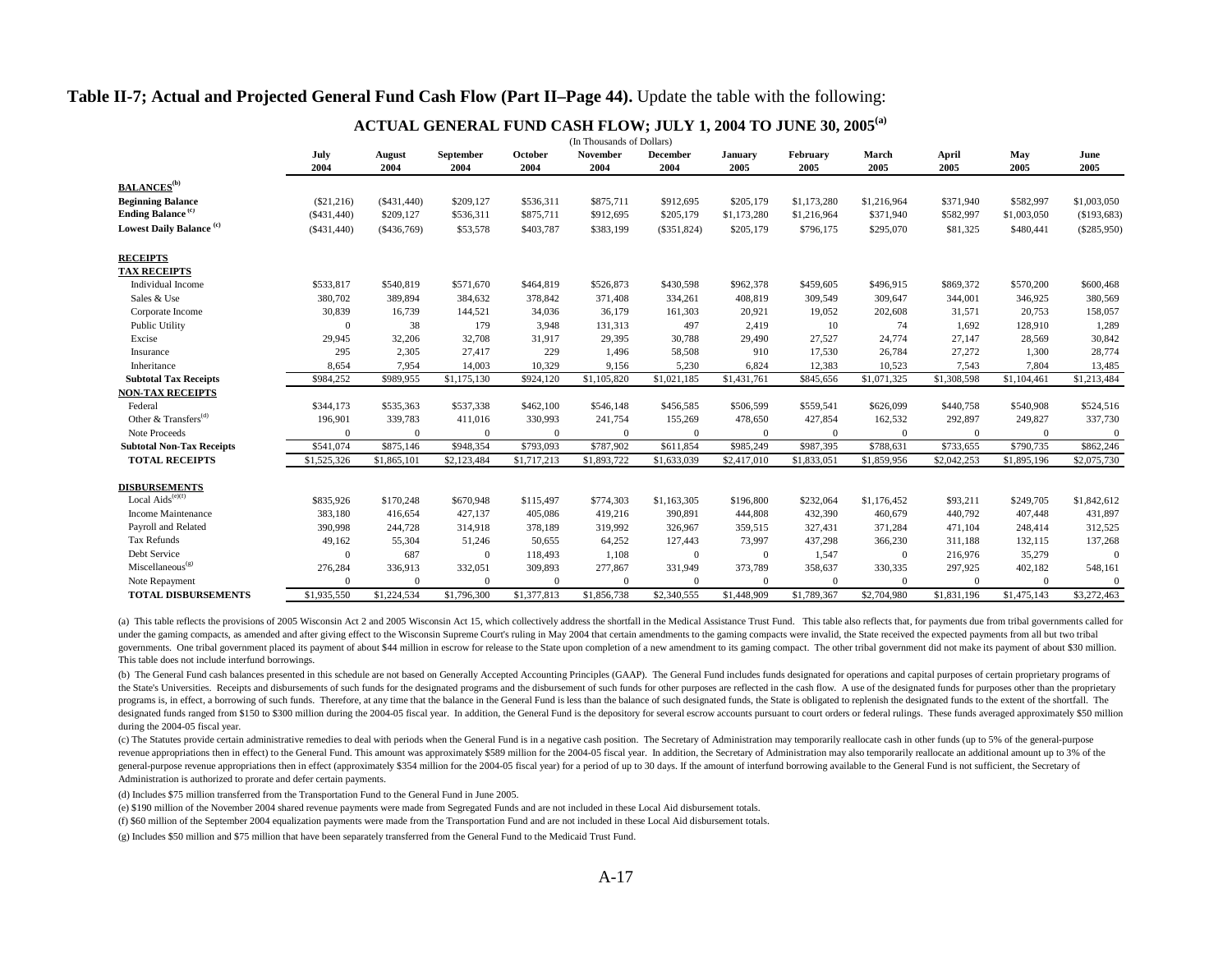**Table II-7; Actual and Projected General Fund Cash Flow (Part II–Page 44).** Update the table with the following:

## ACTUAL GENERAL FUND CASH FLOW; JULY 1, 2004 TO JUNE 30, 2005[(a)]

(In Thousands of Dollars)

| | July 2004 | August 2004 | September 2004 | October 2004 | November 2004 | December 2004 | January 2005 | February 2005 | March 2005 | April 2005 | May 2005 | June 2005 |
|---|---|---|---|---|---|---|---|---|---|---|---|---|
| **BALANCES[(b)]** | | | | | | | | | | | | |
| **Beginning Balance** | ($21,216) | ($431,440) | $209,127 | $536,311 | $875,711 | $912,695 | $205,179 | $1,173,280 | $1,216,964 | $371,940 | $582,997 | $1,003,050 |
| **Ending Balance[(c)]** | ($431,440) | $209,127 | $536,311 | $875,711 | $912,695 | $205,179 | $1,173,280 | $1,216,964 | $371,940 | $582,997 | $1,003,050 | ($193,683) |
| **Lowest Daily Balance[(c)]** | ($431,440) | ($436,769) | $53,578 | $403,787 | $383,199 | ($351,824) | $205,179 | $796,175 | $295,070 | $81,325 | $480,441 | ($285,950) |
| **RECEIPTS** | | | | | | | | | | | | |
| **TAX RECEIPTS** | | | | | | | | | | | | |
| Individual Income | $533,817 | $540,819 | $571,670 | $464,819 | $526,873 | $430,598 | $962,378 | $459,605 | $496,915 | $869,372 | $570,200 | $600,468 |
| Sales & Use | 380,702 | 389,894 | 384,632 | 378,842 | 371,408 | 334,261 | 408,819 | 309,549 | 309,647 | 344,001 | 346,925 | 380,569 |
| Corporate Income | 30,839 | 16,739 | 144,521 | 34,036 | 36,179 | 161,303 | 20,921 | 19,052 | 202,608 | 31,571 | 20,753 | 158,057 |
| Public Utility | 0 | 38 | 179 | 3,948 | 131,313 | 497 | 2,419 | 10 | 74 | 1,692 | 128,910 | 1,289 |
| Excise | 29,945 | 32,206 | 32,708 | 31,917 | 29,395 | 30,788 | 29,490 | 27,527 | 24,774 | 27,147 | 28,569 | 30,842 |
| Insurance | 295 | 2,305 | 27,417 | 229 | 1,496 | 58,508 | 910 | 17,530 | 26,784 | 27,272 | 1,300 | 28,774 |
| Inheritance | 8,654 | 7,954 | 14,003 | 10,329 | 9,156 | 5,230 | 6,824 | 12,383 | 10,523 | 7,543 | 7,804 | 13,485 |
| **Subtotal Tax Receipts** | $984,252 | $989,955 | $1,175,130 | $924,120 | $1,105,820 | $1,021,185 | $1,431,761 | $845,656 | $1,071,325 | $1,308,598 | $1,104,461 | $1,213,484 |
| **NON-TAX RECEIPTS** | | | | | | | | | | | | |
| Federal | $344,173 | $535,363 | $537,338 | $462,100 | $546,148 | $456,585 | $506,599 | $559,541 | $626,099 | $440,758 | $540,908 | $524,516 |
| Other & Transfers[(d)] | 196,901 | 339,783 | 411,016 | 330,993 | 241,754 | 155,269 | 478,650 | 427,854 | 162,532 | 292,897 | 249,827 | 337,730 |
| Note Proceeds | 0 | 0 | 0 | 0 | 0 | 0 | 0 | 0 | 0 | 0 | 0 | 0 |
| **Subtotal Non-Tax Receipts** | $541,074 | $875,146 | $948,354 | $793,093 | $787,902 | $611,854 | $985,249 | $987,395 | $788,631 | $733,655 | $790,735 | $862,246 |
| **TOTAL RECEIPTS** | $1,525,326 | $1,865,101 | $2,123,484 | $1,717,213 | $1,893,722 | $1,633,039 | $2,417,010 | $1,833,051 | $1,859,956 | $2,042,253 | $1,895,196 | $2,075,730 |
| **DISBURSEMENTS** | | | | | | | | | | | | |
| Local Aids[(e)(f)] | $835,926 | $170,248 | $670,948 | $115,497 | $774,303 | $1,163,305 | $196,800 | $232,064 | $1,176,452 | $93,211 | $249,705 | $1,842,612 |
| Income Maintenance | 383,180 | 416,654 | 427,137 | 405,086 | 419,216 | 390,891 | 444,808 | 432,390 | 460,679 | 440,792 | 407,448 | 431,897 |
| Payroll and Related | 390,998 | 244,728 | 314,918 | 378,189 | 319,992 | 326,967 | 359,515 | 327,431 | 371,284 | 471,104 | 248,414 | 312,525 |
| Tax Refunds | 49,162 | 55,304 | 51,246 | 50,655 | 64,252 | 127,443 | 73,997 | 437,298 | 366,230 | 311,188 | 132,115 | 137,268 |
| Debt Service | 0 | 687 | 0 | 118,493 | 1,108 | 0 | 0 | 1,547 | 0 | 216,976 | 35,279 | 0 |
| Miscellaneous[(g)] | 276,284 | 336,913 | 332,051 | 309,893 | 277,867 | 331,949 | 373,789 | 358,637 | 330,335 | 297,925 | 402,182 | 548,161 |
| Note Repayment | 0 | 0 | 0 | 0 | 0 | 0 | 0 | 0 | 0 | 0 | 0 | 0 |
| **TOTAL DISBURSEMENTS** | $1,935,550 | $1,224,534 | $1,796,300 | $1,377,813 | $1,856,738 | $2,340,555 | $1,448,909 | $1,789,367 | $2,704,980 | $1,831,196 | $1,475,143 | $3,272,463 |

(a) This table reflects the provisions of 2005 Wisconsin Act 2 and 2005 Wisconsin Act 15, which collectively address the shortfall in the Medical Assistance Trust Fund. This table also reflects that, for payments due from tribal governments called for under the gaming compacts, as amended and after giving effect to the Wisconsin Supreme Court's ruling in May 2004 that certain amendments to the gaming compacts were invalid, the State received the expected payments from all but two tribal governments. One tribal government placed its payment of about $44 million in escrow for release to the State upon completion of a new amendment to its gaming compact. The other tribal government did not make its payment of about $30 million. This table does not include interfund borrowings.

(b) The General Fund cash balances presented in this schedule are not based on Generally Accepted Accounting Principles (GAAP). The General Fund includes funds designated for operations and capital purposes of certain proprietary programs of the State's Universities. Receipts and disbursements of such funds for the designated programs and the disbursement of such funds for other purposes are reflected in the cash flow. A use of the designated funds for purposes other than the proprietary programs is, in effect, a borrowing of such funds. Therefore, at any time that the balance in the General Fund is less than the balance of such designated funds, the State is obligated to replenish the designated funds to the extent of the shortfall. The designated funds ranged from $150 to $300 million during the 2004-05 fiscal year. In addition, the General Fund is the depository for several escrow accounts pursuant to court orders or federal rulings. These funds averaged approximately $50 million during the 2004-05 fiscal year.

(c) The Statutes provide certain administrative remedies to deal with periods when the General Fund is in a negative cash position. The Secretary of Administration may temporarily reallocate cash in other funds (up to 5% of the general-purpose revenue appropriations then in effect) to the General Fund. This amount was approximately $589 million for the 2004-05 fiscal year. In addition, the Secretary of Administration may also temporarily reallocate an additional amount up to 3% of the general-purpose revenue appropriations then in effect (approximately $354 million for the 2004-05 fiscal year) for a period of up to 30 days. If the amount of interfund borrowing available to the General Fund is not sufficient, the Secretary of Administration is authorized to prorate and defer certain payments.

(d) Includes $75 million transferred from the Transportation Fund to the General Fund in June 2005.

(e) $190 million of the November 2004 shared revenue payments were made from Segregated Funds and are not included in these Local Aid disbursement totals.

(f) $60 million of the September 2004 equalization payments were made from the Transportation Fund and are not included in these Local Aid disbursement totals.

(g) Includes $50 million and $75 million that have been separately transferred from the General Fund to the Medicaid Trust Fund.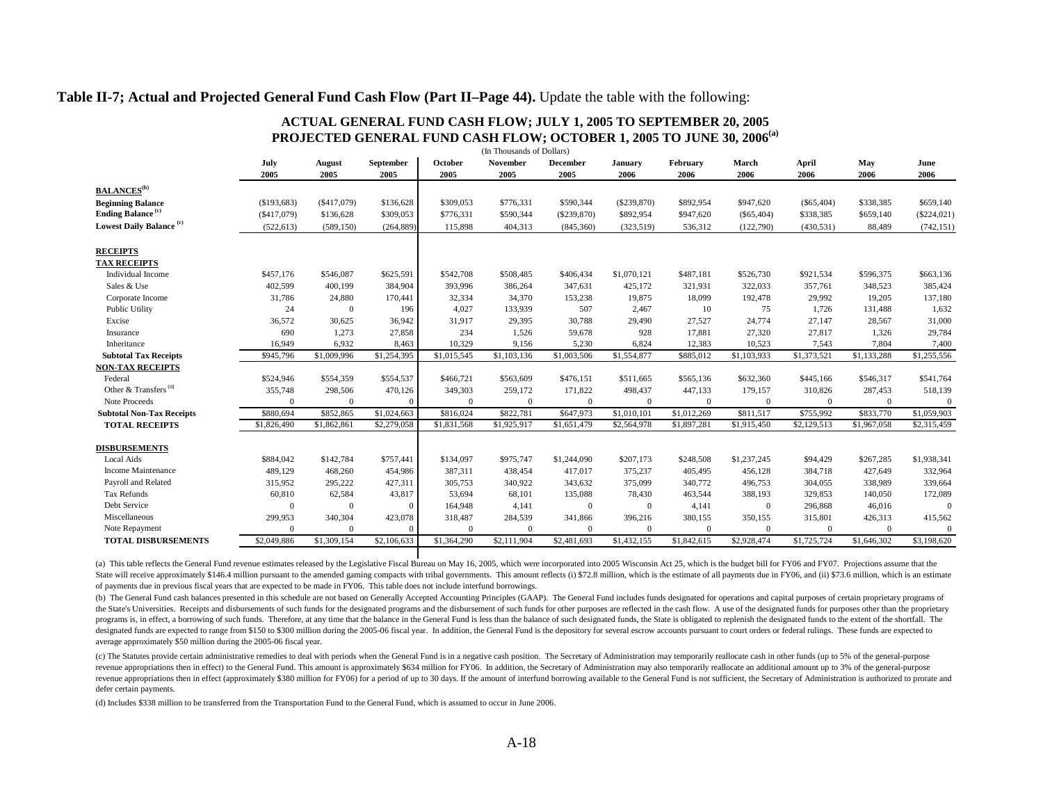**Table II-7; Actual and Projected General Fund Cash Flow (Part II–Page 44).** Update the table with the following:

## ACTUAL GENERAL FUND CASH FLOW; JULY 1, 2005 TO SEPTEMBER 20, 2005
## PROJECTED GENERAL FUND CASH FLOW; OCTOBER 1, 2005 TO JUNE 30, 2006[(a)]

(In Thousands of Dollars)

| | July 2005 | August 2005 | September 2005 | October 2005 | November 2005 | December 2005 | January 2006 | February 2006 | March 2006 | April 2006 | May 2006 | June 2006 |
|---|---|---|---|---|---|---|---|---|---|---|---|---|
| **BALANCES**[(b)] | | | | | | | | | | | | |
| **Beginning Balance** | ($193,683) | ($417,079) | $136,628 | $309,053 | $776,331 | $590,344 | ($239,870) | $892,954 | $947,620 | ($65,404) | $338,385 | $659,140 |
| **Ending Balance** [(c)] | ($417,079) | $136,628 | $309,053 | $776,331 | $590,344 | ($239,870) | $892,954 | $947,620 | ($65,404) | $338,385 | $659,140 | ($224,021) |
| **Lowest Daily Balance** [(c)] | (522,613) | (589,150) | (264,889) | 115,898 | 404,313 | (845,360) | (323,519) | 536,312 | (122,790) | (430,531) | 88,489 | (742,151) |
| **RECEIPTS** | | | | | | | | | | | | |
| **TAX RECEIPTS** | | | | | | | | | | | | |
| Individual Income | $457,176 | $546,087 | $625,591 | $542,708 | $508,485 | $406,434 | $1,070,121 | $487,181 | $526,730 | $921,534 | $596,375 | $663,136 |
| Sales & Use | 402,599 | 400,199 | 384,904 | 393,996 | 386,264 | 347,631 | 425,172 | 321,931 | 322,033 | 357,761 | 348,523 | 385,424 |
| Corporate Income | 31,786 | 24,880 | 170,441 | 32,334 | 34,370 | 153,238 | 19,875 | 18,099 | 192,478 | 29,992 | 19,205 | 137,180 |
| Public Utility | 24 | 0 | 196 | 4,027 | 133,939 | 507 | 2,467 | 10 | 75 | 1,726 | 131,488 | 1,632 |
| Excise | 36,572 | 30,625 | 36,942 | 31,917 | 29,395 | 30,788 | 29,490 | 27,527 | 24,774 | 27,147 | 28,567 | 31,000 |
| Insurance | 690 | 1,273 | 27,858 | 234 | 1,526 | 59,678 | 928 | 17,881 | 27,320 | 27,817 | 1,326 | 29,784 |
| Inheritance | 16,949 | 6,932 | 8,463 | 10,329 | 9,156 | 5,230 | 6,824 | 12,383 | 10,523 | 7,543 | 7,804 | 7,400 |
| **Subtotal Tax Receipts** | $945,796 | $1,009,996 | $1,254,395 | $1,015,545 | $1,103,136 | $1,003,506 | $1,554,877 | $885,012 | $1,103,933 | $1,373,521 | $1,133,288 | $1,255,556 |
| **NON-TAX RECEIPTS** | | | | | | | | | | | | |
| Federal | $524,946 | $554,359 | $554,537 | $466,721 | $563,609 | $476,151 | $511,665 | $565,136 | $632,360 | $445,166 | $546,317 | $541,764 |
| Other & Transfers [(d)] | 355,748 | 298,506 | 470,126 | 349,303 | 259,172 | 171,822 | 498,437 | 447,133 | 179,157 | 310,826 | 287,453 | 518,139 |
| Note Proceeds | 0 | 0 | 0 | 0 | 0 | 0 | 0 | 0 | 0 | 0 | 0 | 0 |
| **Subtotal Non-Tax Receipts** | $880,694 | $852,865 | $1,024,663 | $816,024 | $822,781 | $647,973 | $1,010,101 | $1,012,269 | $811,517 | $755,992 | $833,770 | $1,059,903 |
| **TOTAL RECEIPTS** | $1,826,490 | $1,862,861 | $2,279,058 | $1,831,568 | $1,925,917 | $1,651,479 | $2,564,978 | $1,897,281 | $1,915,450 | $2,129,513 | $1,967,058 | $2,315,459 |
| **DISBURSEMENTS** | | | | | | | | | | | | |
| Local Aids | $884,042 | $142,784 | $757,441 | $134,097 | $975,747 | $1,244,090 | $207,173 | $248,508 | $1,237,245 | $94,429 | $267,285 | $1,938,341 |
| Income Maintenance | 489,129 | 468,260 | 454,986 | 387,311 | 438,454 | 417,017 | 375,237 | 405,495 | 456,128 | 384,718 | 427,649 | 332,964 |
| Payroll and Related | 315,952 | 295,222 | 427,311 | 305,753 | 340,922 | 343,632 | 375,099 | 340,772 | 496,753 | 304,055 | 338,989 | 339,664 |
| Tax Refunds | 60,810 | 62,584 | 43,817 | 53,694 | 68,101 | 135,088 | 78,430 | 463,544 | 388,193 | 329,853 | 140,050 | 172,089 |
| Debt Service | 0 | 0 | 0 | 164,948 | 4,141 | 0 | 0 | 4,141 | 0 | 296,868 | 46,016 | 0 |
| Miscellaneous | 299,953 | 340,304 | 423,078 | 318,487 | 284,539 | 341,866 | 396,216 | 380,155 | 350,155 | 315,801 | 426,313 | 415,562 |
| Note Repayment | 0 | 0 | 0 | 0 | 0 | 0 | 0 | 0 | 0 | 0 | 0 | 0 |
| **TOTAL DISBURSEMENTS** | $2,049,886 | $1,309,154 | $2,106,633 | $1,364,290 | $2,111,904 | $2,481,693 | $1,432,155 | $1,842,615 | $2,928,474 | $1,725,724 | $1,646,302 | $3,198,620 |

(a) This table reflects the General Fund revenue estimates released by the Legislative Fiscal Bureau on May 16, 2005, which were incorporated into 2005 Wisconsin Act 25, which is the budget bill for FY06 and FY07. Projections assume that the State will receive approximately $146.4 million pursuant to the amended gaming compacts with tribal governments. This amount reflects (i) $72.8 million, which is the estimate of all payments due in FY06, and (ii) $73.6 million, which is an estimate of payments due in previous fiscal years that are expected to be made in FY06. This table does not include interfund borrowings.

(b) The General Fund cash balances presented in this schedule are not based on Generally Accepted Accounting Principles (GAAP). The General Fund includes funds designated for operations and capital purposes of certain proprietary programs of the State's Universities. Receipts and disbursements of such funds for the designated programs and the disbursement of such funds for other purposes are reflected in the cash flow. A use of the designated funds for purposes other than the proprietary programs is, in effect, a borrowing of such funds. Therefore, at any time that the balance in the General Fund is less than the balance of such designated funds, the State is obligated to replenish the designated funds to the extent of the shortfall. The designated funds are expected to range from $150 to $300 million during the 2005-06 fiscal year. In addition, the General Fund is the depository for several escrow accounts pursuant to court orders or federal rulings. These funds are expected to average approximately $50 million during the 2005-06 fiscal year.

(c) The Statutes provide certain administrative remedies to deal with periods when the General Fund is in a negative cash position. The Secretary of Administration may temporarily reallocate cash in other funds (up to 5% of the general-purpose revenue appropriations then in effect) to the General Fund. This amount is approximately $634 million for FY06. In addition, the Secretary of Administration may also temporarily reallocate an additional amount up to 3% of the general-purpose revenue appropriations then in effect (approximately $380 million for FY06) for a period of up to 30 days. If the amount of interfund borrowing available to the General Fund is not sufficient, the Secretary of Administration is authorized to prorate and defer certain payments.

(d) Includes $338 million to be transferred from the Transportation Fund to the General Fund, which is assumed to occur in June 2006.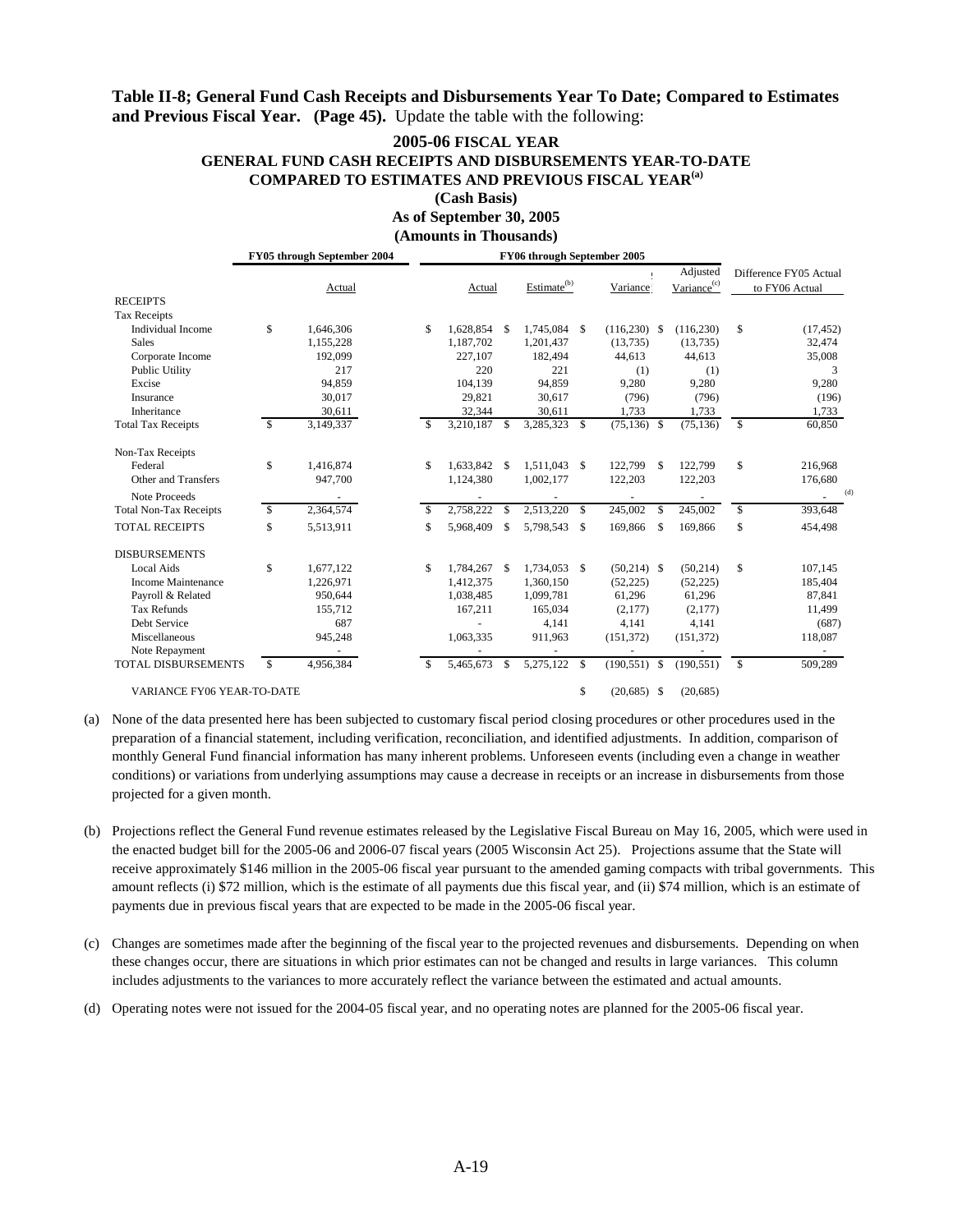**Table II-8; General Fund Cash Receipts and Disbursements Year To Date; Compared to Estimates and Previous Fiscal Year. (Page 45).** Update the table with the following:

**2005-06 FISCAL YEAR**
**GENERAL FUND CASH RECEIPTS AND DISBURSEMENTS YEAR-TO-DATE**
**COMPARED TO ESTIMATES AND PREVIOUS FISCAL YEAR[(a)]**
**(Cash Basis)**
**As of September 30, 2005**
**(Amounts in Thousands)**

| | FY05 through September 2004 | FY06 through September 2005 | | | | |
|---|---|---|---|---|---|---|
| | Actual | Actual | Estimate[(b)] | Variance | Adjusted Variance[(c)] | Difference FY05 Actual to FY06 Actual |
| **RECEIPTS** | | | | | | |
| Tax Receipts | | | | | | |
| Individual Income | $ 1,646,306 | $ 1,628,854 | $ 1,745,084 | $ (116,230) | $ (116,230) | $ (17,452) |
| Sales | 1,155,228 | 1,187,702 | 1,201,437 | (13,735) | (13,735) | 32,474 |
| Corporate Income | 192,099 | 227,107 | 182,494 | 44,613 | 44,613 | 35,008 |
| Public Utility | 217 | 220 | 221 | (1) | (1) | 3 |
| Excise | 94,859 | 104,139 | 94,859 | 9,280 | 9,280 | 9,280 |
| Insurance | 30,017 | 29,821 | 30,617 | (796) | (796) | (196) |
| Inheritance | 30,611 | 32,344 | 30,611 | 1,733 | 1,733 | 1,733 |
| Total Tax Receipts | $ 3,149,337 | $ 3,210,187 | $ 3,285,323 | $ (75,136) | $ (75,136) | $ 60,850 |
| Non-Tax Receipts | | | | | | |
| Federal | $ 1,416,874 | $ 1,633,842 | $ 1,511,043 | $ 122,799 | $ 122,799 | $ 216,968 |
| Other and Transfers | 947,700 | 1,124,380 | 1,002,177 | 122,203 | 122,203 | 176,680 |
| Note Proceeds | - | - | - | - | - | - [(d)] |
| Total Non-Tax Receipts | $ 2,364,574 | $ 2,758,222 | $ 2,513,220 | $ 245,002 | $ 245,002 | $ 393,648 |
| TOTAL RECEIPTS | $ 5,513,911 | $ 5,968,409 | $ 5,798,543 | $ 169,866 | $ 169,866 | $ 454,498 |
| **DISBURSEMENTS** | | | | | | |
| Local Aids | $ 1,677,122 | $ 1,784,267 | $ 1,734,053 | $ (50,214) | $ (50,214) | $ 107,145 |
| Income Maintenance | 1,226,971 | 1,412,375 | 1,360,150 | (52,225) | (52,225) | 185,404 |
| Payroll & Related | 950,644 | 1,038,485 | 1,099,781 | 61,296 | 61,296 | 87,841 |
| Tax Refunds | 155,712 | 167,211 | 165,034 | (2,177) | (2,177) | 11,499 |
| Debt Service | 687 | - | 4,141 | 4,141 | 4,141 | (687) |
| Miscellaneous | 945,248 | 1,063,335 | 911,963 | (151,372) | (151,372) | 118,087 |
| Note Repayment | - | - | - | - | - | - |
| TOTAL DISBURSEMENTS | $ 4,956,384 | $ 5,465,673 | $ 5,275,122 | $ (190,551) | $ (190,551) | $ 509,289 |
| VARIANCE FY06 YEAR-TO-DATE | | | | $ (20,685) | $ (20,685) | |

(a) None of the data presented here has been subjected to customary fiscal period closing procedures or other procedures used in the preparation of a financial statement, including verification, reconciliation, and identified adjustments. In addition, comparison of monthly General Fund financial information has many inherent problems. Unforeseen events (including even a change in weather conditions) or variations from underlying assumptions may cause a decrease in receipts or an increase in disbursements from those projected for a given month.

(b) Projections reflect the General Fund revenue estimates released by the Legislative Fiscal Bureau on May 16, 2005, which were used in the enacted budget bill for the 2005-06 and 2006-07 fiscal years (2005 Wisconsin Act 25). Projections assume that the State will receive approximately $146 million in the 2005-06 fiscal year pursuant to the amended gaming compacts with tribal governments. This amount reflects (i) $72 million, which is the estimate of all payments due this fiscal year, and (ii) $74 million, which is an estimate of payments due in previous fiscal years that are expected to be made in the 2005-06 fiscal year.

(c) Changes are sometimes made after the beginning of the fiscal year to the projected revenues and disbursements. Depending on when these changes occur, there are situations in which prior estimates can not be changed and results in large variances. This column includes adjustments to the variances to more accurately reflect the variance between the estimated and actual amounts.

(d) Operating notes were not issued for the 2004-05 fiscal year, and no operating notes are planned for the 2005-06 fiscal year.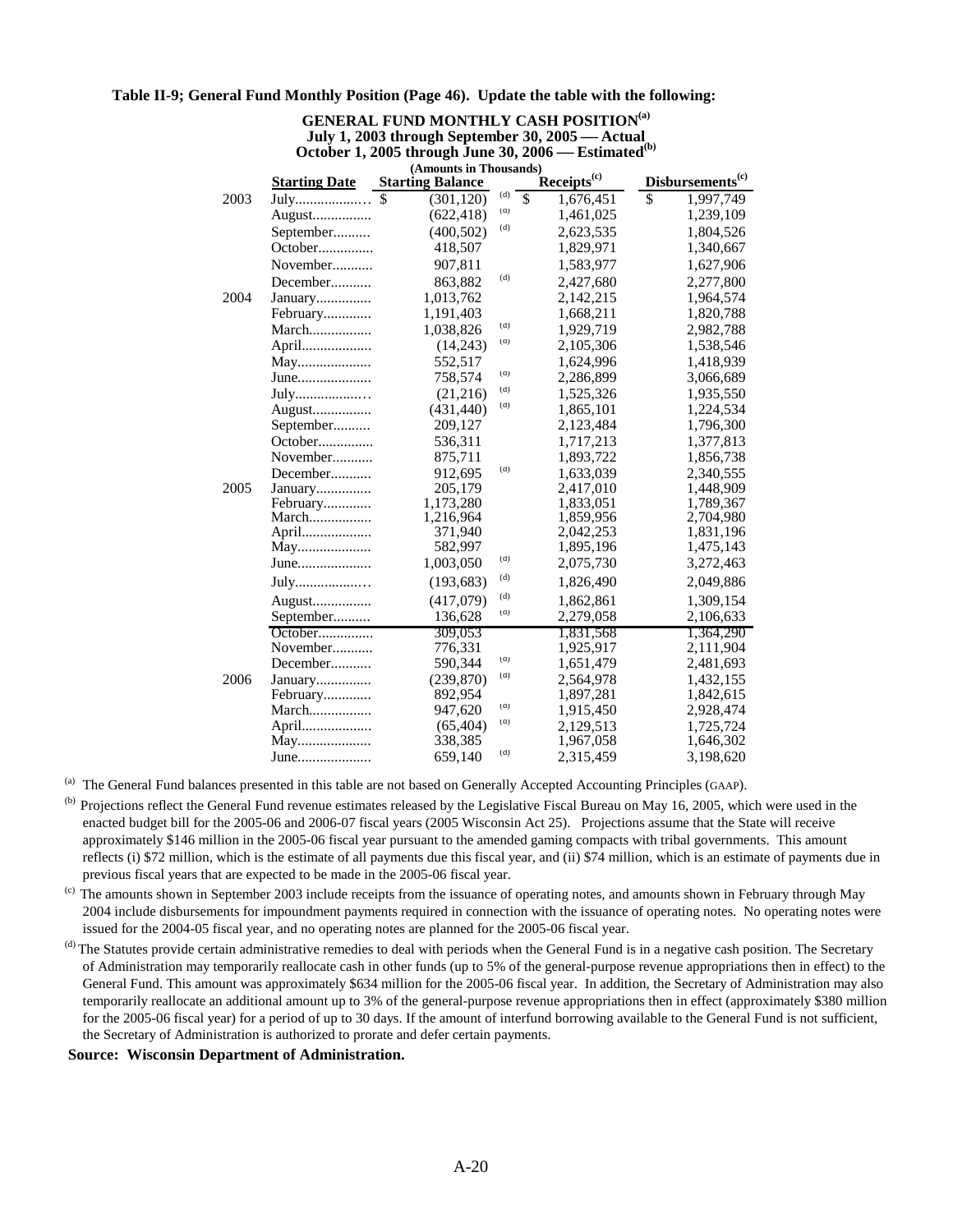**Table II-9; General Fund Monthly Position (Page 46). Update the table with the following:**

**GENERAL FUND MONTHLY CASH POSITION[(a)]**
**July 1, 2003 through September 30, 2005 — Actual**
**October 1, 2005 through June 30, 2006 — Estimated[(b)]**
**(Amounts in Thousands)**

| | Starting Date | Starting Balance | | Receipts[(c)] | Disbursements[(c)] |
|---|---|---|---|---|---|
| 2003 | July | $ (301,120) | (d) | $ 1,676,451 | $ 1,997,749 |
| | August | (622,418) | (d) | 1,461,025 | 1,239,109 |
| | September | (400,502) | (d) | 2,623,535 | 1,804,526 |
| | October | 418,507 | | 1,829,971 | 1,340,667 |
| | November | 907,811 | | 1,583,977 | 1,627,906 |
| | December | 863,882 | (d) | 2,427,680 | 2,277,800 |
| 2004 | January | 1,013,762 | | 2,142,215 | 1,964,574 |
| | February | 1,191,403 | | 1,668,211 | 1,820,788 |
| | March | 1,038,826 | (d) | 1,929,719 | 2,982,788 |
| | April | (14,243) | (d) | 2,105,306 | 1,538,546 |
| | May | 552,517 | | 1,624,996 | 1,418,939 |
| | June | 758,574 | (d) | 2,286,899 | 3,066,689 |
| | July | (21,216) | (d) | 1,525,326 | 1,935,550 |
| | August | (431,440) | (d) | 1,865,101 | 1,224,534 |
| | September | 209,127 | | 2,123,484 | 1,796,300 |
| | October | 536,311 | | 1,717,213 | 1,377,813 |
| | November | 875,711 | | 1,893,722 | 1,856,738 |
| | December | 912,695 | (d) | 1,633,039 | 2,340,555 |
| 2005 | January | 205,179 | | 2,417,010 | 1,448,909 |
| | February | 1,173,280 | | 1,833,051 | 1,789,367 |
| | March | 1,216,964 | | 1,859,956 | 2,704,980 |
| | April | 371,940 | | 2,042,253 | 1,831,196 |
| | May | 582,997 | | 1,895,196 | 1,475,143 |
| | June | 1,003,050 | (d) | 2,075,730 | 3,272,463 |
| | July | (193,683) | (d) | 1,826,490 | 2,049,886 |
| | August | (417,079) | (d) | 1,862,861 | 1,309,154 |
| | September | 136,628 | (d) | 2,279,058 | 2,106,633 |
| | October | 309,053 | | 1,831,568 | 1,364,290 |
| | November | 776,331 | | 1,925,917 | 2,111,904 |
| | December | 590,344 | (d) | 1,651,479 | 2,481,693 |
| 2006 | January | (239,870) | (d) | 2,564,978 | 1,432,155 |
| | February | 892,954 | | 1,897,281 | 1,842,615 |
| | March | 947,620 | (d) | 1,915,450 | 2,928,474 |
| | April | (65,404) | (d) | 2,129,513 | 1,725,724 |
| | May | 338,385 | | 1,967,058 | 1,646,302 |
| | June | 659,140 | (d) | 2,315,459 | 3,198,620 |

(a) The General Fund balances presented in this table are not based on Generally Accepted Accounting Principles (GAAP).

(b) Projections reflect the General Fund revenue estimates released by the Legislative Fiscal Bureau on May 16, 2005, which were used in the enacted budget bill for the 2005-06 and 2006-07 fiscal years (2005 Wisconsin Act 25). Projections assume that the State will receive approximately $146 million in the 2005-06 fiscal year pursuant to the amended gaming compacts with tribal governments. This amount reflects (i) $72 million, which is the estimate of all payments due this fiscal year, and (ii) $74 million, which is an estimate of payments due in previous fiscal years that are expected to be made in the 2005-06 fiscal year.

(c) The amounts shown in September 2003 include receipts from the issuance of operating notes, and amounts shown in February through May 2004 include disbursements for impoundment payments required in connection with the issuance of operating notes. No operating notes were issued for the 2004-05 fiscal year, and no operating notes are planned for the 2005-06 fiscal year.

(d) The Statutes provide certain administrative remedies to deal with periods when the General Fund is in a negative cash position. The Secretary of Administration may temporarily reallocate cash in other funds (up to 5% of the general-purpose revenue appropriations then in effect) to the General Fund. This amount was approximately $634 million for the 2005-06 fiscal year. In addition, the Secretary of Administration may also temporarily reallocate an additional amount up to 3% of the general-purpose revenue appropriations then in effect (approximately $380 million for the 2005-06 fiscal year) for a period of up to 30 days. If the amount of interfund borrowing available to the General Fund is not sufficient, the Secretary of Administration is authorized to prorate and defer certain payments.

**Source: Wisconsin Department of Administration.**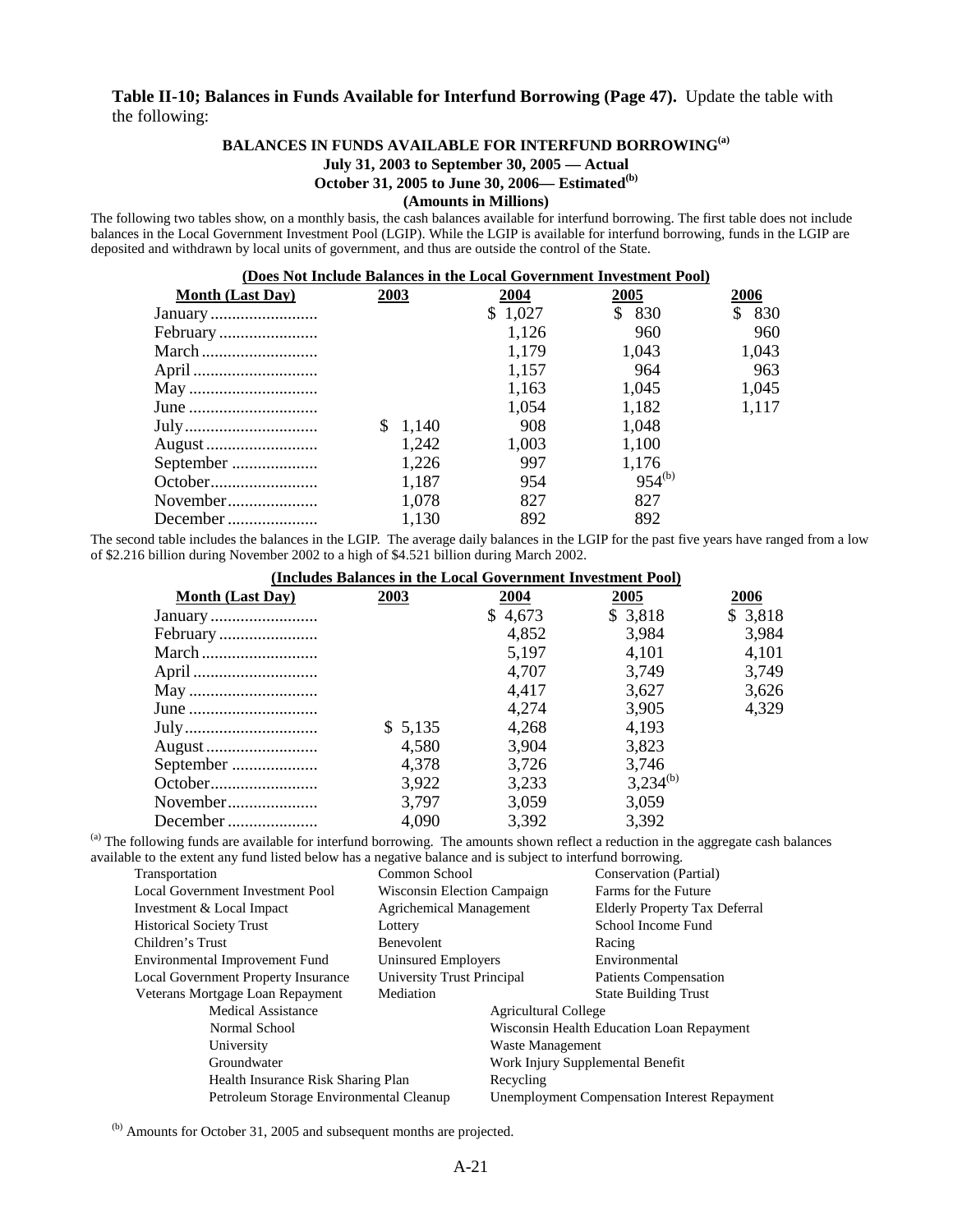**Table II-10; Balances in Funds Available for Interfund Borrowing (Page 47).** Update the table with the following:

**BALANCES IN FUNDS AVAILABLE FOR INTERFUND BORROWING[(a)]**
**July 31, 2003 to September 30, 2005 — Actual**
**October 31, 2005 to June 30, 2006— Estimated[(b)]**
**(Amounts in Millions)**

The following two tables show, on a monthly basis, the cash balances available for interfund borrowing. The first table does not include balances in the Local Government Investment Pool (LGIP). While the LGIP is available for interfund borrowing, funds in the LGIP are deposited and withdrawn by local units of government, and thus are outside the control of the State.

**(Does Not Include Balances in the Local Government Investment Pool)**

| Month (Last Day) | 2003 | 2004 | 2005 | 2006 |
|---|---|---|---|---|
| January | | $ 1,027 | $ 830 | $ 830 |
| February | | 1,126 | 960 | 960 |
| March | | 1,179 | 1,043 | 1,043 |
| April | | 1,157 | 964 | 963 |
| May | | 1,163 | 1,045 | 1,045 |
| June | | 1,054 | 1,182 | 1,117 |
| July | $ 1,140 | 908 | 1,048 | |
| August | 1,242 | 1,003 | 1,100 | |
| September | 1,226 | 997 | 1,176 | |
| October | 1,187 | 954 | 954[(b)] | |
| November | 1,078 | 827 | 827 | |
| December | 1,130 | 892 | 892 | |

The second table includes the balances in the LGIP. The average daily balances in the LGIP for the past five years have ranged from a low of $2.216 billion during November 2002 to a high of $4.521 billion during March 2002.

**(Includes Balances in the Local Government Investment Pool)**

| Month (Last Day) | 2003 | 2004 | 2005 | 2006 |
|---|---|---|---|---|
| January | | $ 4,673 | $ 3,818 | $ 3,818 |
| February | | 4,852 | 3,984 | 3,984 |
| March | | 5,197 | 4,101 | 4,101 |
| April | | 4,707 | 3,749 | 3,749 |
| May | | 4,417 | 3,627 | 3,626 |
| June | | 4,274 | 3,905 | 4,329 |
| July | $ 5,135 | 4,268 | 4,193 | |
| August | 4,580 | 3,904 | 3,823 | |
| September | 4,378 | 3,726 | 3,746 | |
| October | 3,922 | 3,233 | 3,234[(b)] | |
| November | 3,797 | 3,059 | 3,059 | |
| December | 4,090 | 3,392 | 3,392 | |

[(a)] The following funds are available for interfund borrowing. The amounts shown reflect a reduction in the aggregate cash balances available to the extent any fund listed below has a negative balance and is subject to interfund borrowing.

| | | |
|---|---|---|
| Transportation | Common School | Conservation (Partial) |
| Local Government Investment Pool | Wisconsin Election Campaign | Farms for the Future |
| Investment & Local Impact | Agrichemical Management | Elderly Property Tax Deferral |
| Historical Society Trust | Lottery | School Income Fund |
| Children's Trust | Benevolent | Racing |
| Environmental Improvement Fund | Uninsured Employers | Environmental |
| Local Government Property Insurance | University Trust Principal | Patients Compensation |
| Veterans Mortgage Loan Repayment | Mediation | State Building Trust |
| Medical Assistance | Agricultural College | |
| Normal School | Wisconsin Health Education Loan Repayment | |
| University | Waste Management | |
| Groundwater | Work Injury Supplemental Benefit | |
| Health Insurance Risk Sharing Plan | Recycling | |
| Petroleum Storage Environmental Cleanup | Unemployment Compensation Interest Repayment | |

[(b)] Amounts for October 31, 2005 and subsequent months are projected.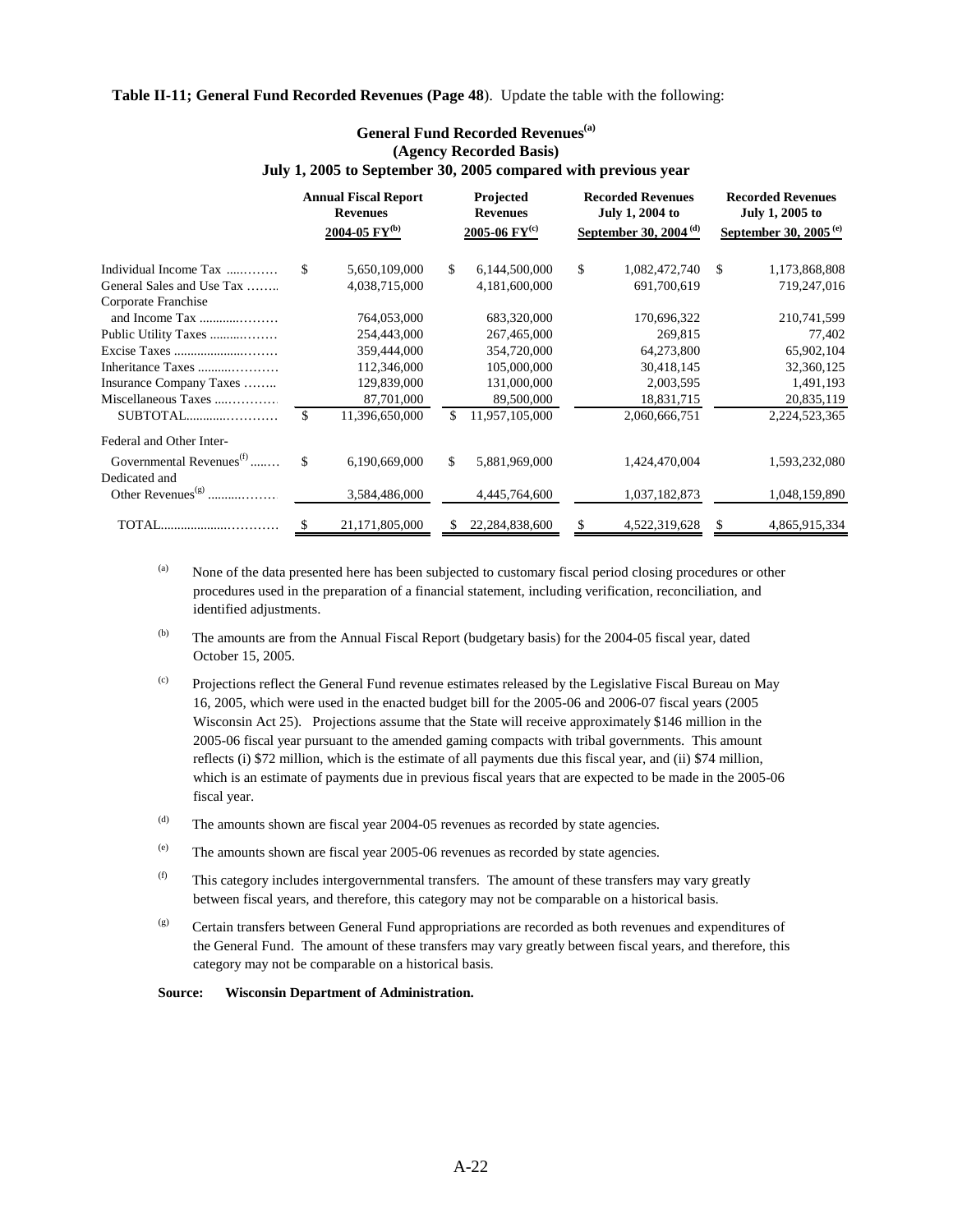**Table II-11; General Fund Recorded Revenues (Page 48)**. Update the table with the following:

## General Fund Recorded Revenues[(a)]
## (Agency Recorded Basis)
## July 1, 2005 to September 30, 2005 compared with previous year

| | Annual Fiscal Report Revenues 2004-05 FY[(b)] | Projected Revenues 2005-06 FY[(c)] | Recorded Revenues July 1, 2004 to September 30, 2004[(d)] | Recorded Revenues July 1, 2005 to September 30, 2005[(e)] |
|---|---|---|---|---|
| Individual Income Tax | $ 5,650,109,000 | $ 6,144,500,000 | $ 1,082,472,740 | $ 1,173,868,808 |
| General Sales and Use Tax | 4,038,715,000 | 4,181,600,000 | 691,700,619 | 719,247,016 |
| Corporate Franchise and Income Tax | 764,053,000 | 683,320,000 | 170,696,322 | 210,741,599 |
| Public Utility Taxes | 254,443,000 | 267,465,000 | 269,815 | 77,402 |
| Excise Taxes | 359,444,000 | 354,720,000 | 64,273,800 | 65,902,104 |
| Inheritance Taxes | 112,346,000 | 105,000,000 | 30,418,145 | 32,360,125 |
| Insurance Company Taxes | 129,839,000 | 131,000,000 | 2,003,595 | 1,491,193 |
| Miscellaneous Taxes | 87,701,000 | 89,500,000 | 18,831,715 | 20,835,119 |
| SUBTOTAL | $ 11,396,650,000 | $ 11,957,105,000 | 2,060,666,751 | 2,224,523,365 |
| Federal and Other Inter-Governmental Revenues[(f)] | $ 6,190,669,000 | $ 5,881,969,000 | 1,424,470,004 | 1,593,232,080 |
| Dedicated and Other Revenues[(g)] | 3,584,486,000 | 4,445,764,600 | 1,037,182,873 | 1,048,159,890 |
| TOTAL | $ 21,171,805,000 | $ 22,284,838,600 | $ 4,522,319,628 | $ 4,865,915,334 |

(a) None of the data presented here has been subjected to customary fiscal period closing procedures or other procedures used in the preparation of a financial statement, including verification, reconciliation, and identified adjustments.

(b) The amounts are from the Annual Fiscal Report (budgetary basis) for the 2004-05 fiscal year, dated October 15, 2005.

(c) Projections reflect the General Fund revenue estimates released by the Legislative Fiscal Bureau on May 16, 2005, which were used in the enacted budget bill for the 2005-06 and 2006-07 fiscal years (2005 Wisconsin Act 25). Projections assume that the State will receive approximately $146 million in the 2005-06 fiscal year pursuant to the amended gaming compacts with tribal governments. This amount reflects (i) $72 million, which is the estimate of all payments due this fiscal year, and (ii) $74 million, which is an estimate of payments due in previous fiscal years that are expected to be made in the 2005-06 fiscal year.

(d) The amounts shown are fiscal year 2004-05 revenues as recorded by state agencies.

(e) The amounts shown are fiscal year 2005-06 revenues as recorded by state agencies.

(f) This category includes intergovernmental transfers. The amount of these transfers may vary greatly between fiscal years, and therefore, this category may not be comparable on a historical basis.

(g) Certain transfers between General Fund appropriations are recorded as both revenues and expenditures of the General Fund. The amount of these transfers may vary greatly between fiscal years, and therefore, this category may not be comparable on a historical basis.

**Source: Wisconsin Department of Administration.**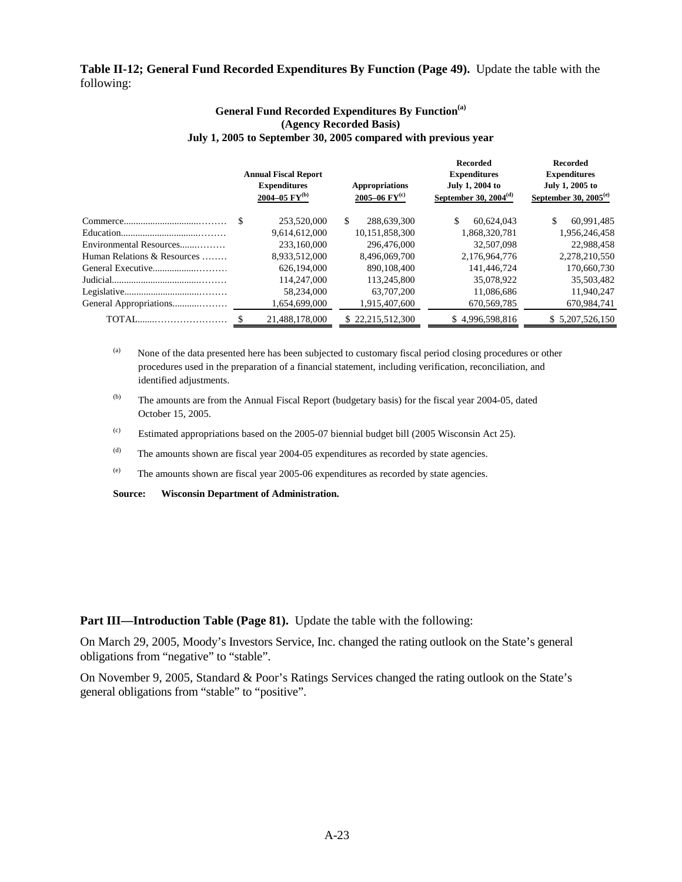**Table II-12; General Fund Recorded Expenditures By Function (Page 49).** Update the table with the following:

**General Fund Recorded Expenditures By Function[(a)]**
**(Agency Recorded Basis)**
**July 1, 2005 to September 30, 2005 compared with previous year**

| | Annual Fiscal Report Expenditures 2004–05 FY[(b)] | Appropriations 2005–06 FY[(c)] | Recorded Expenditures July 1, 2004 to September 30, 2004[(d)] | Recorded Expenditures July 1, 2005 to September 30, 2005[(e)] |
|---|---|---|---|---|
| Commerce | $ 253,520,000 | $ 288,639,300 | $ 60,624,043 | $ 60,991,485 |
| Education | 9,614,612,000 | 10,151,858,300 | 1,868,320,781 | 1,956,246,458 |
| Environmental Resources | 233,160,000 | 296,476,000 | 32,507,098 | 22,988,458 |
| Human Relations & Resources | 8,933,512,000 | 8,496,069,700 | 2,176,964,776 | 2,278,210,550 |
| General Executive | 626,194,000 | 890,108,400 | 141,446,724 | 170,660,730 |
| Judicial | 114,247,000 | 113,245,800 | 35,078,922 | 35,503,482 |
| Legislative | 58,234,000 | 63,707,200 | 11,086,686 | 11,940,247 |
| General Appropriations | 1,654,699,000 | 1,915,407,600 | 670,569,785 | 670,984,741 |
| TOTAL | $ 21,488,178,000 | $ 22,215,512,300 | $ 4,996,598,816 | $ 5,207,526,150 |

[(a)] None of the data presented here has been subjected to customary fiscal period closing procedures or other procedures used in the preparation of a financial statement, including verification, reconciliation, and identified adjustments.

[(b)] The amounts are from the Annual Fiscal Report (budgetary basis) for the fiscal year 2004-05, dated October 15, 2005.

[(c)] Estimated appropriations based on the 2005-07 biennial budget bill (2005 Wisconsin Act 25).

[(d)] The amounts shown are fiscal year 2004-05 expenditures as recorded by state agencies.

[(e)] The amounts shown are fiscal year 2005-06 expenditures as recorded by state agencies.

**Source: Wisconsin Department of Administration.**

**Part III—Introduction Table (Page 81).** Update the table with the following:

On March 29, 2005, Moody's Investors Service, Inc. changed the rating outlook on the State's general obligations from "negative" to "stable".

On November 9, 2005, Standard & Poor's Ratings Services changed the rating outlook on the State's general obligations from "stable" to "positive".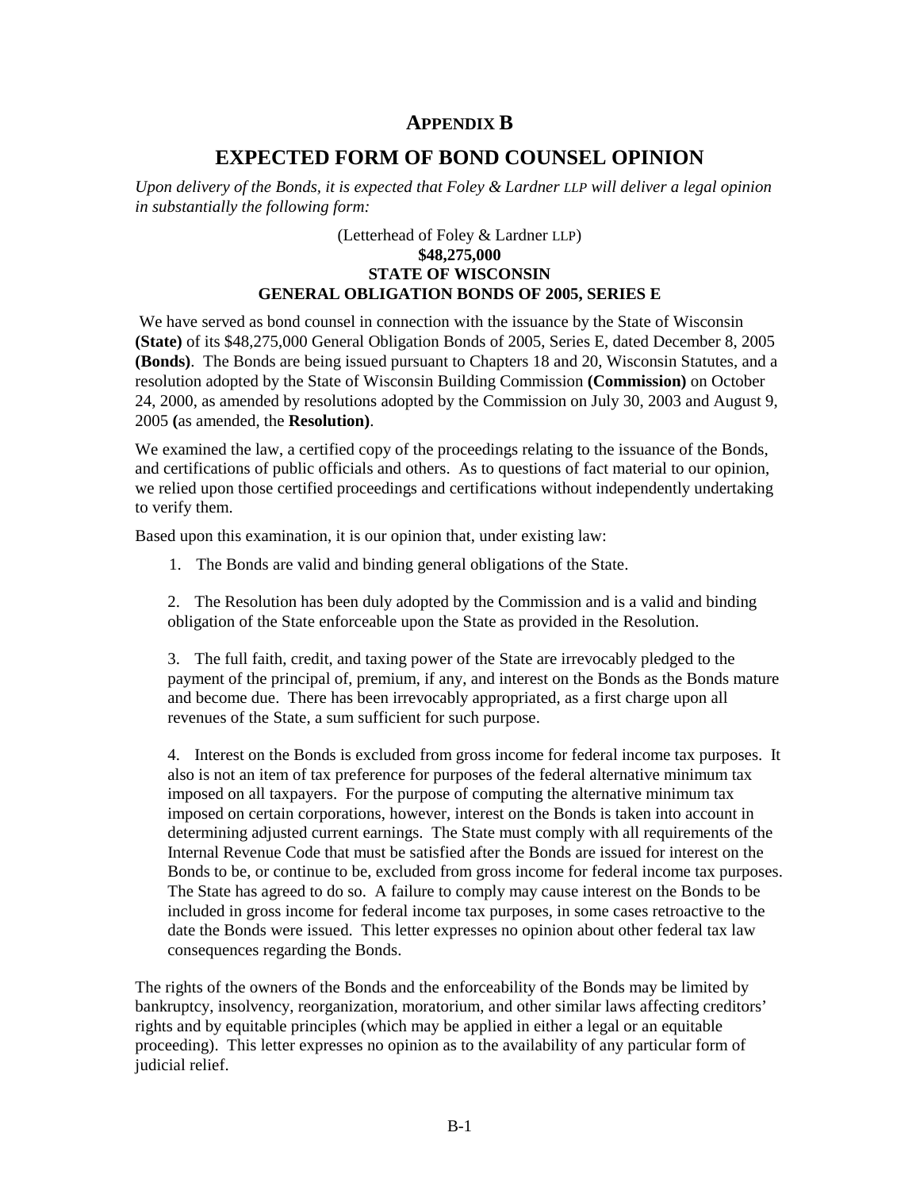# APPENDIX B

## EXPECTED FORM OF BOND COUNSEL OPINION

*Upon delivery of the Bonds, it is expected that Foley & Lardner LLP will deliver a legal opinion in substantially the following form:*

(Letterhead of Foley & Lardner LLP)
**$48,275,000**
**STATE OF WISCONSIN**
**GENERAL OBLIGATION BONDS OF 2005, SERIES E**

We have served as bond counsel in connection with the issuance by the State of Wisconsin **(State)** of its $48,275,000 General Obligation Bonds of 2005, Series E, dated December 8, 2005 **(Bonds)**. The Bonds are being issued pursuant to Chapters 18 and 20, Wisconsin Statutes, and a resolution adopted by the State of Wisconsin Building Commission **(Commission)** on October 24, 2000, as amended by resolutions adopted by the Commission on July 30, 2003 and August 9, 2005 **(**as amended, the **Resolution)**.

We examined the law, a certified copy of the proceedings relating to the issuance of the Bonds, and certifications of public officials and others. As to questions of fact material to our opinion, we relied upon those certified proceedings and certifications without independently undertaking to verify them.

Based upon this examination, it is our opinion that, under existing law:

1. The Bonds are valid and binding general obligations of the State.

2. The Resolution has been duly adopted by the Commission and is a valid and binding obligation of the State enforceable upon the State as provided in the Resolution.

3. The full faith, credit, and taxing power of the State are irrevocably pledged to the payment of the principal of, premium, if any, and interest on the Bonds as the Bonds mature and become due. There has been irrevocably appropriated, as a first charge upon all revenues of the State, a sum sufficient for such purpose.

4. Interest on the Bonds is excluded from gross income for federal income tax purposes. It also is not an item of tax preference for purposes of the federal alternative minimum tax imposed on all taxpayers. For the purpose of computing the alternative minimum tax imposed on certain corporations, however, interest on the Bonds is taken into account in determining adjusted current earnings. The State must comply with all requirements of the Internal Revenue Code that must be satisfied after the Bonds are issued for interest on the Bonds to be, or continue to be, excluded from gross income for federal income tax purposes. The State has agreed to do so. A failure to comply may cause interest on the Bonds to be included in gross income for federal income tax purposes, in some cases retroactive to the date the Bonds were issued. This letter expresses no opinion about other federal tax law consequences regarding the Bonds.

The rights of the owners of the Bonds and the enforceability of the Bonds may be limited by bankruptcy, insolvency, reorganization, moratorium, and other similar laws affecting creditors' rights and by equitable principles (which may be applied in either a legal or an equitable proceeding). This letter expresses no opinion as to the availability of any particular form of judicial relief.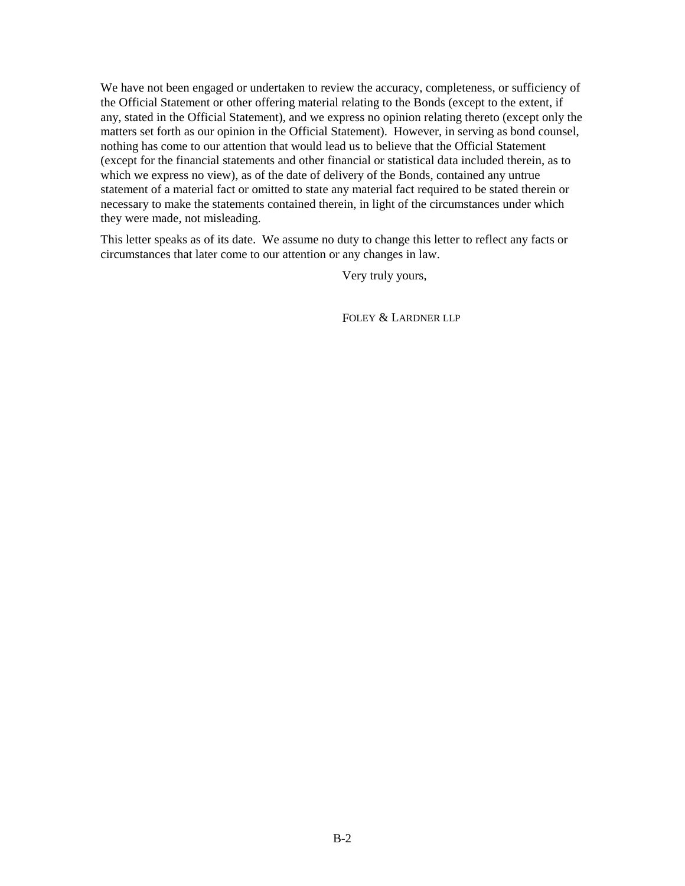We have not been engaged or undertaken to review the accuracy, completeness, or sufficiency of the Official Statement or other offering material relating to the Bonds (except to the extent, if any, stated in the Official Statement), and we express no opinion relating thereto (except only the matters set forth as our opinion in the Official Statement). However, in serving as bond counsel, nothing has come to our attention that would lead us to believe that the Official Statement (except for the financial statements and other financial or statistical data included therein, as to which we express no view), as of the date of delivery of the Bonds, contained any untrue statement of a material fact or omitted to state any material fact required to be stated therein or necessary to make the statements contained therein, in light of the circumstances under which they were made, not misleading.

This letter speaks as of its date. We assume no duty to change this letter to reflect any facts or circumstances that later come to our attention or any changes in law.

Very truly yours,

FOLEY & LARDNER LLP